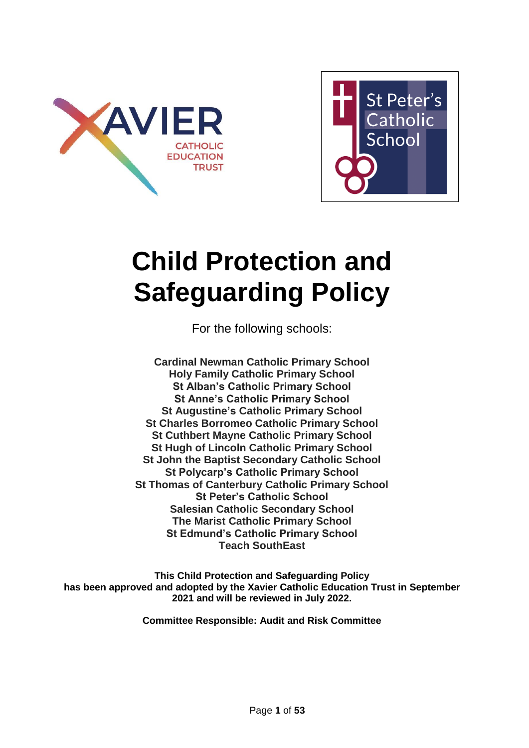# Child Protection and Safeguarding Policy

For the following schools:

**Cardinal Newman Catholic Primary School**
**Holy Family Catholic Primary School**
**St Alban's Catholic Primary School**
**St Anne's Catholic Primary School**
**St Augustine's Catholic Primary School**
**St Charles Borromeo Catholic Primary School**
**St Cuthbert Mayne Catholic Primary School**
**St Hugh of Lincoln Catholic Primary School**
**St John the Baptist Secondary Catholic School**
**St Polycarp's Catholic Primary School**
**St Thomas of Canterbury Catholic Primary School**
**St Peter's Catholic School**
**Salesian Catholic Secondary School**
**The Marist Catholic Primary School**
**St Edmund's Catholic Primary School**
**Teach SouthEast**

**This Child Protection and Safeguarding Policy has been approved and adopted by the Xavier Catholic Education Trust in September 2021 and will be reviewed in July 2022.**

**Committee Responsible: Audit and Risk Committee**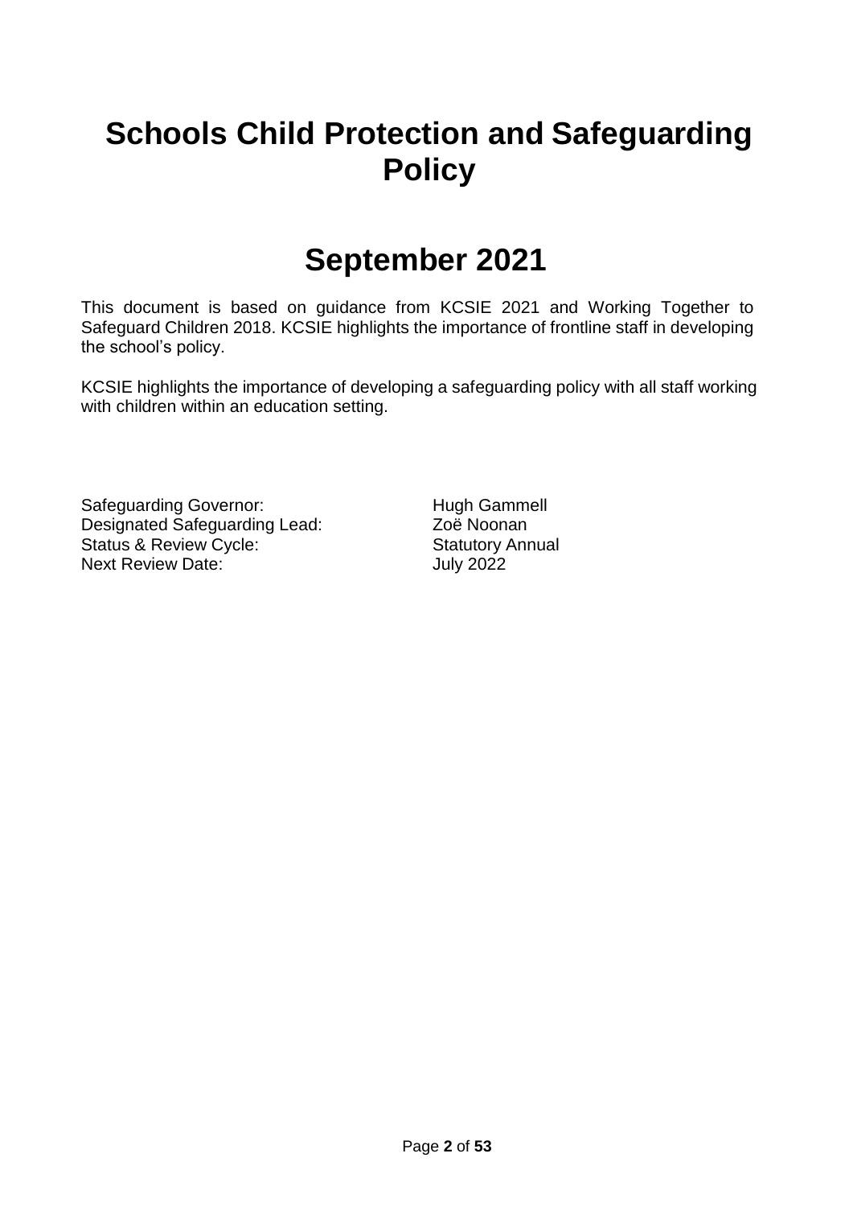# Schools Child Protection and Safeguarding Policy

# September 2021

This document is based on guidance from KCSIE 2021 and Working Together to Safeguard Children 2018. KCSIE highlights the importance of frontline staff in developing the school's policy.

KCSIE highlights the importance of developing a safeguarding policy with all staff working with children within an education setting.

| | |
|---|---|
| Safeguarding Governor: | Hugh Gammell |
| Designated Safeguarding Lead: | Zoë Noonan |
| Status & Review Cycle: | Statutory Annual |
| Next Review Date: | July 2022 |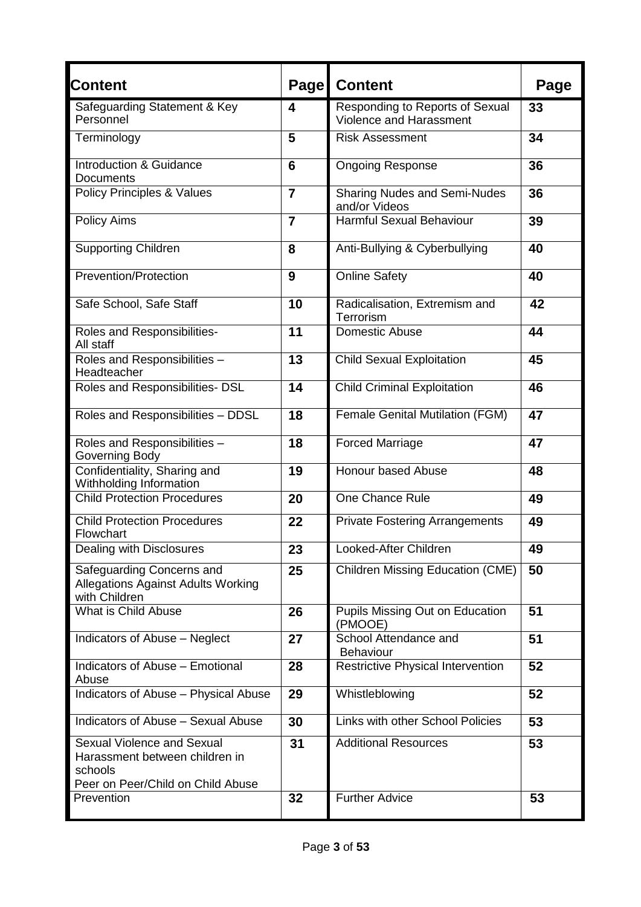| Content | Page | Content | Page |
|---|---|---|---|
| Safeguarding Statement & Key Personnel | 4 | Responding to Reports of Sexual Violence and Harassment | 33 |
| Terminology | 5 | Risk Assessment | 34 |
| Introduction & Guidance Documents | 6 | Ongoing Response | 36 |
| Policy Principles & Values | 7 | Sharing Nudes and Semi-Nudes and/or Videos | 36 |
| Policy Aims | 7 | Harmful Sexual Behaviour | 39 |
| Supporting Children | 8 | Anti-Bullying & Cyberbullying | 40 |
| Prevention/Protection | 9 | Online Safety | 40 |
| Safe School, Safe Staff | 10 | Radicalisation, Extremism and Terrorism | 42 |
| Roles and Responsibilities- All staff | 11 | Domestic Abuse | 44 |
| Roles and Responsibilities – Headteacher | 13 | Child Sexual Exploitation | 45 |
| Roles and Responsibilities- DSL | 14 | Child Criminal Exploitation | 46 |
| Roles and Responsibilities – DDSL | 18 | Female Genital Mutilation (FGM) | 47 |
| Roles and Responsibilities – Governing Body | 18 | Forced Marriage | 47 |
| Confidentiality, Sharing and Withholding Information | 19 | Honour based Abuse | 48 |
| Child Protection Procedures | 20 | One Chance Rule | 49 |
| Child Protection Procedures Flowchart | 22 | Private Fostering Arrangements | 49 |
| Dealing with Disclosures | 23 | Looked-After Children | 49 |
| Safeguarding Concerns and Allegations Against Adults Working with Children | 25 | Children Missing Education (CME) | 50 |
| What is Child Abuse | 26 | Pupils Missing Out on Education (PMOOE) | 51 |
| Indicators of Abuse – Neglect | 27 | School Attendance and Behaviour | 51 |
| Indicators of Abuse – Emotional Abuse | 28 | Restrictive Physical Intervention | 52 |
| Indicators of Abuse – Physical Abuse | 29 | Whistleblowing | 52 |
| Indicators of Abuse – Sexual Abuse | 30 | Links with other School Policies | 53 |
| Sexual Violence and Sexual Harassment between children in schools Peer on Peer/Child on Child Abuse | 31 | Additional Resources | 53 |
| Prevention | 32 | Further Advice | 53 |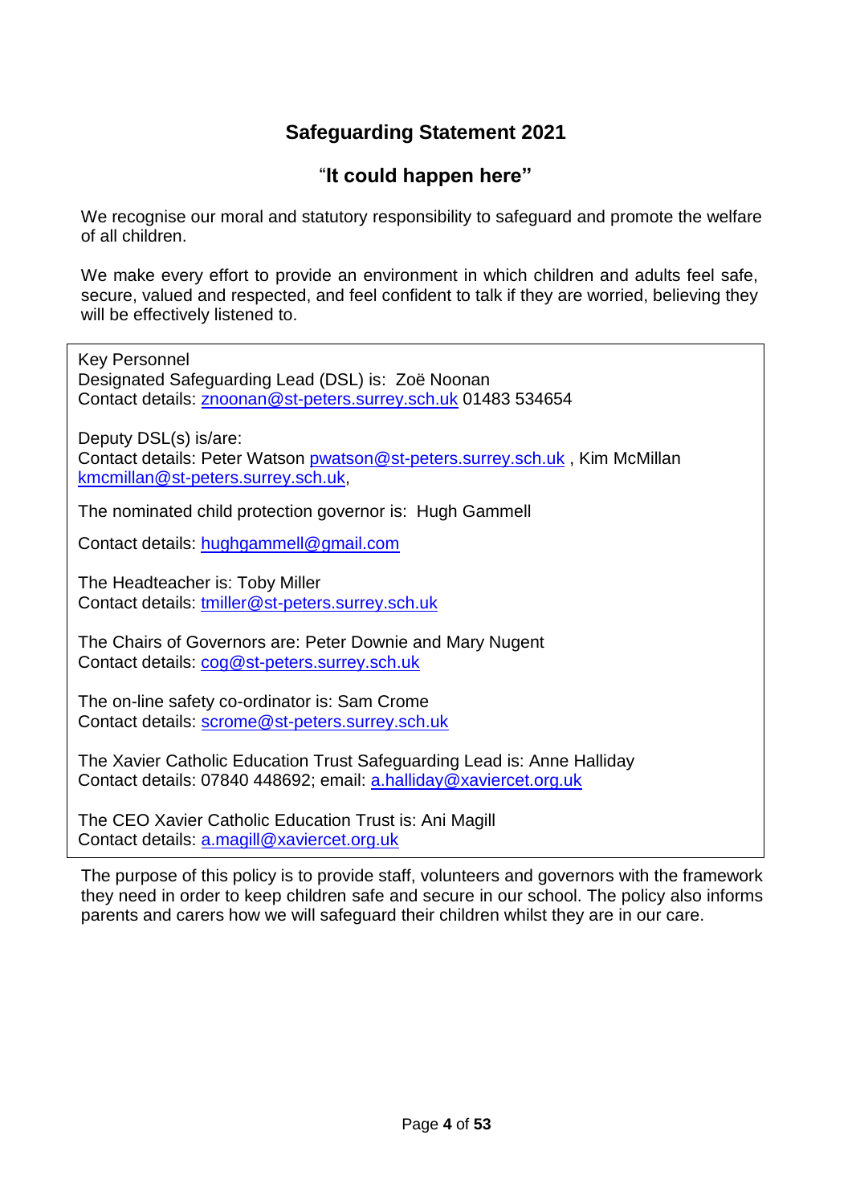## Safeguarding Statement 2021

### "It could happen here"

We recognise our moral and statutory responsibility to safeguard and promote the welfare of all children.

We make every effort to provide an environment in which children and adults feel safe, secure, valued and respected, and feel confident to talk if they are worried, believing they will be effectively listened to.

Key Personnel
Designated Safeguarding Lead (DSL) is: Zoë Noonan
Contact details: znoonan@st-peters.surrey.sch.uk 01483 534654

Deputy DSL(s) is/are:
Contact details: Peter Watson pwatson@st-peters.surrey.sch.uk , Kim McMillan kmcmillan@st-peters.surrey.sch.uk,

The nominated child protection governor is: Hugh Gammell

Contact details: hughgammell@gmail.com

The Headteacher is: Toby Miller
Contact details: tmiller@st-peters.surrey.sch.uk

The Chairs of Governors are: Peter Downie and Mary Nugent
Contact details: cog@st-peters.surrey.sch.uk

The on-line safety co-ordinator is: Sam Crome
Contact details: scrome@st-peters.surrey.sch.uk

The Xavier Catholic Education Trust Safeguarding Lead is: Anne Halliday
Contact details: 07840 448692; email: a.halliday@xaviercet.org.uk

The CEO Xavier Catholic Education Trust is: Ani Magill
Contact details: a.magill@xaviercet.org.uk

The purpose of this policy is to provide staff, volunteers and governors with the framework they need in order to keep children safe and secure in our school. The policy also informs parents and carers how we will safeguard their children whilst they are in our care.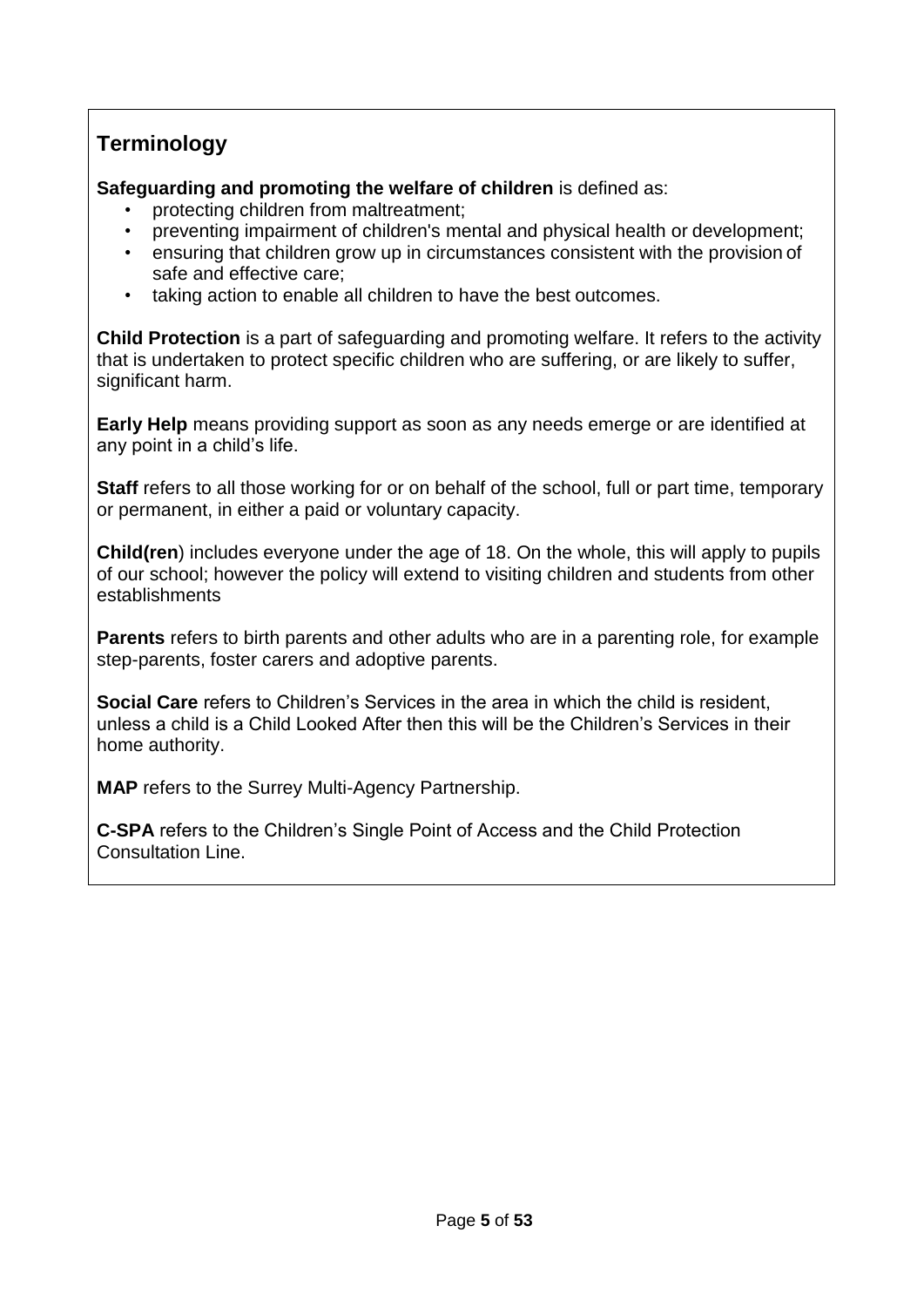## Terminology

**Safeguarding and promoting the welfare of children** is defined as:

- protecting children from maltreatment;
- preventing impairment of children's mental and physical health or development;
- ensuring that children grow up in circumstances consistent with the provision of safe and effective care;
- taking action to enable all children to have the best outcomes.

**Child Protection** is a part of safeguarding and promoting welfare. It refers to the activity that is undertaken to protect specific children who are suffering, or are likely to suffer, significant harm.

**Early Help** means providing support as soon as any needs emerge or are identified at any point in a child's life.

**Staff** refers to all those working for or on behalf of the school, full or part time, temporary or permanent, in either a paid or voluntary capacity.

**Child(ren**) includes everyone under the age of 18. On the whole, this will apply to pupils of our school; however the policy will extend to visiting children and students from other establishments

**Parents** refers to birth parents and other adults who are in a parenting role, for example step-parents, foster carers and adoptive parents.

**Social Care** refers to Children's Services in the area in which the child is resident, unless a child is a Child Looked After then this will be the Children's Services in their home authority.

**MAP** refers to the Surrey Multi-Agency Partnership.

**C-SPA** refers to the Children's Single Point of Access and the Child Protection Consultation Line.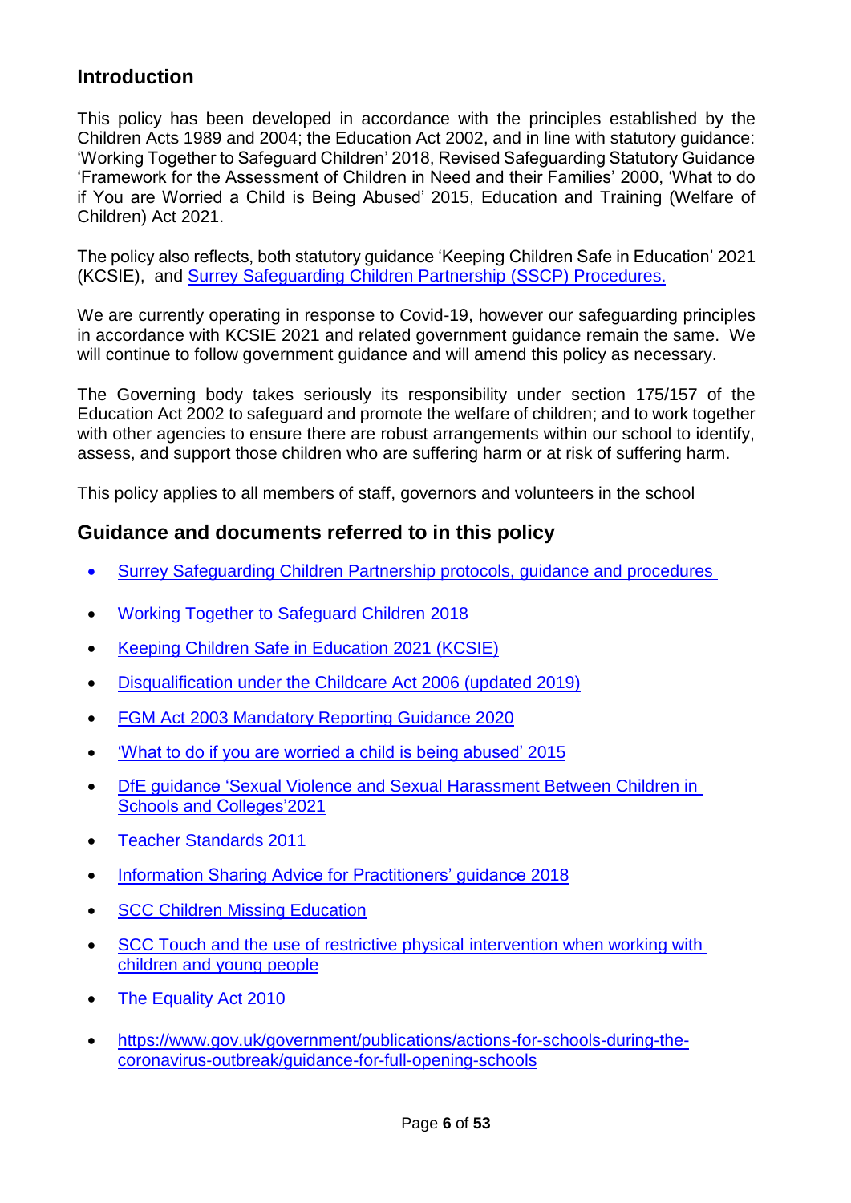## Introduction

This policy has been developed in accordance with the principles established by the Children Acts 1989 and 2004; the Education Act 2002, and in line with statutory guidance: 'Working Together to Safeguard Children' 2018, Revised Safeguarding Statutory Guidance 'Framework for the Assessment of Children in Need and their Families' 2000, 'What to do if You are Worried a Child is Being Abused' 2015, Education and Training (Welfare of Children) Act 2021.

The policy also reflects, both statutory guidance 'Keeping Children Safe in Education' 2021 (KCSIE), and Surrey Safeguarding Children Partnership (SSCP) Procedures.

We are currently operating in response to Covid-19, however our safeguarding principles in accordance with KCSIE 2021 and related government guidance remain the same. We will continue to follow government guidance and will amend this policy as necessary.

The Governing body takes seriously its responsibility under section 175/157 of the Education Act 2002 to safeguard and promote the welfare of children; and to work together with other agencies to ensure there are robust arrangements within our school to identify, assess, and support those children who are suffering harm or at risk of suffering harm.

This policy applies to all members of staff, governors and volunteers in the school

## Guidance and documents referred to in this policy

- Surrey Safeguarding Children Partnership protocols, guidance and procedures
- Working Together to Safeguard Children 2018
- Keeping Children Safe in Education 2021 (KCSIE)
- Disqualification under the Childcare Act 2006 (updated 2019)
- FGM Act 2003 Mandatory Reporting Guidance 2020
- 'What to do if you are worried a child is being abused' 2015
- DfE guidance 'Sexual Violence and Sexual Harassment Between Children in Schools and Colleges'2021
- Teacher Standards 2011
- Information Sharing Advice for Practitioners' guidance 2018
- SCC Children Missing Education
- SCC Touch and the use of restrictive physical intervention when working with children and young people
- The Equality Act 2010
- https://www.gov.uk/government/publications/actions-for-schools-during-the-coronavirus-outbreak/guidance-for-full-opening-schools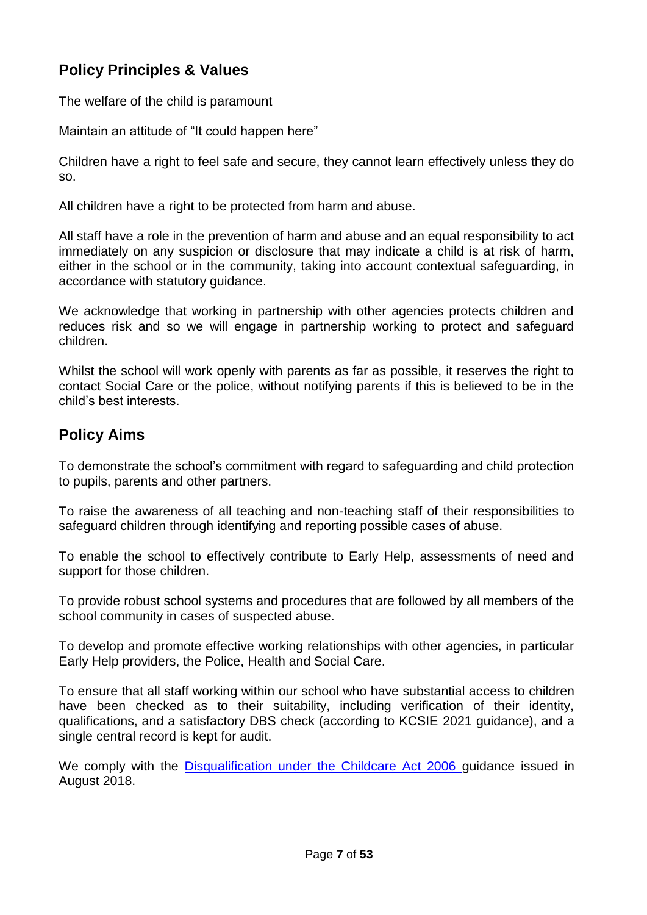## Policy Principles & Values

The welfare of the child is paramount

Maintain an attitude of "It could happen here"

Children have a right to feel safe and secure, they cannot learn effectively unless they do so.

All children have a right to be protected from harm and abuse.

All staff have a role in the prevention of harm and abuse and an equal responsibility to act immediately on any suspicion or disclosure that may indicate a child is at risk of harm, either in the school or in the community, taking into account contextual safeguarding, in accordance with statutory guidance.

We acknowledge that working in partnership with other agencies protects children and reduces risk and so we will engage in partnership working to protect and safeguard children.

Whilst the school will work openly with parents as far as possible, it reserves the right to contact Social Care or the police, without notifying parents if this is believed to be in the child's best interests.

## Policy Aims

To demonstrate the school's commitment with regard to safeguarding and child protection to pupils, parents and other partners.

To raise the awareness of all teaching and non-teaching staff of their responsibilities to safeguard children through identifying and reporting possible cases of abuse.

To enable the school to effectively contribute to Early Help, assessments of need and support for those children.

To provide robust school systems and procedures that are followed by all members of the school community in cases of suspected abuse.

To develop and promote effective working relationships with other agencies, in particular Early Help providers, the Police, Health and Social Care.

To ensure that all staff working within our school who have substantial access to children have been checked as to their suitability, including verification of their identity, qualifications, and a satisfactory DBS check (according to KCSIE 2021 guidance), and a single central record is kept for audit.

We comply with the [Disqualification under the Childcare Act 2006](#) guidance issued in August 2018.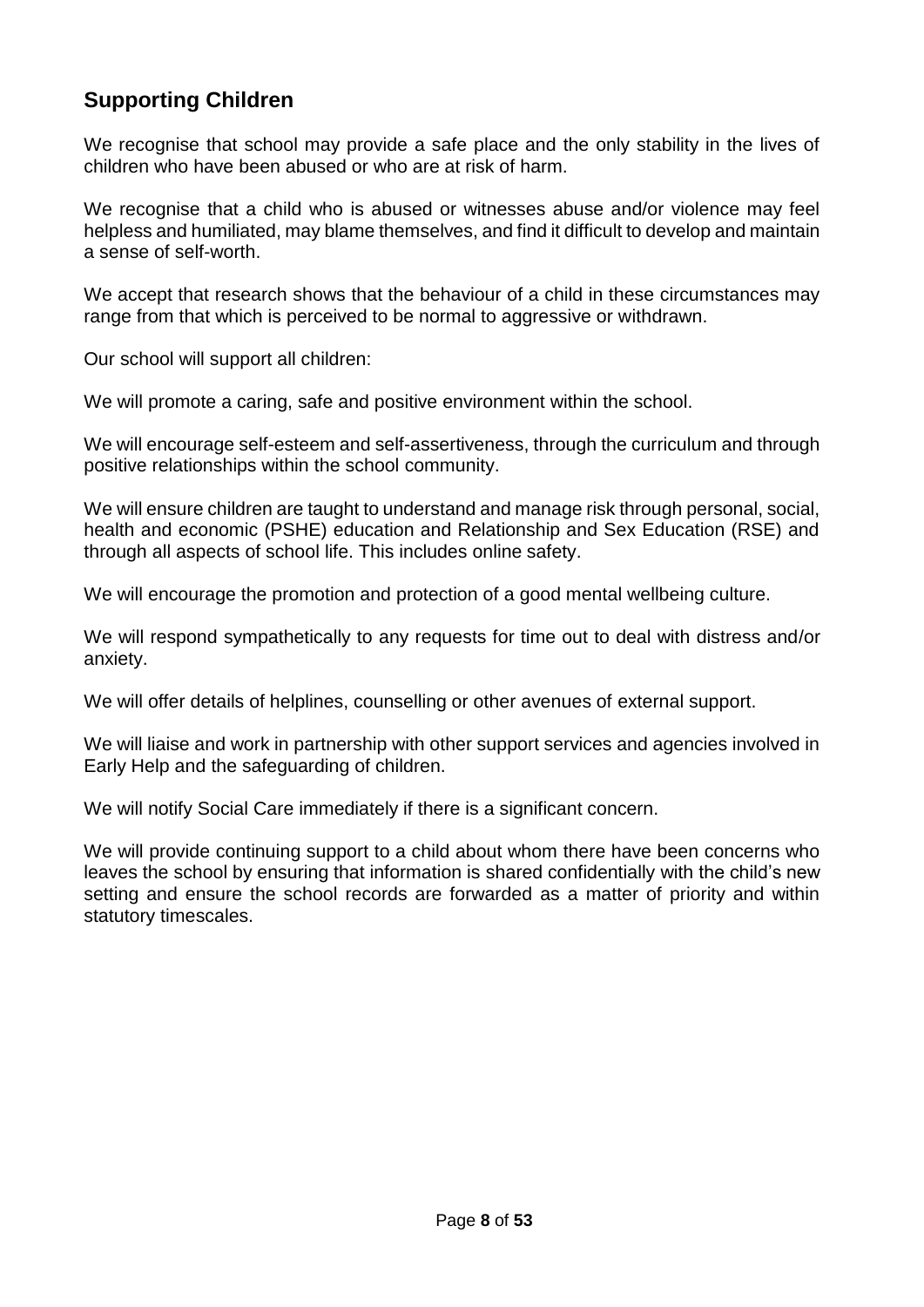## Supporting Children

We recognise that school may provide a safe place and the only stability in the lives of children who have been abused or who are at risk of harm.

We recognise that a child who is abused or witnesses abuse and/or violence may feel helpless and humiliated, may blame themselves, and find it difficult to develop and maintain a sense of self-worth.

We accept that research shows that the behaviour of a child in these circumstances may range from that which is perceived to be normal to aggressive or withdrawn.

Our school will support all children:

We will promote a caring, safe and positive environment within the school.

We will encourage self-esteem and self-assertiveness, through the curriculum and through positive relationships within the school community.

We will ensure children are taught to understand and manage risk through personal, social, health and economic (PSHE) education and Relationship and Sex Education (RSE) and through all aspects of school life. This includes online safety.

We will encourage the promotion and protection of a good mental wellbeing culture.

We will respond sympathetically to any requests for time out to deal with distress and/or anxiety.

We will offer details of helplines, counselling or other avenues of external support.

We will liaise and work in partnership with other support services and agencies involved in Early Help and the safeguarding of children.

We will notify Social Care immediately if there is a significant concern.

We will provide continuing support to a child about whom there have been concerns who leaves the school by ensuring that information is shared confidentially with the child's new setting and ensure the school records are forwarded as a matter of priority and within statutory timescales.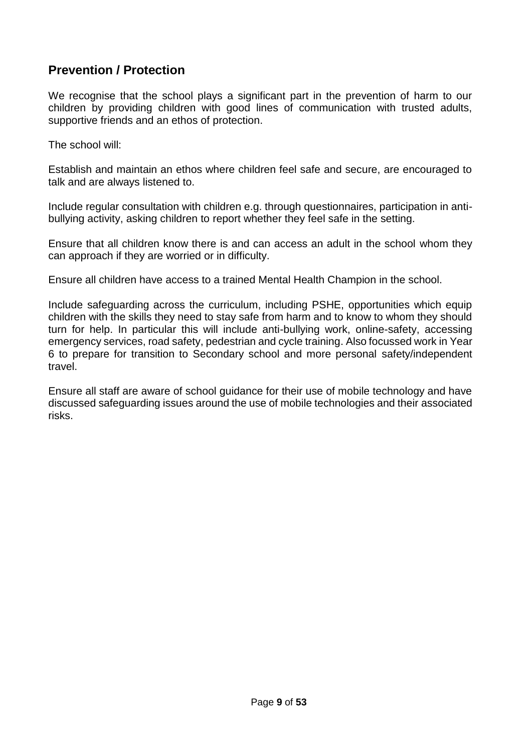## Prevention / Protection

We recognise that the school plays a significant part in the prevention of harm to our children by providing children with good lines of communication with trusted adults, supportive friends and an ethos of protection.

The school will:

Establish and maintain an ethos where children feel safe and secure, are encouraged to talk and are always listened to.

Include regular consultation with children e.g. through questionnaires, participation in anti-bullying activity, asking children to report whether they feel safe in the setting.

Ensure that all children know there is and can access an adult in the school whom they can approach if they are worried or in difficulty.

Ensure all children have access to a trained Mental Health Champion in the school.

Include safeguarding across the curriculum, including PSHE, opportunities which equip children with the skills they need to stay safe from harm and to know to whom they should turn for help. In particular this will include anti-bullying work, online-safety, accessing emergency services, road safety, pedestrian and cycle training. Also focussed work in Year 6 to prepare for transition to Secondary school and more personal safety/independent travel.

Ensure all staff are aware of school guidance for their use of mobile technology and have discussed safeguarding issues around the use of mobile technologies and their associated risks.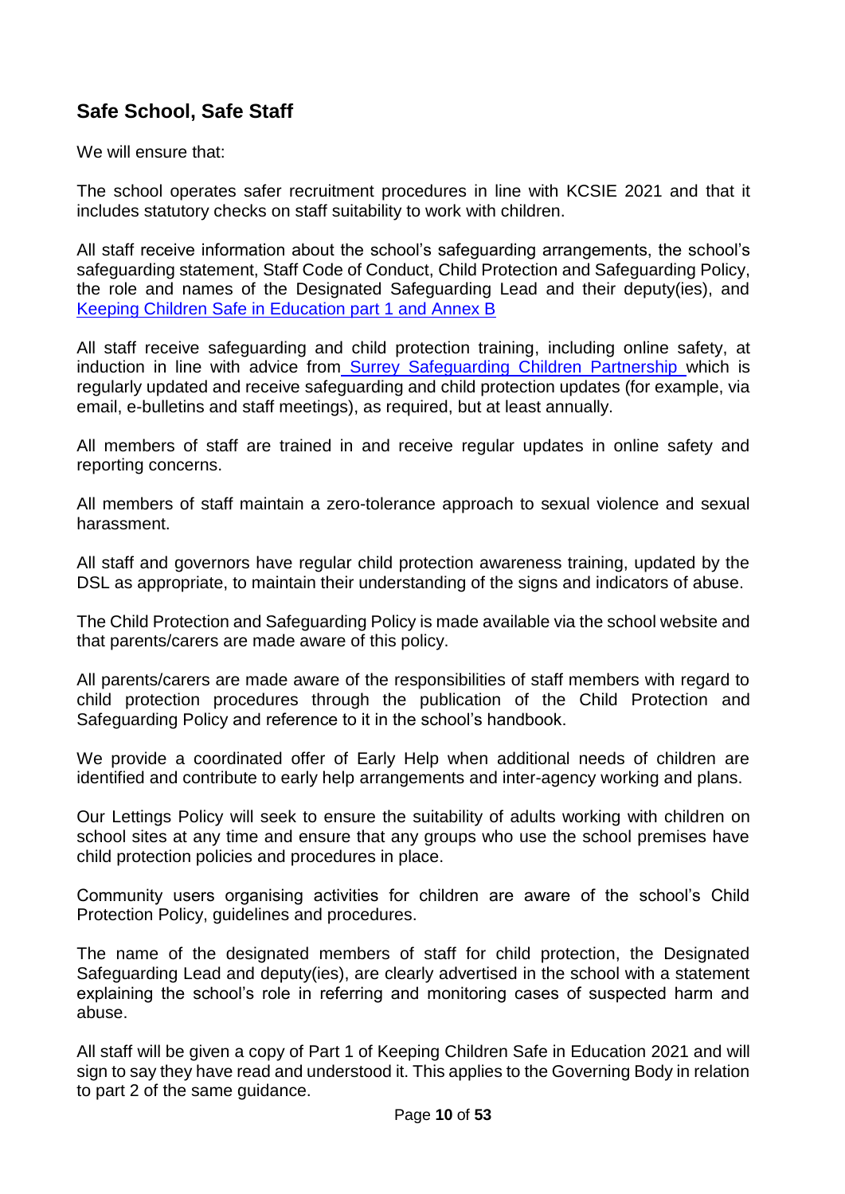## Safe School, Safe Staff

We will ensure that:

The school operates safer recruitment procedures in line with KCSIE 2021 and that it includes statutory checks on staff suitability to work with children.

All staff receive information about the school's safeguarding arrangements, the school's safeguarding statement, Staff Code of Conduct, Child Protection and Safeguarding Policy, the role and names of the Designated Safeguarding Lead and their deputy(ies), and Keeping Children Safe in Education part 1 and Annex B

All staff receive safeguarding and child protection training, including online safety, at induction in line with advice from Surrey Safeguarding Children Partnership which is regularly updated and receive safeguarding and child protection updates (for example, via email, e-bulletins and staff meetings), as required, but at least annually.

All members of staff are trained in and receive regular updates in online safety and reporting concerns.

All members of staff maintain a zero-tolerance approach to sexual violence and sexual harassment.

All staff and governors have regular child protection awareness training, updated by the DSL as appropriate, to maintain their understanding of the signs and indicators of abuse.

The Child Protection and Safeguarding Policy is made available via the school website and that parents/carers are made aware of this policy.

All parents/carers are made aware of the responsibilities of staff members with regard to child protection procedures through the publication of the Child Protection and Safeguarding Policy and reference to it in the school's handbook.

We provide a coordinated offer of Early Help when additional needs of children are identified and contribute to early help arrangements and inter-agency working and plans.

Our Lettings Policy will seek to ensure the suitability of adults working with children on school sites at any time and ensure that any groups who use the school premises have child protection policies and procedures in place.

Community users organising activities for children are aware of the school's Child Protection Policy, guidelines and procedures.

The name of the designated members of staff for child protection, the Designated Safeguarding Lead and deputy(ies), are clearly advertised in the school with a statement explaining the school's role in referring and monitoring cases of suspected harm and abuse.

All staff will be given a copy of Part 1 of Keeping Children Safe in Education 2021 and will sign to say they have read and understood it. This applies to the Governing Body in relation to part 2 of the same guidance.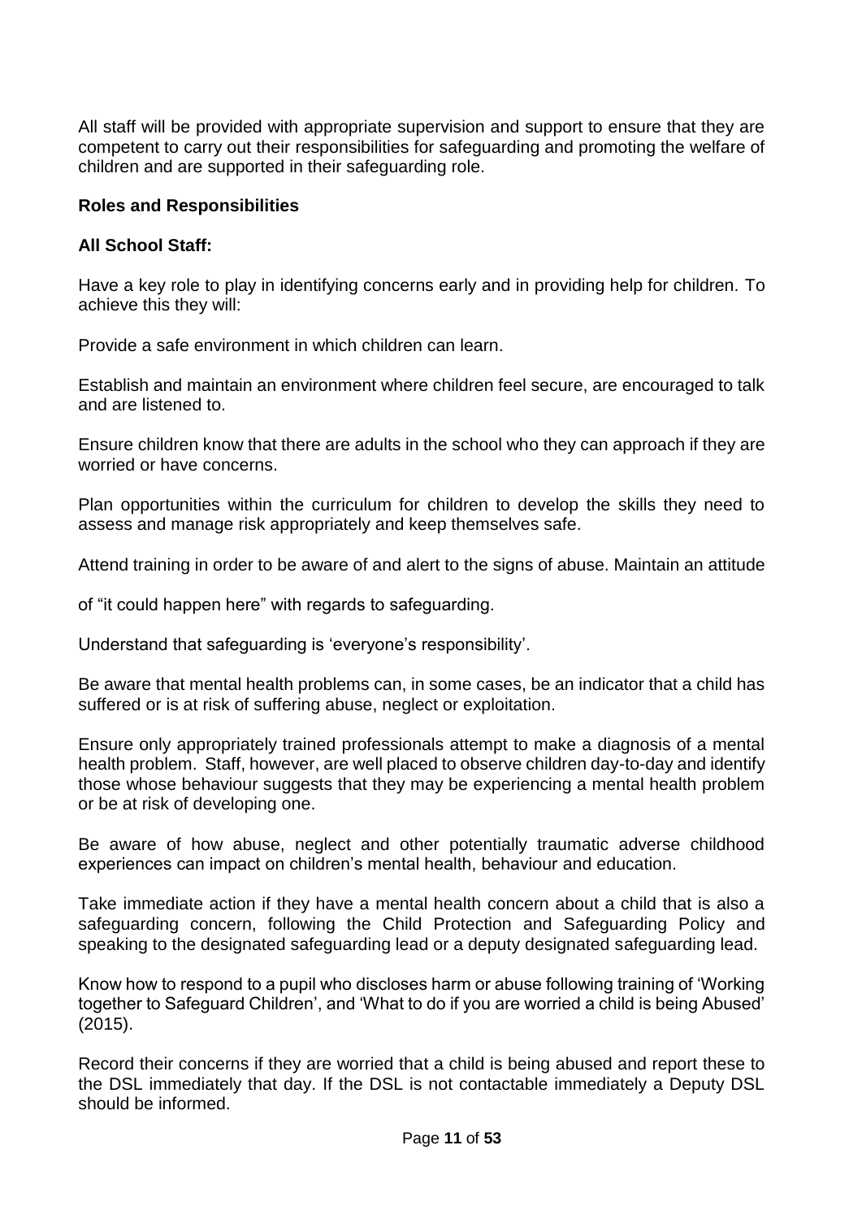All staff will be provided with appropriate supervision and support to ensure that they are competent to carry out their responsibilities for safeguarding and promoting the welfare of children and are supported in their safeguarding role.

**Roles and Responsibilities**

**All School Staff:**

Have a key role to play in identifying concerns early and in providing help for children. To achieve this they will:

Provide a safe environment in which children can learn.

Establish and maintain an environment where children feel secure, are encouraged to talk and are listened to.

Ensure children know that there are adults in the school who they can approach if they are worried or have concerns.

Plan opportunities within the curriculum for children to develop the skills they need to assess and manage risk appropriately and keep themselves safe.

Attend training in order to be aware of and alert to the signs of abuse. Maintain an attitude of "it could happen here" with regards to safeguarding.

Understand that safeguarding is 'everyone's responsibility'.

Be aware that mental health problems can, in some cases, be an indicator that a child has suffered or is at risk of suffering abuse, neglect or exploitation.

Ensure only appropriately trained professionals attempt to make a diagnosis of a mental health problem. Staff, however, are well placed to observe children day-to-day and identify those whose behaviour suggests that they may be experiencing a mental health problem or be at risk of developing one.

Be aware of how abuse, neglect and other potentially traumatic adverse childhood experiences can impact on children's mental health, behaviour and education.

Take immediate action if they have a mental health concern about a child that is also a safeguarding concern, following the Child Protection and Safeguarding Policy and speaking to the designated safeguarding lead or a deputy designated safeguarding lead.

Know how to respond to a pupil who discloses harm or abuse following training of 'Working together to Safeguard Children', and 'What to do if you are worried a child is being Abused' (2015).

Record their concerns if they are worried that a child is being abused and report these to the DSL immediately that day. If the DSL is not contactable immediately a Deputy DSL should be informed.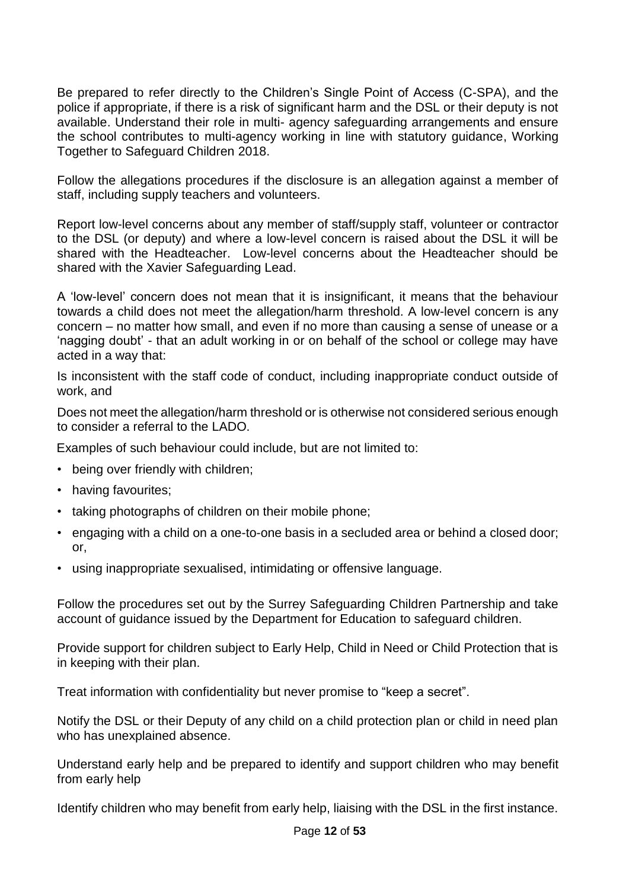Be prepared to refer directly to the Children's Single Point of Access (C-SPA), and the police if appropriate, if there is a risk of significant harm and the DSL or their deputy is not available. Understand their role in multi- agency safeguarding arrangements and ensure the school contributes to multi-agency working in line with statutory guidance, Working Together to Safeguard Children 2018.

Follow the allegations procedures if the disclosure is an allegation against a member of staff, including supply teachers and volunteers.

Report low-level concerns about any member of staff/supply staff, volunteer or contractor to the DSL (or deputy) and where a low-level concern is raised about the DSL it will be shared with the Headteacher. Low-level concerns about the Headteacher should be shared with the Xavier Safeguarding Lead.

A 'low-level' concern does not mean that it is insignificant, it means that the behaviour towards a child does not meet the allegation/harm threshold. A low-level concern is any concern – no matter how small, and even if no more than causing a sense of unease or a 'nagging doubt' - that an adult working in or on behalf of the school or college may have acted in a way that:

Is inconsistent with the staff code of conduct, including inappropriate conduct outside of work, and

Does not meet the allegation/harm threshold or is otherwise not considered serious enough to consider a referral to the LADO.

Examples of such behaviour could include, but are not limited to:

- being over friendly with children;
- having favourites;
- taking photographs of children on their mobile phone;
- engaging with a child on a one-to-one basis in a secluded area or behind a closed door; or,
- using inappropriate sexualised, intimidating or offensive language.

Follow the procedures set out by the Surrey Safeguarding Children Partnership and take account of guidance issued by the Department for Education to safeguard children.

Provide support for children subject to Early Help, Child in Need or Child Protection that is in keeping with their plan.

Treat information with confidentiality but never promise to "keep a secret".

Notify the DSL or their Deputy of any child on a child protection plan or child in need plan who has unexplained absence.

Understand early help and be prepared to identify and support children who may benefit from early help

Identify children who may benefit from early help, liaising with the DSL in the first instance.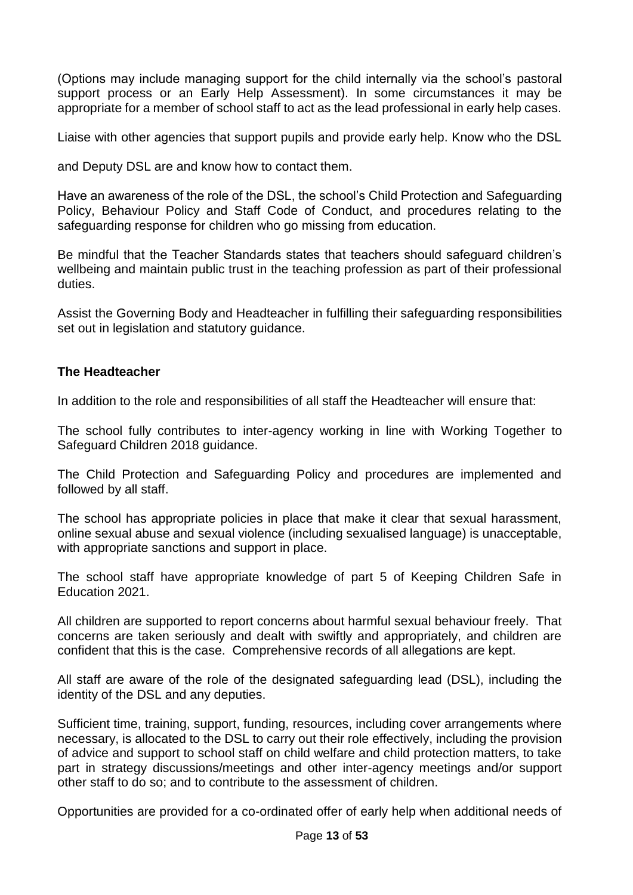(Options may include managing support for the child internally via the school's pastoral support process or an Early Help Assessment). In some circumstances it may be appropriate for a member of school staff to act as the lead professional in early help cases.

Liaise with other agencies that support pupils and provide early help. Know who the DSL

and Deputy DSL are and know how to contact them.

Have an awareness of the role of the DSL, the school's Child Protection and Safeguarding Policy, Behaviour Policy and Staff Code of Conduct, and procedures relating to the safeguarding response for children who go missing from education.

Be mindful that the Teacher Standards states that teachers should safeguard children's wellbeing and maintain public trust in the teaching profession as part of their professional duties.

Assist the Governing Body and Headteacher in fulfilling their safeguarding responsibilities set out in legislation and statutory guidance.

**The Headteacher**

In addition to the role and responsibilities of all staff the Headteacher will ensure that:

The school fully contributes to inter-agency working in line with Working Together to Safeguard Children 2018 guidance.

The Child Protection and Safeguarding Policy and procedures are implemented and followed by all staff.

The school has appropriate policies in place that make it clear that sexual harassment, online sexual abuse and sexual violence (including sexualised language) is unacceptable, with appropriate sanctions and support in place.

The school staff have appropriate knowledge of part 5 of Keeping Children Safe in Education 2021.

All children are supported to report concerns about harmful sexual behaviour freely. That concerns are taken seriously and dealt with swiftly and appropriately, and children are confident that this is the case. Comprehensive records of all allegations are kept.

All staff are aware of the role of the designated safeguarding lead (DSL), including the identity of the DSL and any deputies.

Sufficient time, training, support, funding, resources, including cover arrangements where necessary, is allocated to the DSL to carry out their role effectively, including the provision of advice and support to school staff on child welfare and child protection matters, to take part in strategy discussions/meetings and other inter-agency meetings and/or support other staff to do so; and to contribute to the assessment of children.

Opportunities are provided for a co-ordinated offer of early help when additional needs of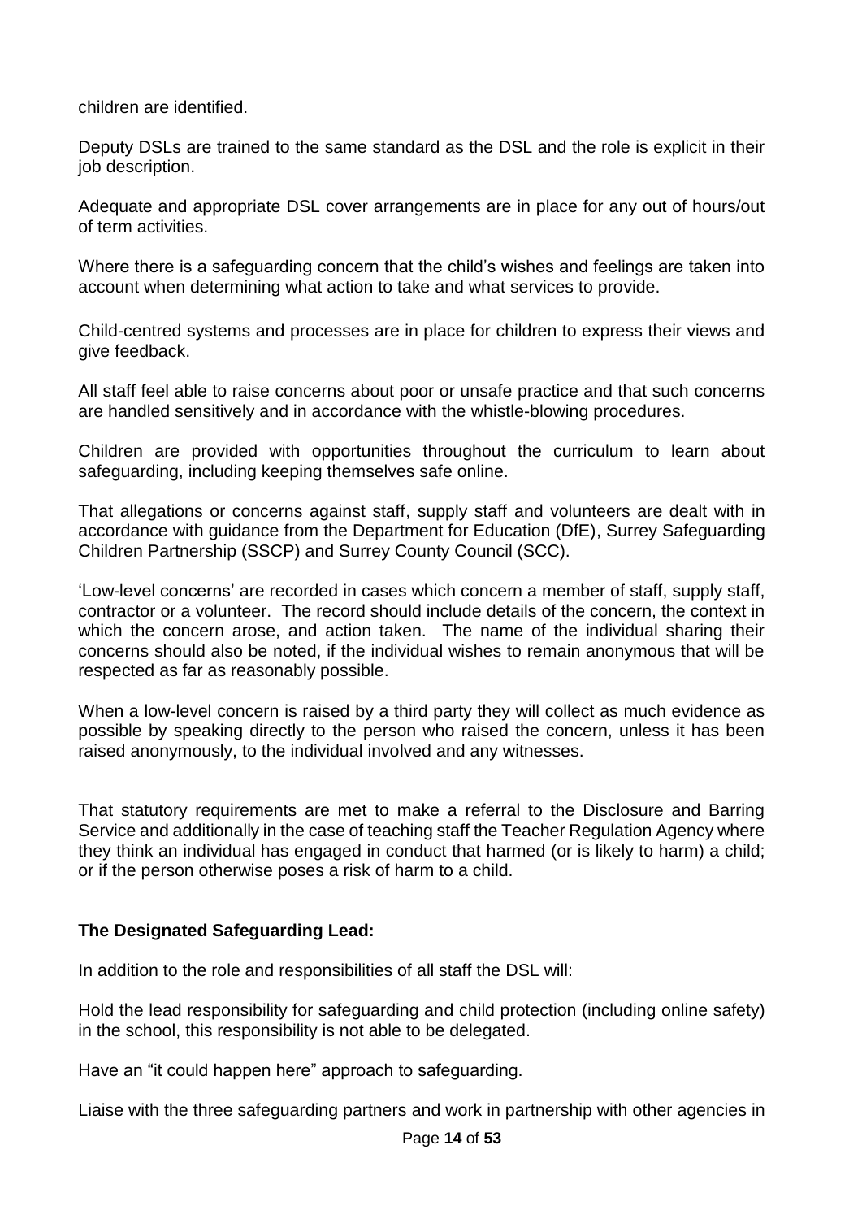children are identified.

Deputy DSLs are trained to the same standard as the DSL and the role is explicit in their job description.

Adequate and appropriate DSL cover arrangements are in place for any out of hours/out of term activities.

Where there is a safeguarding concern that the child's wishes and feelings are taken into account when determining what action to take and what services to provide.

Child-centred systems and processes are in place for children to express their views and give feedback.

All staff feel able to raise concerns about poor or unsafe practice and that such concerns are handled sensitively and in accordance with the whistle-blowing procedures.

Children are provided with opportunities throughout the curriculum to learn about safeguarding, including keeping themselves safe online.

That allegations or concerns against staff, supply staff and volunteers are dealt with in accordance with guidance from the Department for Education (DfE), Surrey Safeguarding Children Partnership (SSCP) and Surrey County Council (SCC).

'Low-level concerns' are recorded in cases which concern a member of staff, supply staff, contractor or a volunteer. The record should include details of the concern, the context in which the concern arose, and action taken. The name of the individual sharing their concerns should also be noted, if the individual wishes to remain anonymous that will be respected as far as reasonably possible.

When a low-level concern is raised by a third party they will collect as much evidence as possible by speaking directly to the person who raised the concern, unless it has been raised anonymously, to the individual involved and any witnesses.

That statutory requirements are met to make a referral to the Disclosure and Barring Service and additionally in the case of teaching staff the Teacher Regulation Agency where they think an individual has engaged in conduct that harmed (or is likely to harm) a child; or if the person otherwise poses a risk of harm to a child.

**The Designated Safeguarding Lead:**

In addition to the role and responsibilities of all staff the DSL will:

Hold the lead responsibility for safeguarding and child protection (including online safety) in the school, this responsibility is not able to be delegated.

Have an "it could happen here" approach to safeguarding.

Liaise with the three safeguarding partners and work in partnership with other agencies in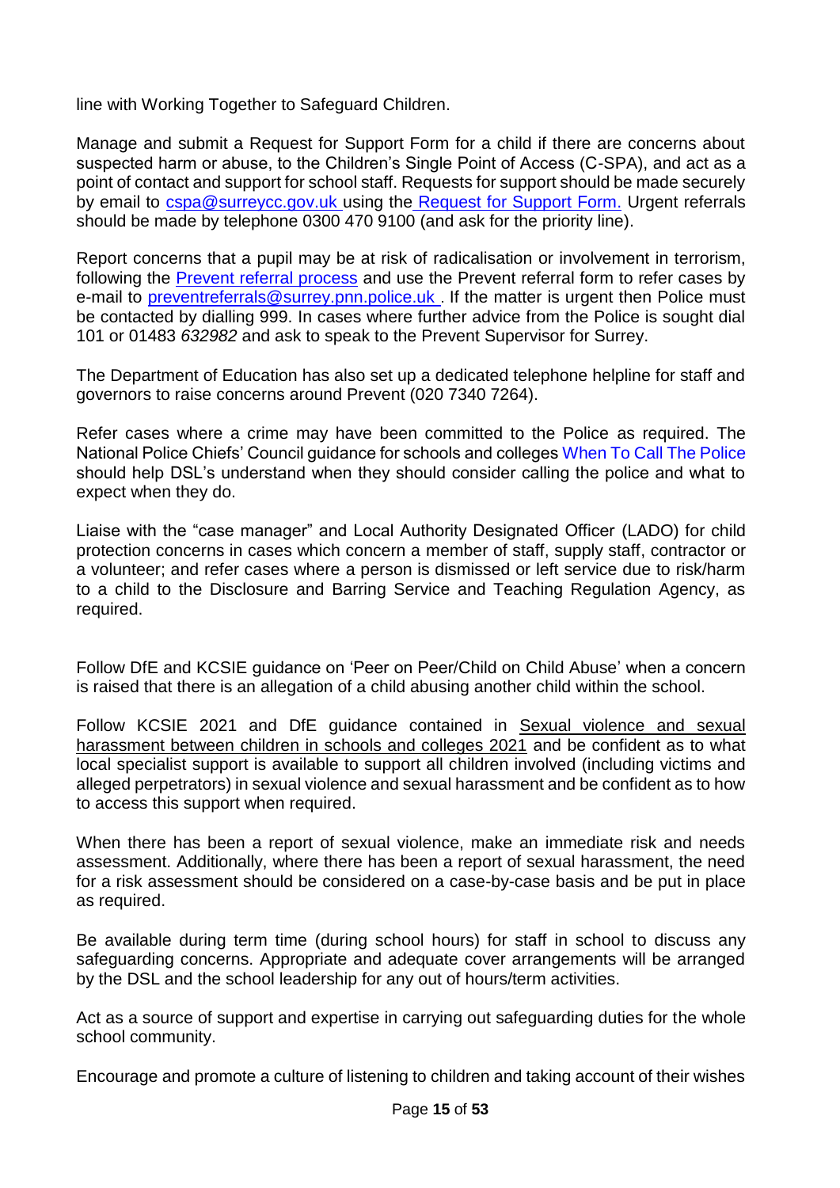line with Working Together to Safeguard Children.

Manage and submit a Request for Support Form for a child if there are concerns about suspected harm or abuse, to the Children's Single Point of Access (C-SPA), and act as a point of contact and support for school staff. Requests for support should be made securely by email to cspa@surreycc.gov.uk using the Request for Support Form. Urgent referrals should be made by telephone 0300 470 9100 (and ask for the priority line).

Report concerns that a pupil may be at risk of radicalisation or involvement in terrorism, following the Prevent referral process and use the Prevent referral form to refer cases by e-mail to preventreferrals@surrey.pnn.police.uk . If the matter is urgent then Police must be contacted by dialling 999. In cases where further advice from the Police is sought dial 101 or 01483 *632982* and ask to speak to the Prevent Supervisor for Surrey.

The Department of Education has also set up a dedicated telephone helpline for staff and governors to raise concerns around Prevent (020 7340 7264).

Refer cases where a crime may have been committed to the Police as required. The National Police Chiefs' Council guidance for schools and colleges When To Call The Police should help DSL's understand when they should consider calling the police and what to expect when they do.

Liaise with the "case manager" and Local Authority Designated Officer (LADO) for child protection concerns in cases which concern a member of staff, supply staff, contractor or a volunteer; and refer cases where a person is dismissed or left service due to risk/harm to a child to the Disclosure and Barring Service and Teaching Regulation Agency, as required.

Follow DfE and KCSIE guidance on 'Peer on Peer/Child on Child Abuse' when a concern is raised that there is an allegation of a child abusing another child within the school.

Follow KCSIE 2021 and DfE guidance contained in Sexual violence and sexual harassment between children in schools and colleges 2021 and be confident as to what local specialist support is available to support all children involved (including victims and alleged perpetrators) in sexual violence and sexual harassment and be confident as to how to access this support when required.

When there has been a report of sexual violence, make an immediate risk and needs assessment. Additionally, where there has been a report of sexual harassment, the need for a risk assessment should be considered on a case-by-case basis and be put in place as required.

Be available during term time (during school hours) for staff in school to discuss any safeguarding concerns. Appropriate and adequate cover arrangements will be arranged by the DSL and the school leadership for any out of hours/term activities.

Act as a source of support and expertise in carrying out safeguarding duties for the whole school community.

Encourage and promote a culture of listening to children and taking account of their wishes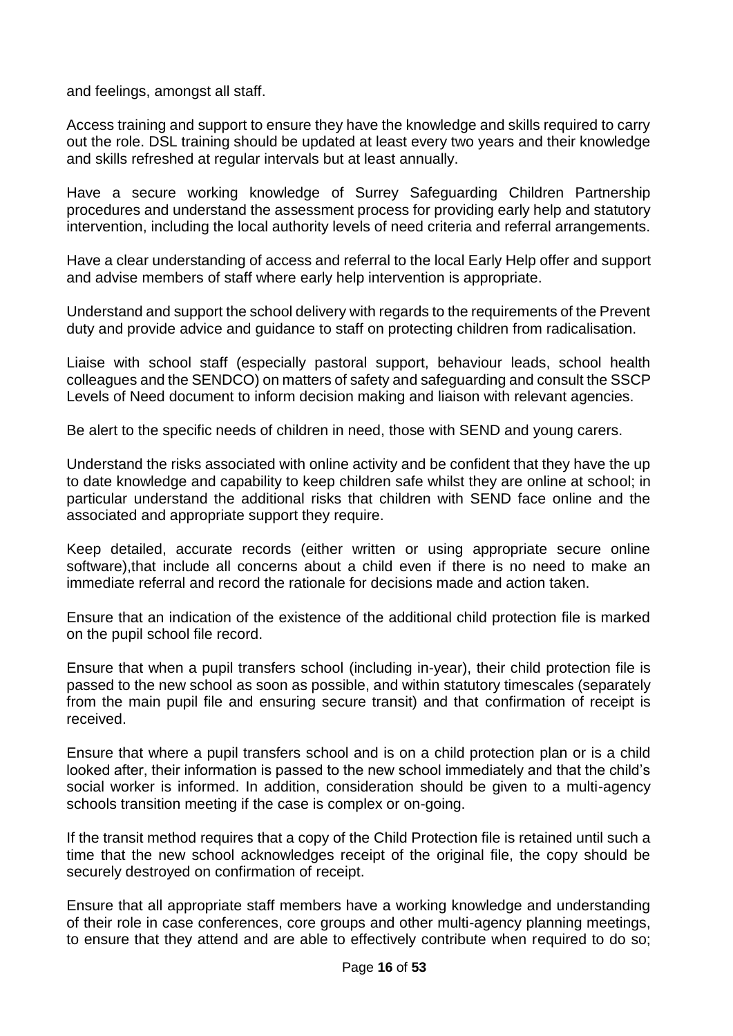and feelings, amongst all staff.

Access training and support to ensure they have the knowledge and skills required to carry out the role. DSL training should be updated at least every two years and their knowledge and skills refreshed at regular intervals but at least annually.

Have a secure working knowledge of Surrey Safeguarding Children Partnership procedures and understand the assessment process for providing early help and statutory intervention, including the local authority levels of need criteria and referral arrangements.

Have a clear understanding of access and referral to the local Early Help offer and support and advise members of staff where early help intervention is appropriate.

Understand and support the school delivery with regards to the requirements of the Prevent duty and provide advice and guidance to staff on protecting children from radicalisation.

Liaise with school staff (especially pastoral support, behaviour leads, school health colleagues and the SENDCO) on matters of safety and safeguarding and consult the SSCP Levels of Need document to inform decision making and liaison with relevant agencies.

Be alert to the specific needs of children in need, those with SEND and young carers.

Understand the risks associated with online activity and be confident that they have the up to date knowledge and capability to keep children safe whilst they are online at school; in particular understand the additional risks that children with SEND face online and the associated and appropriate support they require.

Keep detailed, accurate records (either written or using appropriate secure online software),that include all concerns about a child even if there is no need to make an immediate referral and record the rationale for decisions made and action taken.

Ensure that an indication of the existence of the additional child protection file is marked on the pupil school file record.

Ensure that when a pupil transfers school (including in-year), their child protection file is passed to the new school as soon as possible, and within statutory timescales (separately from the main pupil file and ensuring secure transit) and that confirmation of receipt is received.

Ensure that where a pupil transfers school and is on a child protection plan or is a child looked after, their information is passed to the new school immediately and that the child's social worker is informed. In addition, consideration should be given to a multi-agency schools transition meeting if the case is complex or on-going.

If the transit method requires that a copy of the Child Protection file is retained until such a time that the new school acknowledges receipt of the original file, the copy should be securely destroyed on confirmation of receipt.

Ensure that all appropriate staff members have a working knowledge and understanding of their role in case conferences, core groups and other multi-agency planning meetings, to ensure that they attend and are able to effectively contribute when required to do so;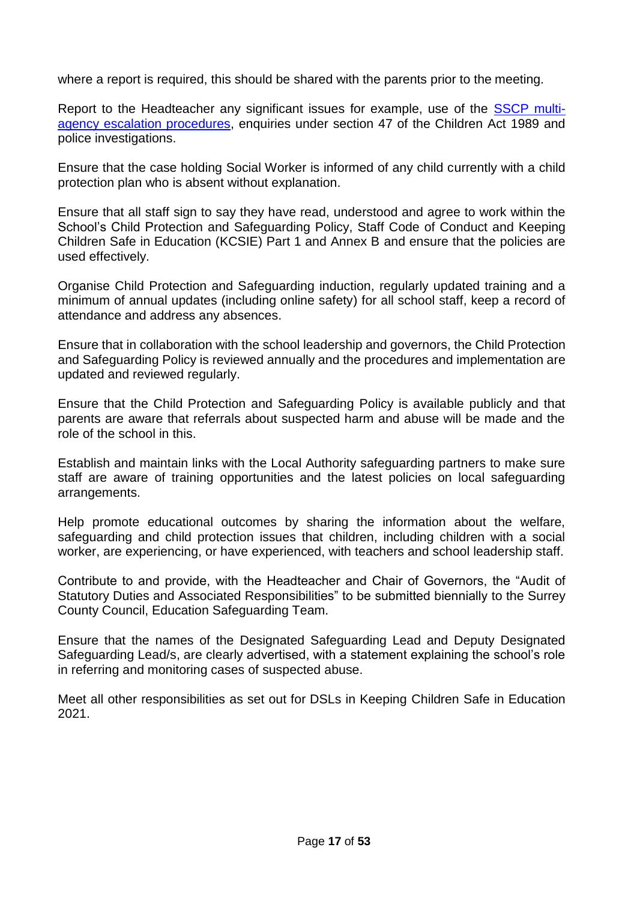where a report is required, this should be shared with the parents prior to the meeting.

Report to the Headteacher any significant issues for example, use of the [SSCP multi-agency escalation procedures](), enquiries under section 47 of the Children Act 1989 and police investigations.

Ensure that the case holding Social Worker is informed of any child currently with a child protection plan who is absent without explanation.

Ensure that all staff sign to say they have read, understood and agree to work within the School's Child Protection and Safeguarding Policy, Staff Code of Conduct and Keeping Children Safe in Education (KCSIE) Part 1 and Annex B and ensure that the policies are used effectively.

Organise Child Protection and Safeguarding induction, regularly updated training and a minimum of annual updates (including online safety) for all school staff, keep a record of attendance and address any absences.

Ensure that in collaboration with the school leadership and governors, the Child Protection and Safeguarding Policy is reviewed annually and the procedures and implementation are updated and reviewed regularly.

Ensure that the Child Protection and Safeguarding Policy is available publicly and that parents are aware that referrals about suspected harm and abuse will be made and the role of the school in this.

Establish and maintain links with the Local Authority safeguarding partners to make sure staff are aware of training opportunities and the latest policies on local safeguarding arrangements.

Help promote educational outcomes by sharing the information about the welfare, safeguarding and child protection issues that children, including children with a social worker, are experiencing, or have experienced, with teachers and school leadership staff.

Contribute to and provide, with the Headteacher and Chair of Governors, the "Audit of Statutory Duties and Associated Responsibilities" to be submitted biennially to the Surrey County Council, Education Safeguarding Team.

Ensure that the names of the Designated Safeguarding Lead and Deputy Designated Safeguarding Lead/s, are clearly advertised, with a statement explaining the school's role in referring and monitoring cases of suspected abuse.

Meet all other responsibilities as set out for DSLs in Keeping Children Safe in Education 2021.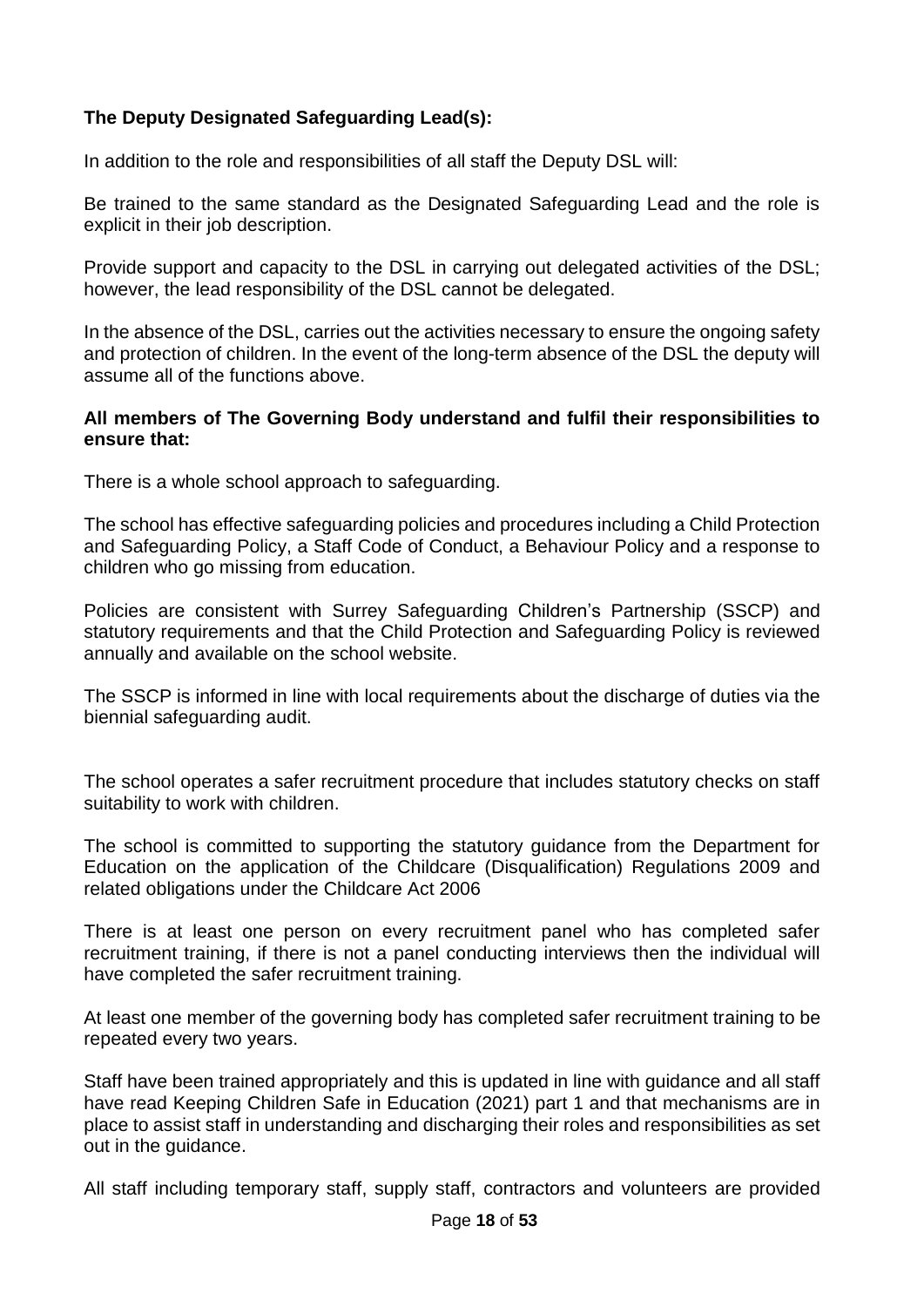**The Deputy Designated Safeguarding Lead(s):**

In addition to the role and responsibilities of all staff the Deputy DSL will:

Be trained to the same standard as the Designated Safeguarding Lead and the role is explicit in their job description.

Provide support and capacity to the DSL in carrying out delegated activities of the DSL; however, the lead responsibility of the DSL cannot be delegated.

In the absence of the DSL, carries out the activities necessary to ensure the ongoing safety and protection of children. In the event of the long-term absence of the DSL the deputy will assume all of the functions above.

**All members of The Governing Body understand and fulfil their responsibilities to ensure that:**

There is a whole school approach to safeguarding.

The school has effective safeguarding policies and procedures including a Child Protection and Safeguarding Policy, a Staff Code of Conduct, a Behaviour Policy and a response to children who go missing from education.

Policies are consistent with Surrey Safeguarding Children's Partnership (SSCP) and statutory requirements and that the Child Protection and Safeguarding Policy is reviewed annually and available on the school website.

The SSCP is informed in line with local requirements about the discharge of duties via the biennial safeguarding audit.

The school operates a safer recruitment procedure that includes statutory checks on staff suitability to work with children.

The school is committed to supporting the statutory guidance from the Department for Education on the application of the Childcare (Disqualification) Regulations 2009 and related obligations under the Childcare Act 2006

There is at least one person on every recruitment panel who has completed safer recruitment training, if there is not a panel conducting interviews then the individual will have completed the safer recruitment training.

At least one member of the governing body has completed safer recruitment training to be repeated every two years.

Staff have been trained appropriately and this is updated in line with guidance and all staff have read Keeping Children Safe in Education (2021) part 1 and that mechanisms are in place to assist staff in understanding and discharging their roles and responsibilities as set out in the guidance.

All staff including temporary staff, supply staff, contractors and volunteers are provided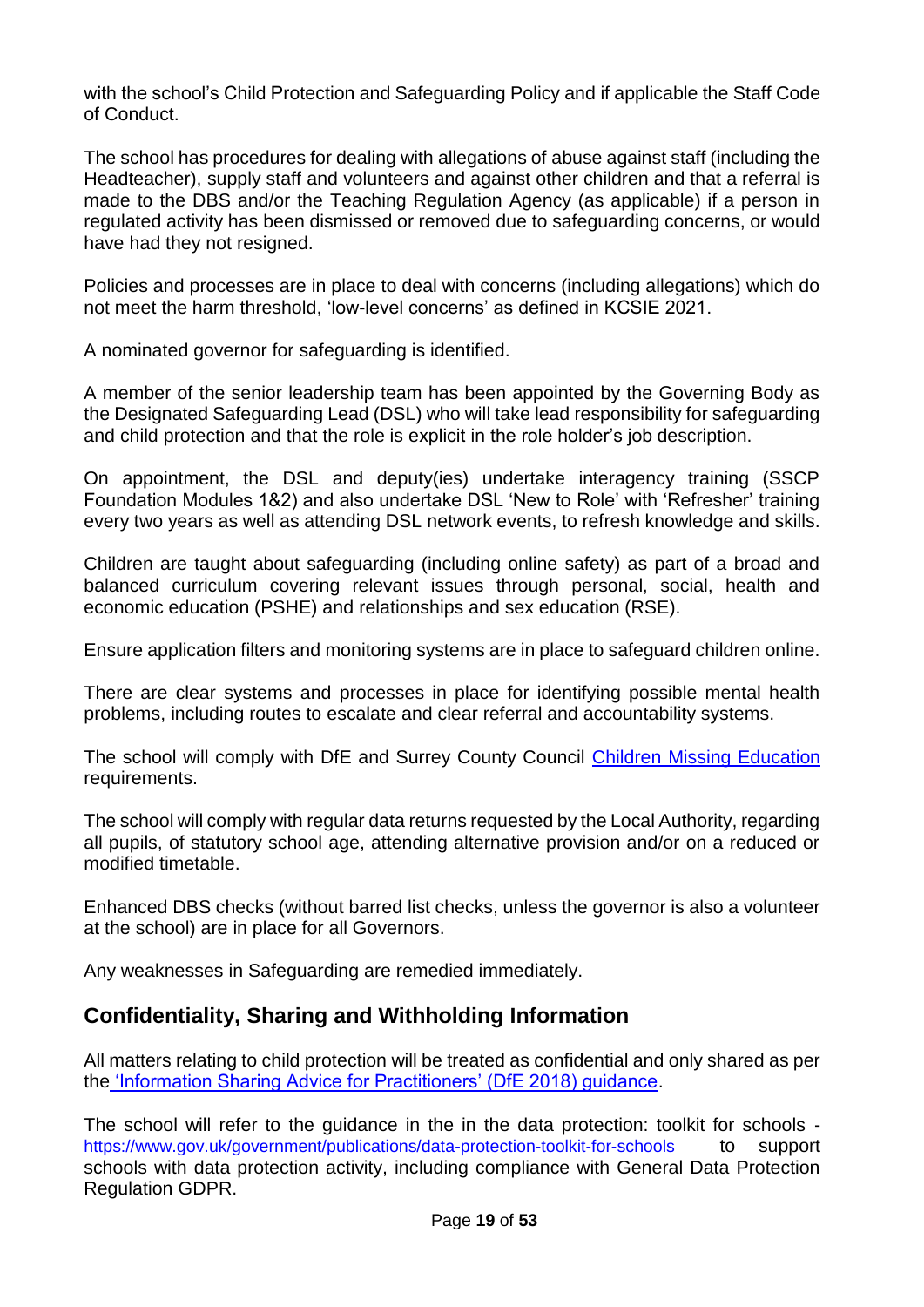with the school's Child Protection and Safeguarding Policy and if applicable the Staff Code of Conduct.

The school has procedures for dealing with allegations of abuse against staff (including the Headteacher), supply staff and volunteers and against other children and that a referral is made to the DBS and/or the Teaching Regulation Agency (as applicable) if a person in regulated activity has been dismissed or removed due to safeguarding concerns, or would have had they not resigned.

Policies and processes are in place to deal with concerns (including allegations) which do not meet the harm threshold, 'low-level concerns' as defined in KCSIE 2021.

A nominated governor for safeguarding is identified.

A member of the senior leadership team has been appointed by the Governing Body as the Designated Safeguarding Lead (DSL) who will take lead responsibility for safeguarding and child protection and that the role is explicit in the role holder's job description.

On appointment, the DSL and deputy(ies) undertake interagency training (SSCP Foundation Modules 1&2) and also undertake DSL 'New to Role' with 'Refresher' training every two years as well as attending DSL network events, to refresh knowledge and skills.

Children are taught about safeguarding (including online safety) as part of a broad and balanced curriculum covering relevant issues through personal, social, health and economic education (PSHE) and relationships and sex education (RSE).

Ensure application filters and monitoring systems are in place to safeguard children online.

There are clear systems and processes in place for identifying possible mental health problems, including routes to escalate and clear referral and accountability systems.

The school will comply with DfE and Surrey County Council [Children Missing Education](#) requirements.

The school will comply with regular data returns requested by the Local Authority, regarding all pupils, of statutory school age, attending alternative provision and/or on a reduced or modified timetable.

Enhanced DBS checks (without barred list checks, unless the governor is also a volunteer at the school) are in place for all Governors.

Any weaknesses in Safeguarding are remedied immediately.

## Confidentiality, Sharing and Withholding Information

All matters relating to child protection will be treated as confidential and only shared as per the ['Information Sharing Advice for Practitioners' (DfE 2018) guidance](#).

The school will refer to the guidance in the in the data protection: toolkit for schools - https://www.gov.uk/government/publications/data-protection-toolkit-for-schools to support schools with data protection activity, including compliance with General Data Protection Regulation GDPR.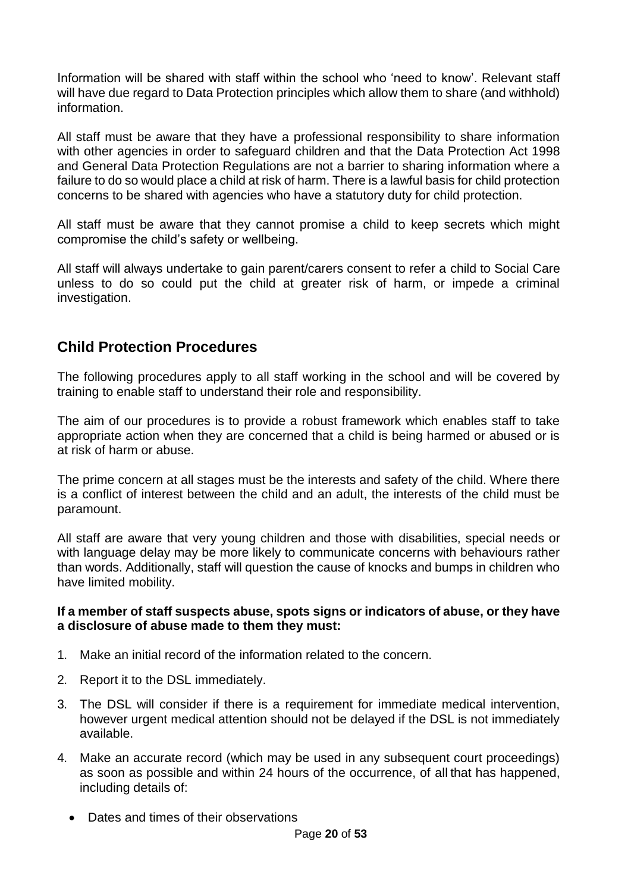Information will be shared with staff within the school who 'need to know'. Relevant staff will have due regard to Data Protection principles which allow them to share (and withhold) information.

All staff must be aware that they have a professional responsibility to share information with other agencies in order to safeguard children and that the Data Protection Act 1998 and General Data Protection Regulations are not a barrier to sharing information where a failure to do so would place a child at risk of harm. There is a lawful basis for child protection concerns to be shared with agencies who have a statutory duty for child protection.

All staff must be aware that they cannot promise a child to keep secrets which might compromise the child's safety or wellbeing.

All staff will always undertake to gain parent/carers consent to refer a child to Social Care unless to do so could put the child at greater risk of harm, or impede a criminal investigation.

## Child Protection Procedures

The following procedures apply to all staff working in the school and will be covered by training to enable staff to understand their role and responsibility.

The aim of our procedures is to provide a robust framework which enables staff to take appropriate action when they are concerned that a child is being harmed or abused or is at risk of harm or abuse.

The prime concern at all stages must be the interests and safety of the child. Where there is a conflict of interest between the child and an adult, the interests of the child must be paramount.

All staff are aware that very young children and those with disabilities, special needs or with language delay may be more likely to communicate concerns with behaviours rather than words. Additionally, staff will question the cause of knocks and bumps in children who have limited mobility.

**If a member of staff suspects abuse, spots signs or indicators of abuse, or they have a disclosure of abuse made to them they must:**

1. Make an initial record of the information related to the concern.
2. Report it to the DSL immediately.
3. The DSL will consider if there is a requirement for immediate medical intervention, however urgent medical attention should not be delayed if the DSL is not immediately available.
4. Make an accurate record (which may be used in any subsequent court proceedings) as soon as possible and within 24 hours of the occurrence, of all that has happened, including details of:
   - Dates and times of their observations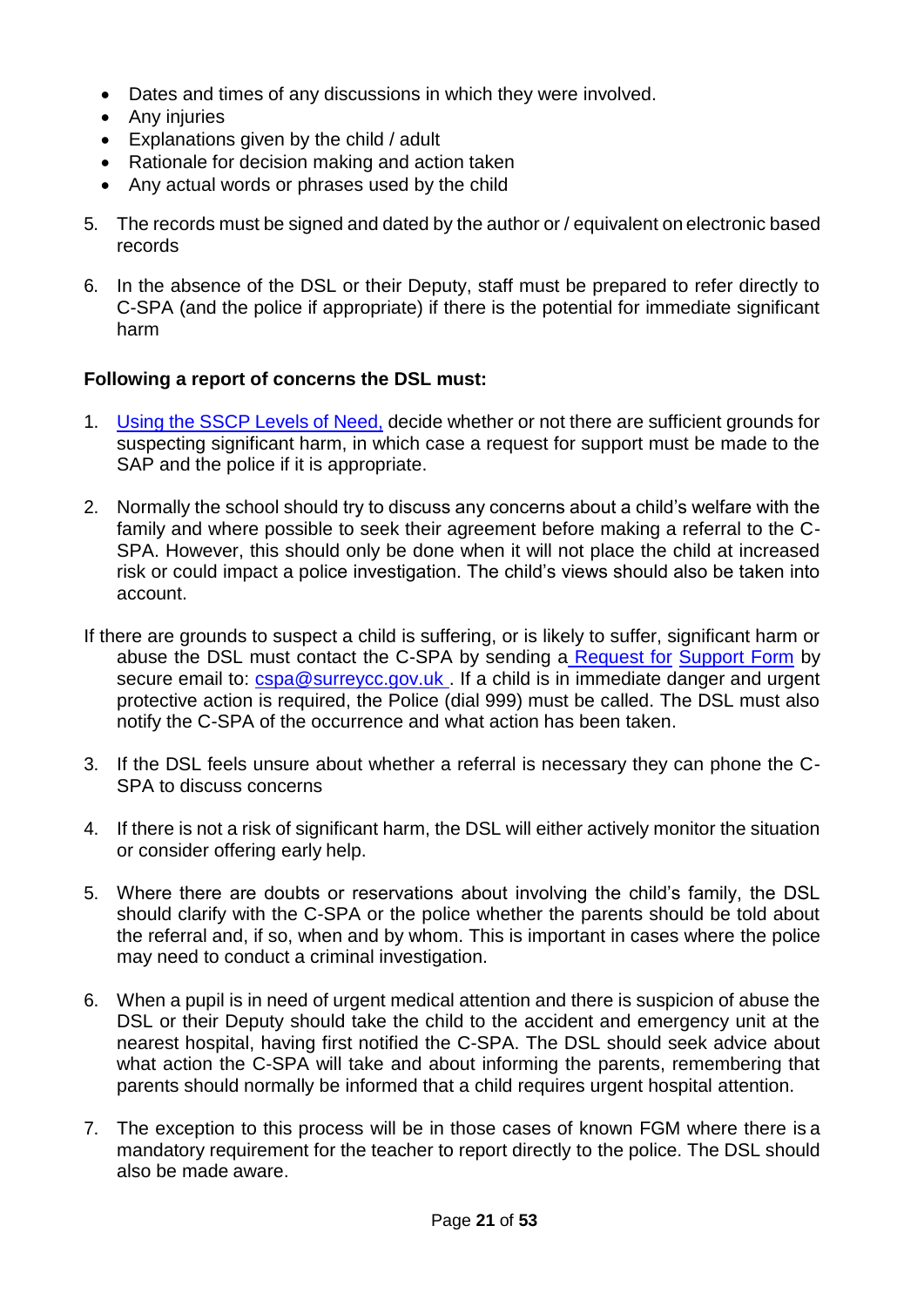- Dates and times of any discussions in which they were involved.
- Any injuries
- Explanations given by the child / adult
- Rationale for decision making and action taken
- Any actual words or phrases used by the child

5. The records must be signed and dated by the author or / equivalent on electronic based records

6. In the absence of the DSL or their Deputy, staff must be prepared to refer directly to C-SPA (and the police if appropriate) if there is the potential for immediate significant harm

**Following a report of concerns the DSL must:**

1. Using the SSCP Levels of Need, decide whether or not there are sufficient grounds for suspecting significant harm, in which case a request for support must be made to the SAP and the police if it is appropriate.

2. Normally the school should try to discuss any concerns about a child's welfare with the family and where possible to seek their agreement before making a referral to the C-SPA. However, this should only be done when it will not place the child at increased risk or could impact a police investigation. The child's views should also be taken into account.

If there are grounds to suspect a child is suffering, or is likely to suffer, significant harm or abuse the DSL must contact the C-SPA by sending a Request for Support Form by secure email to: cspa@surreycc.gov.uk . If a child is in immediate danger and urgent protective action is required, the Police (dial 999) must be called. The DSL must also notify the C-SPA of the occurrence and what action has been taken.

3. If the DSL feels unsure about whether a referral is necessary they can phone the C-SPA to discuss concerns

4. If there is not a risk of significant harm, the DSL will either actively monitor the situation or consider offering early help.

5. Where there are doubts or reservations about involving the child's family, the DSL should clarify with the C-SPA or the police whether the parents should be told about the referral and, if so, when and by whom. This is important in cases where the police may need to conduct a criminal investigation.

6. When a pupil is in need of urgent medical attention and there is suspicion of abuse the DSL or their Deputy should take the child to the accident and emergency unit at the nearest hospital, having first notified the C-SPA. The DSL should seek advice about what action the C-SPA will take and about informing the parents, remembering that parents should normally be informed that a child requires urgent hospital attention.

7. The exception to this process will be in those cases of known FGM where there is a mandatory requirement for the teacher to report directly to the police. The DSL should also be made aware.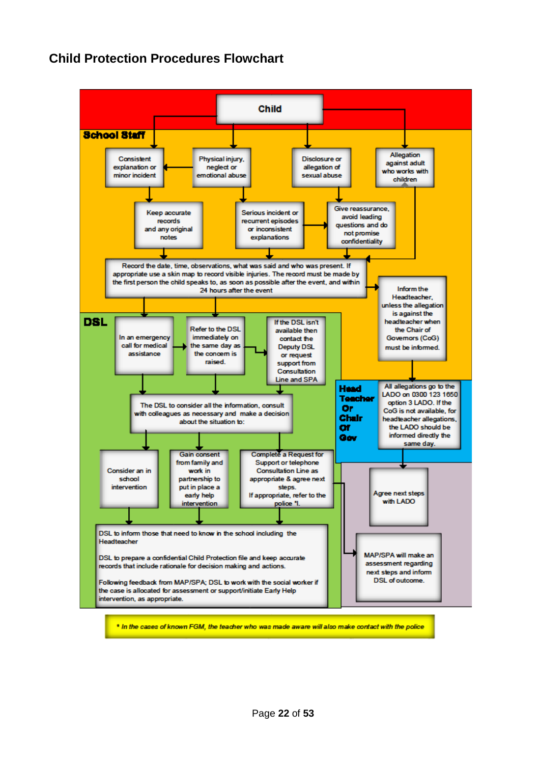## Child Protection Procedures Flowchart

**Child**

**School Staff**

- Consistent explanation or minor incident
- Physical injury, neglect or emotional abuse
- Disclosure or allegation of sexual abuse
- Allegation against adult who works with children

- Keep accurate records and any original notes
- Serious incident or recurrent episodes or inconsistent explanations
- Give reassurance, avoid leading questions and do not promise confidentiality

Record the date, time, observations, what was said and who was present. If appropriate use a skin map to record visible injuries. The record must be made by the first person the child speaks to, as soon as possible after the event, and within 24 hours after the event

Inform the Headteacher, unless the allegation is against the headteacher when the Chair of the Governors (CoG) must be informed.

**DSL**

- In an emergency call for medical assistance
- Refer to the DSL immediately on the same day as the concern is raised.
- If the DSL isn't available then contact the Deputy DSL or request support from Consultation Line and SPA

The DSL to consider all the information, consult with colleagues as necessary and make a decision about the situation to:

- Consider an in school intervention
- Gain consent from family and work in partnership to put in place a early help intervention
- Complete a Request for Support or telephone Consultation Line as appropriate & agree next steps. If appropriate, refer to the police *.

DSL to inform those that need to know in the school including the Headteacher

DSL to prepare a confidential Child Protection file and keep accurate records that include rationale for decision making and actions.

Following feedback from MAP/SPA; DSL to work with the social worker if the case is allocated for assessment or support/initiate Early Help intervention, as appropriate.

**Head Teacher Or Chair Of Gov**

All allegations go to the LADO on 0300 123 1650 option 3 LADO. If the CoG is not available, for headteacher allegations, the LADO should be informed directly the same day.

Agree next steps with LADO

MAP/SPA will make an assessment regarding next steps and inform DSL of outcome.

*\* In the cases of known FGM, the teacher who was made aware will also make contact with the police*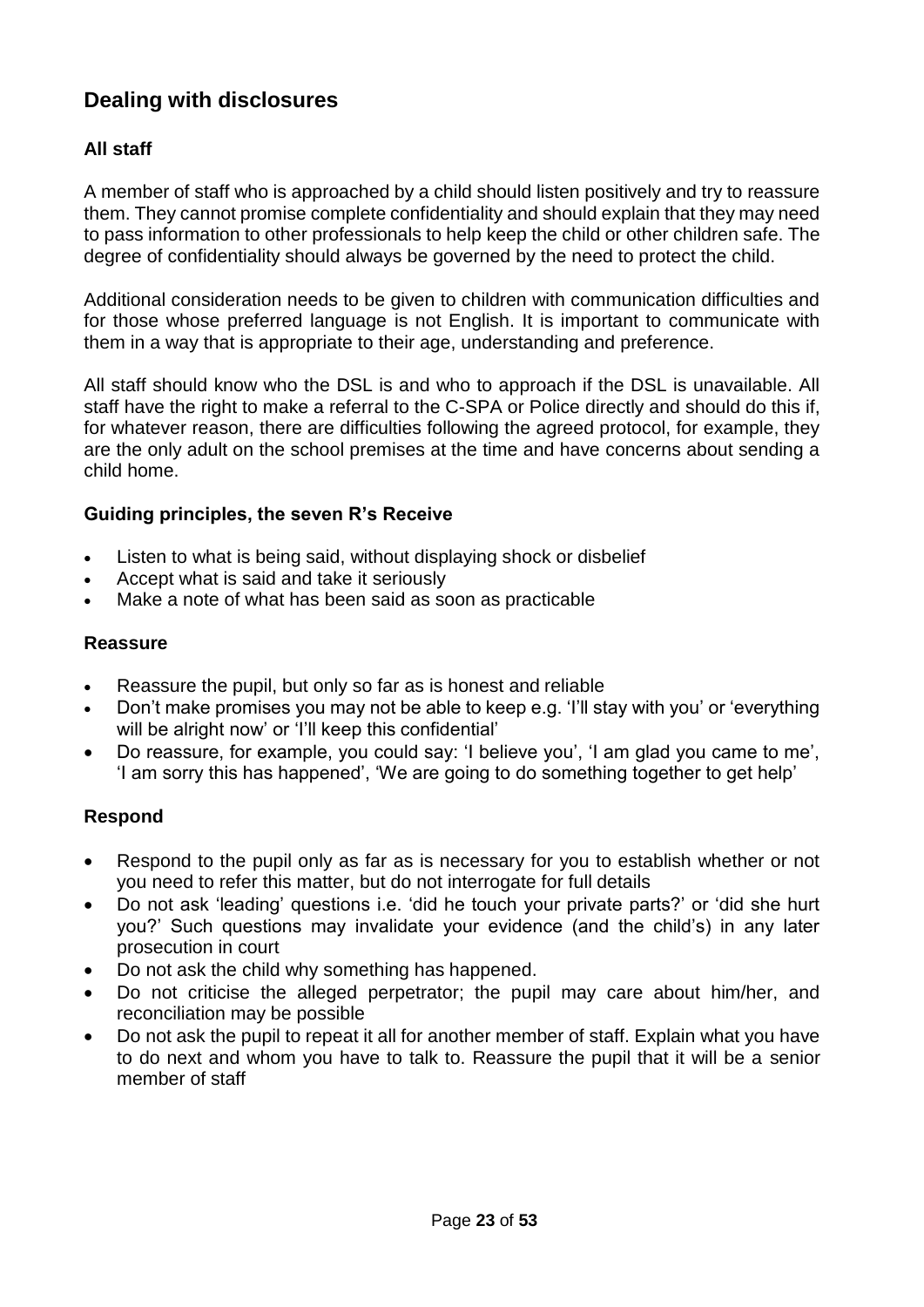## Dealing with disclosures

### All staff

A member of staff who is approached by a child should listen positively and try to reassure them. They cannot promise complete confidentiality and should explain that they may need to pass information to other professionals to help keep the child or other children safe. The degree of confidentiality should always be governed by the need to protect the child.

Additional consideration needs to be given to children with communication difficulties and for those whose preferred language is not English. It is important to communicate with them in a way that is appropriate to their age, understanding and preference.

All staff should know who the DSL is and who to approach if the DSL is unavailable. All staff have the right to make a referral to the C-SPA or Police directly and should do this if, for whatever reason, there are difficulties following the agreed protocol, for example, they are the only adult on the school premises at the time and have concerns about sending a child home.

### Guiding principles, the seven R's Receive

- Listen to what is being said, without displaying shock or disbelief
- Accept what is said and take it seriously
- Make a note of what has been said as soon as practicable

### Reassure

- Reassure the pupil, but only so far as is honest and reliable
- Don't make promises you may not be able to keep e.g. 'I'll stay with you' or 'everything will be alright now' or 'I'll keep this confidential'
- Do reassure, for example, you could say: 'I believe you', 'I am glad you came to me', 'I am sorry this has happened', 'We are going to do something together to get help'

### Respond

- Respond to the pupil only as far as is necessary for you to establish whether or not you need to refer this matter, but do not interrogate for full details
- Do not ask 'leading' questions i.e. 'did he touch your private parts?' or 'did she hurt you?' Such questions may invalidate your evidence (and the child's) in any later prosecution in court
- Do not ask the child why something has happened.
- Do not criticise the alleged perpetrator; the pupil may care about him/her, and reconciliation may be possible
- Do not ask the pupil to repeat it all for another member of staff. Explain what you have to do next and whom you have to talk to. Reassure the pupil that it will be a senior member of staff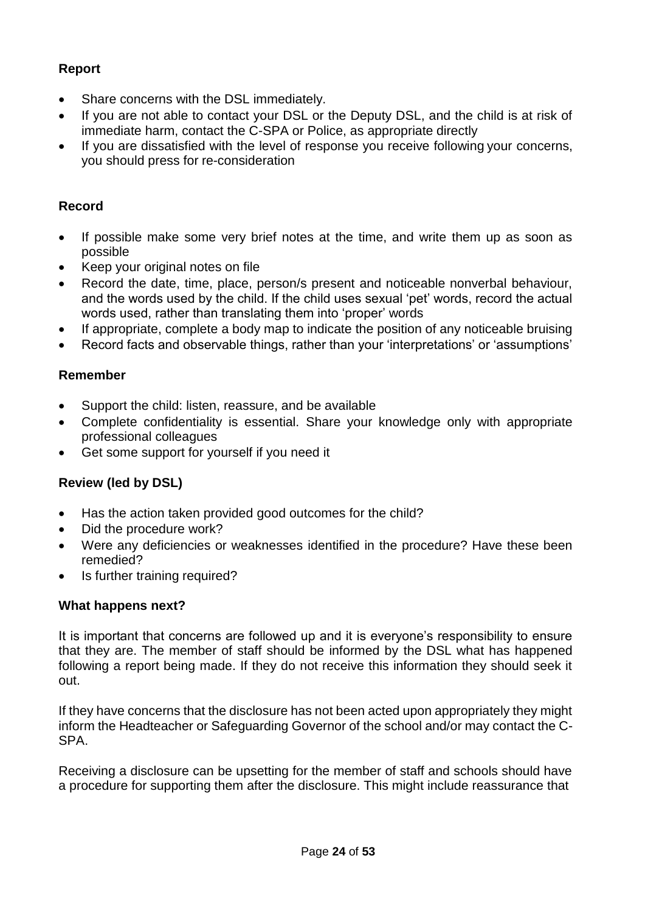**Report**

- Share concerns with the DSL immediately.
- If you are not able to contact your DSL or the Deputy DSL, and the child is at risk of immediate harm, contact the C-SPA or Police, as appropriate directly
- If you are dissatisfied with the level of response you receive following your concerns, you should press for re-consideration

**Record**

- If possible make some very brief notes at the time, and write them up as soon as possible
- Keep your original notes on file
- Record the date, time, place, person/s present and noticeable nonverbal behaviour, and the words used by the child. If the child uses sexual 'pet' words, record the actual words used, rather than translating them into 'proper' words
- If appropriate, complete a body map to indicate the position of any noticeable bruising
- Record facts and observable things, rather than your 'interpretations' or 'assumptions'

**Remember**

- Support the child: listen, reassure, and be available
- Complete confidentiality is essential. Share your knowledge only with appropriate professional colleagues
- Get some support for yourself if you need it

**Review (led by DSL)**

- Has the action taken provided good outcomes for the child?
- Did the procedure work?
- Were any deficiencies or weaknesses identified in the procedure? Have these been remedied?
- Is further training required?

**What happens next?**

It is important that concerns are followed up and it is everyone's responsibility to ensure that they are. The member of staff should be informed by the DSL what has happened following a report being made. If they do not receive this information they should seek it out.

If they have concerns that the disclosure has not been acted upon appropriately they might inform the Headteacher or Safeguarding Governor of the school and/or may contact the C-SPA.

Receiving a disclosure can be upsetting for the member of staff and schools should have a procedure for supporting them after the disclosure. This might include reassurance that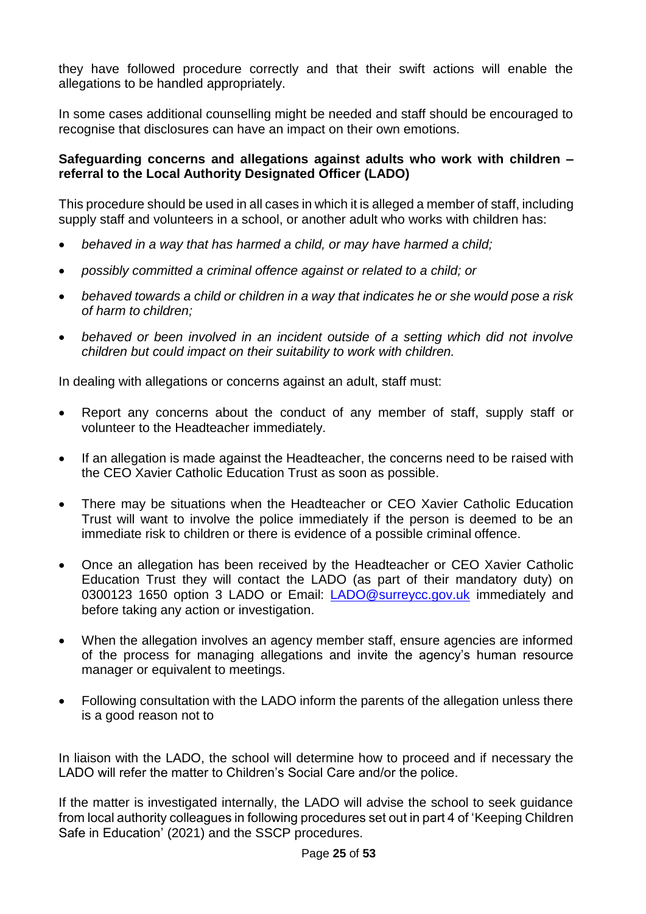they have followed procedure correctly and that their swift actions will enable the allegations to be handled appropriately.

In some cases additional counselling might be needed and staff should be encouraged to recognise that disclosures can have an impact on their own emotions.

**Safeguarding concerns and allegations against adults who work with children – referral to the Local Authority Designated Officer (LADO)**

This procedure should be used in all cases in which it is alleged a member of staff, including supply staff and volunteers in a school, or another adult who works with children has:

- *behaved in a way that has harmed a child, or may have harmed a child;*
- *possibly committed a criminal offence against or related to a child; or*
- *behaved towards a child or children in a way that indicates he or she would pose a risk of harm to children;*
- *behaved or been involved in an incident outside of a setting which did not involve children but could impact on their suitability to work with children.*

In dealing with allegations or concerns against an adult, staff must:

- Report any concerns about the conduct of any member of staff, supply staff or volunteer to the Headteacher immediately.
- If an allegation is made against the Headteacher, the concerns need to be raised with the CEO Xavier Catholic Education Trust as soon as possible.
- There may be situations when the Headteacher or CEO Xavier Catholic Education Trust will want to involve the police immediately if the person is deemed to be an immediate risk to children or there is evidence of a possible criminal offence.
- Once an allegation has been received by the Headteacher or CEO Xavier Catholic Education Trust they will contact the LADO (as part of their mandatory duty) on 0300123 1650 option 3 LADO or Email: [LADO@surreycc.gov.uk](mailto:LADO@surreycc.gov.uk) immediately and before taking any action or investigation.
- When the allegation involves an agency member staff, ensure agencies are informed of the process for managing allegations and invite the agency's human resource manager or equivalent to meetings.
- Following consultation with the LADO inform the parents of the allegation unless there is a good reason not to

In liaison with the LADO, the school will determine how to proceed and if necessary the LADO will refer the matter to Children's Social Care and/or the police.

If the matter is investigated internally, the LADO will advise the school to seek guidance from local authority colleagues in following procedures set out in part 4 of 'Keeping Children Safe in Education' (2021) and the SSCP procedures.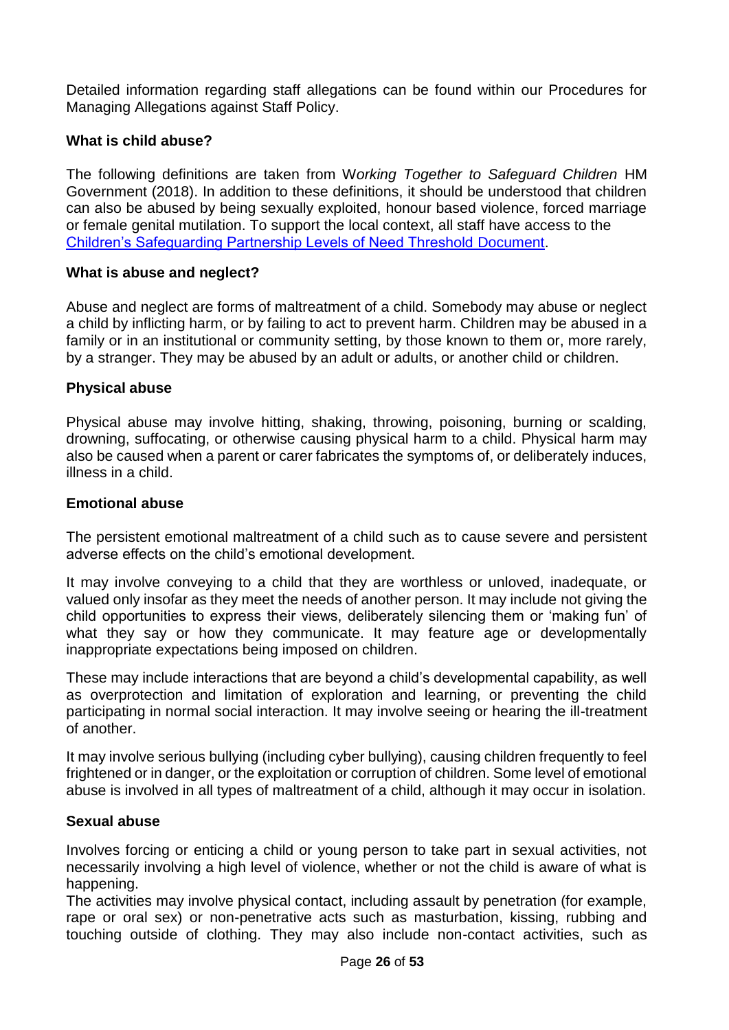Detailed information regarding staff allegations can be found within our Procedures for Managing Allegations against Staff Policy.

**What is child abuse?**

The following definitions are taken from W*orking Together to Safeguard Children* HM Government (2018). In addition to these definitions, it should be understood that children can also be abused by being sexually exploited, honour based violence, forced marriage or female genital mutilation. To support the local context, all staff have access to the Children's Safeguarding Partnership Levels of Need Threshold Document.

**What is abuse and neglect?**

Abuse and neglect are forms of maltreatment of a child. Somebody may abuse or neglect a child by inflicting harm, or by failing to act to prevent harm. Children may be abused in a family or in an institutional or community setting, by those known to them or, more rarely, by a stranger. They may be abused by an adult or adults, or another child or children.

**Physical abuse**

Physical abuse may involve hitting, shaking, throwing, poisoning, burning or scalding, drowning, suffocating, or otherwise causing physical harm to a child. Physical harm may also be caused when a parent or carer fabricates the symptoms of, or deliberately induces, illness in a child.

**Emotional abuse**

The persistent emotional maltreatment of a child such as to cause severe and persistent adverse effects on the child's emotional development.

It may involve conveying to a child that they are worthless or unloved, inadequate, or valued only insofar as they meet the needs of another person. It may include not giving the child opportunities to express their views, deliberately silencing them or 'making fun' of what they say or how they communicate. It may feature age or developmentally inappropriate expectations being imposed on children.

These may include interactions that are beyond a child's developmental capability, as well as overprotection and limitation of exploration and learning, or preventing the child participating in normal social interaction. It may involve seeing or hearing the ill-treatment of another.

It may involve serious bullying (including cyber bullying), causing children frequently to feel frightened or in danger, or the exploitation or corruption of children. Some level of emotional abuse is involved in all types of maltreatment of a child, although it may occur in isolation.

**Sexual abuse**

Involves forcing or enticing a child or young person to take part in sexual activities, not necessarily involving a high level of violence, whether or not the child is aware of what is happening.
The activities may involve physical contact, including assault by penetration (for example, rape or oral sex) or non-penetrative acts such as masturbation, kissing, rubbing and touching outside of clothing. They may also include non-contact activities, such as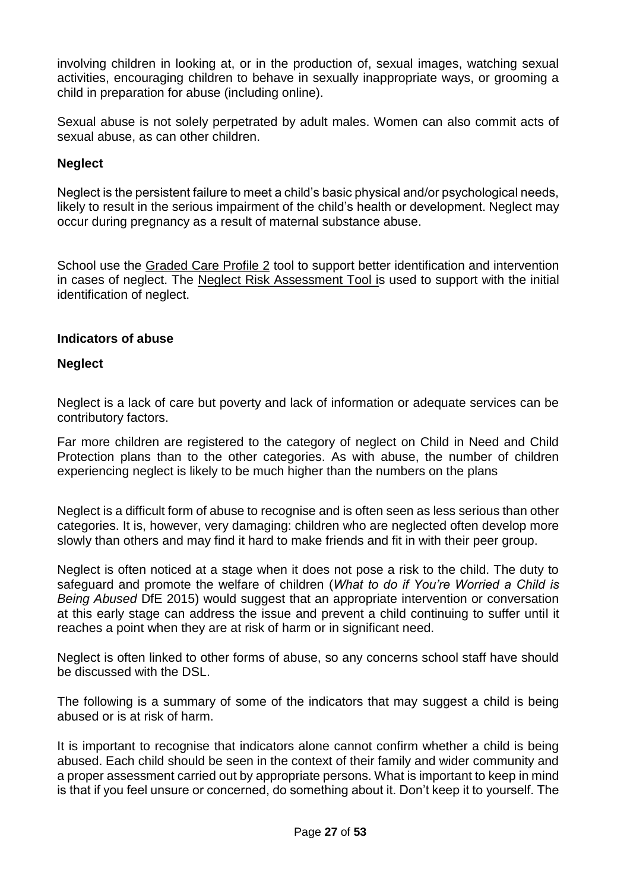involving children in looking at, or in the production of, sexual images, watching sexual activities, encouraging children to behave in sexually inappropriate ways, or grooming a child in preparation for abuse (including online).

Sexual abuse is not solely perpetrated by adult males. Women can also commit acts of sexual abuse, as can other children.

**Neglect**

Neglect is the persistent failure to meet a child's basic physical and/or psychological needs, likely to result in the serious impairment of the child's health or development. Neglect may occur during pregnancy as a result of maternal substance abuse.

School use the Graded Care Profile 2 tool to support better identification and intervention in cases of neglect. The Neglect Risk Assessment Tool is used to support with the initial identification of neglect.

**Indicators of abuse**

**Neglect**

Neglect is a lack of care but poverty and lack of information or adequate services can be contributory factors.

Far more children are registered to the category of neglect on Child in Need and Child Protection plans than to the other categories. As with abuse, the number of children experiencing neglect is likely to be much higher than the numbers on the plans

Neglect is a difficult form of abuse to recognise and is often seen as less serious than other categories. It is, however, very damaging: children who are neglected often develop more slowly than others and may find it hard to make friends and fit in with their peer group.

Neglect is often noticed at a stage when it does not pose a risk to the child. The duty to safeguard and promote the welfare of children (*What to do if You're Worried a Child is Being Abused* DfE 2015) would suggest that an appropriate intervention or conversation at this early stage can address the issue and prevent a child continuing to suffer until it reaches a point when they are at risk of harm or in significant need.

Neglect is often linked to other forms of abuse, so any concerns school staff have should be discussed with the DSL.

The following is a summary of some of the indicators that may suggest a child is being abused or is at risk of harm.

It is important to recognise that indicators alone cannot confirm whether a child is being abused. Each child should be seen in the context of their family and wider community and a proper assessment carried out by appropriate persons. What is important to keep in mind is that if you feel unsure or concerned, do something about it. Don't keep it to yourself. The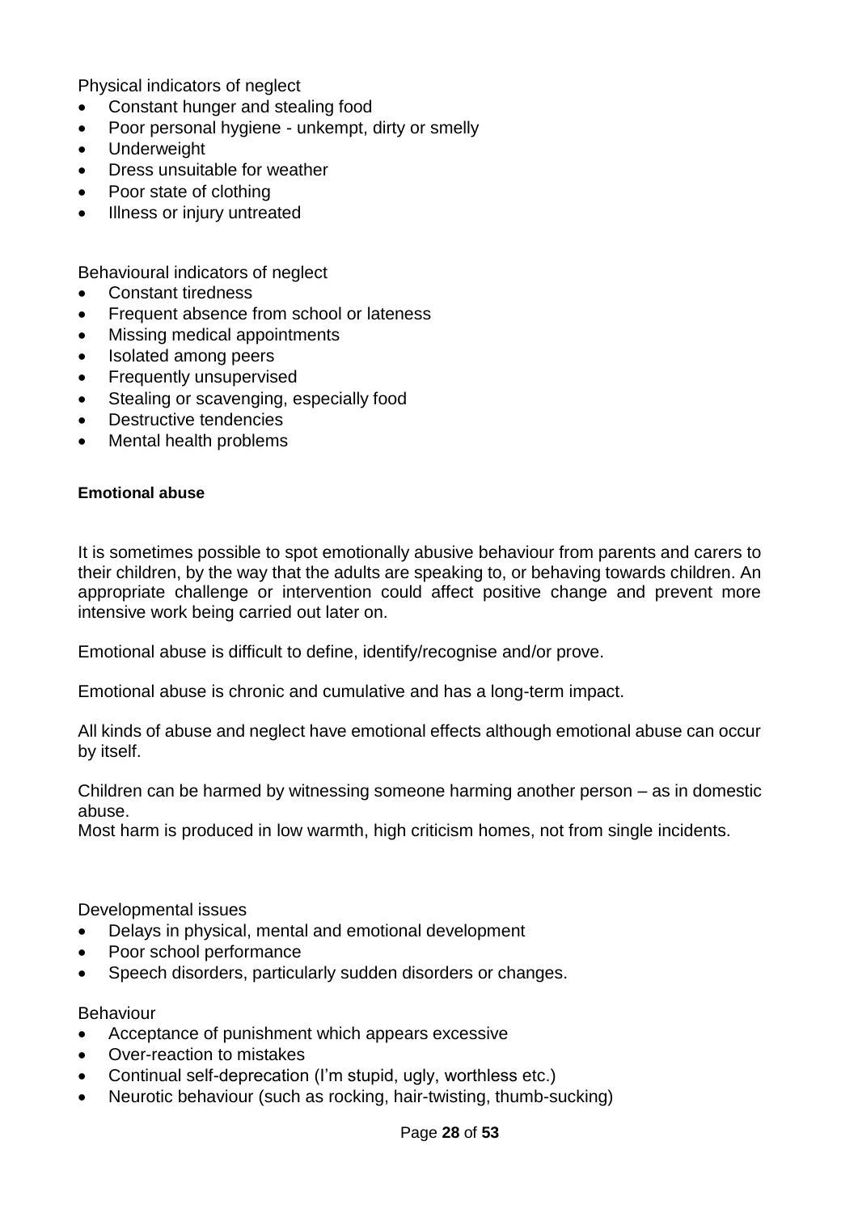Physical indicators of neglect

- Constant hunger and stealing food
- Poor personal hygiene - unkempt, dirty or smelly
- Underweight
- Dress unsuitable for weather
- Poor state of clothing
- Illness or injury untreated

Behavioural indicators of neglect

- Constant tiredness
- Frequent absence from school or lateness
- Missing medical appointments
- Isolated among peers
- Frequently unsupervised
- Stealing or scavenging, especially food
- Destructive tendencies
- Mental health problems

**Emotional abuse**

It is sometimes possible to spot emotionally abusive behaviour from parents and carers to their children, by the way that the adults are speaking to, or behaving towards children. An appropriate challenge or intervention could affect positive change and prevent more intensive work being carried out later on.

Emotional abuse is difficult to define, identify/recognise and/or prove.

Emotional abuse is chronic and cumulative and has a long-term impact.

All kinds of abuse and neglect have emotional effects although emotional abuse can occur by itself.

Children can be harmed by witnessing someone harming another person – as in domestic abuse.
Most harm is produced in low warmth, high criticism homes, not from single incidents.

Developmental issues

- Delays in physical, mental and emotional development
- Poor school performance
- Speech disorders, particularly sudden disorders or changes.

Behaviour

- Acceptance of punishment which appears excessive
- Over-reaction to mistakes
- Continual self-deprecation (I'm stupid, ugly, worthless etc.)
- Neurotic behaviour (such as rocking, hair-twisting, thumb-sucking)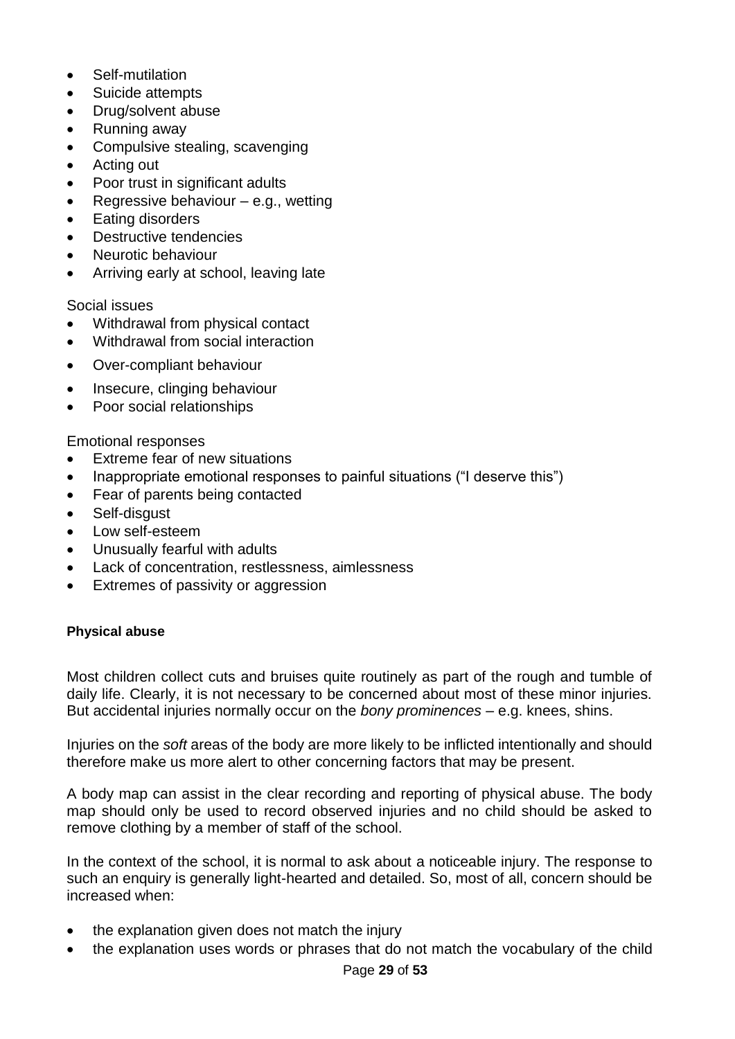- Self-mutilation
- Suicide attempts
- Drug/solvent abuse
- Running away
- Compulsive stealing, scavenging
- Acting out
- Poor trust in significant adults
- Regressive behaviour – e.g., wetting
- Eating disorders
- Destructive tendencies
- Neurotic behaviour
- Arriving early at school, leaving late

Social issues

- Withdrawal from physical contact
- Withdrawal from social interaction
- Over-compliant behaviour
- Insecure, clinging behaviour
- Poor social relationships

Emotional responses

- Extreme fear of new situations
- Inappropriate emotional responses to painful situations ("I deserve this")
- Fear of parents being contacted
- Self-disgust
- Low self-esteem
- Unusually fearful with adults
- Lack of concentration, restlessness, aimlessness
- Extremes of passivity or aggression

**Physical abuse**

Most children collect cuts and bruises quite routinely as part of the rough and tumble of daily life. Clearly, it is not necessary to be concerned about most of these minor injuries. But accidental injuries normally occur on the *bony prominences* – e.g. knees, shins.

Injuries on the *soft* areas of the body are more likely to be inflicted intentionally and should therefore make us more alert to other concerning factors that may be present.

A body map can assist in the clear recording and reporting of physical abuse. The body map should only be used to record observed injuries and no child should be asked to remove clothing by a member of staff of the school.

In the context of the school, it is normal to ask about a noticeable injury. The response to such an enquiry is generally light-hearted and detailed. So, most of all, concern should be increased when:

- the explanation given does not match the injury
- the explanation uses words or phrases that do not match the vocabulary of the child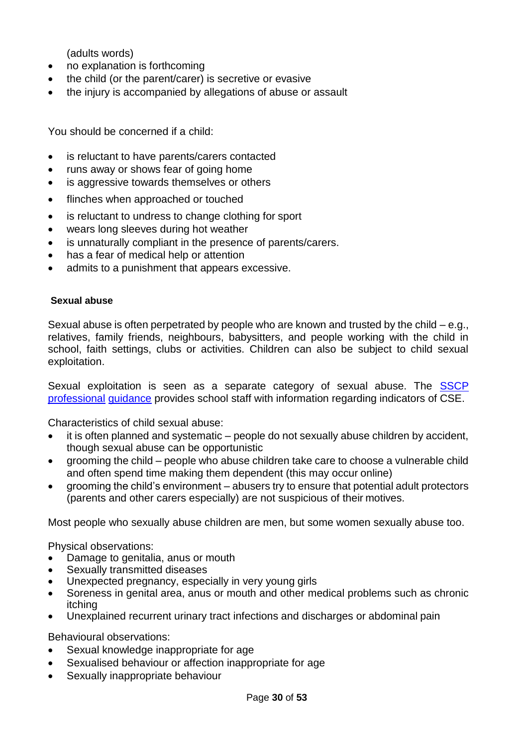(adults words)

- no explanation is forthcoming
- the child (or the parent/carer) is secretive or evasive
- the injury is accompanied by allegations of abuse or assault

You should be concerned if a child:

- is reluctant to have parents/carers contacted
- runs away or shows fear of going home
- is aggressive towards themselves or others
- flinches when approached or touched
- is reluctant to undress to change clothing for sport
- wears long sleeves during hot weather
- is unnaturally compliant in the presence of parents/carers.
- has a fear of medical help or attention
- admits to a punishment that appears excessive.

**Sexual abuse**

Sexual abuse is often perpetrated by people who are known and trusted by the child – e.g., relatives, family friends, neighbours, babysitters, and people working with the child in school, faith settings, clubs or activities. Children can also be subject to child sexual exploitation.

Sexual exploitation is seen as a separate category of sexual abuse. The SSCP professional guidance provides school staff with information regarding indicators of CSE.

Characteristics of child sexual abuse:

- it is often planned and systematic – people do not sexually abuse children by accident, though sexual abuse can be opportunistic
- grooming the child – people who abuse children take care to choose a vulnerable child and often spend time making them dependent (this may occur online)
- grooming the child's environment – abusers try to ensure that potential adult protectors (parents and other carers especially) are not suspicious of their motives.

Most people who sexually abuse children are men, but some women sexually abuse too.

Physical observations:

- Damage to genitalia, anus or mouth
- Sexually transmitted diseases
- Unexpected pregnancy, especially in very young girls
- Soreness in genital area, anus or mouth and other medical problems such as chronic itching
- Unexplained recurrent urinary tract infections and discharges or abdominal pain

Behavioural observations:

- Sexual knowledge inappropriate for age
- Sexualised behaviour or affection inappropriate for age
- Sexually inappropriate behaviour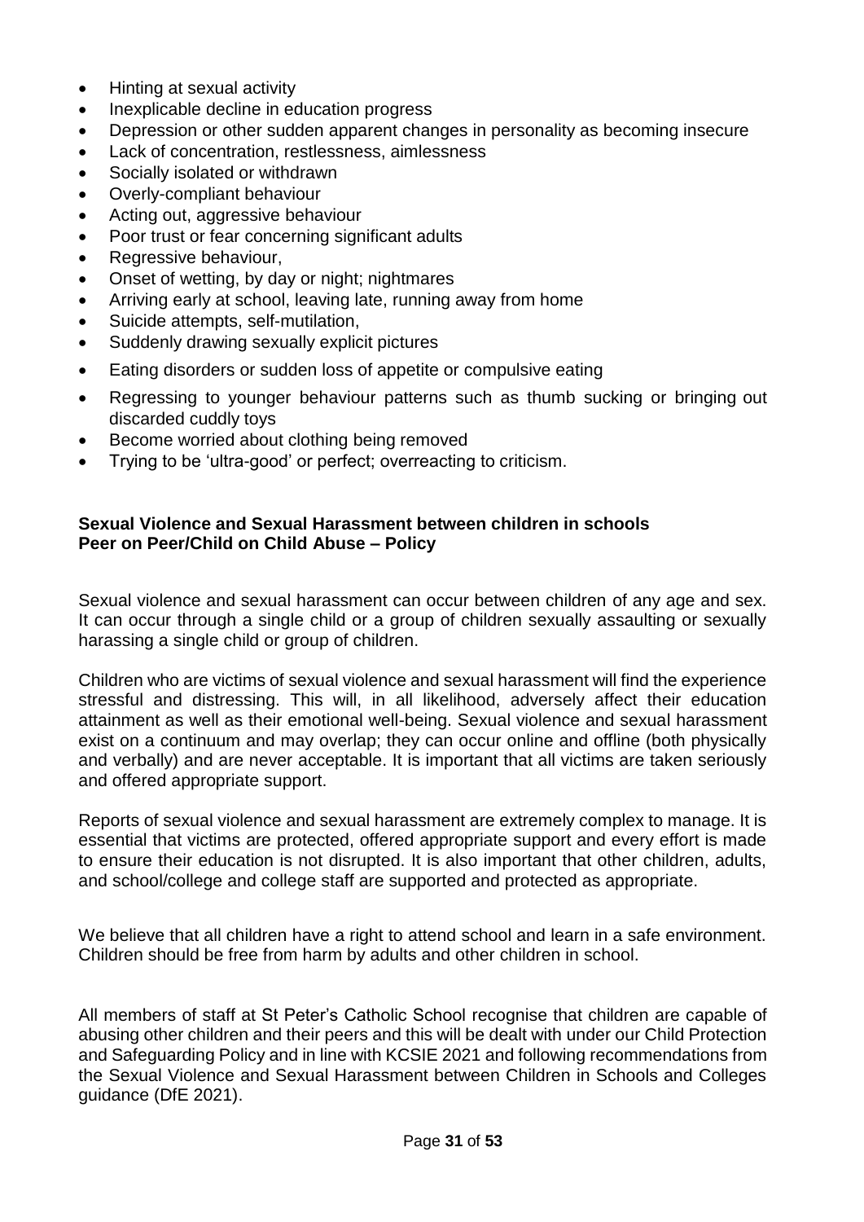- Hinting at sexual activity
- Inexplicable decline in education progress
- Depression or other sudden apparent changes in personality as becoming insecure
- Lack of concentration, restlessness, aimlessness
- Socially isolated or withdrawn
- Overly-compliant behaviour
- Acting out, aggressive behaviour
- Poor trust or fear concerning significant adults
- Regressive behaviour,
- Onset of wetting, by day or night; nightmares
- Arriving early at school, leaving late, running away from home
- Suicide attempts, self-mutilation,
- Suddenly drawing sexually explicit pictures
- Eating disorders or sudden loss of appetite or compulsive eating
- Regressing to younger behaviour patterns such as thumb sucking or bringing out discarded cuddly toys
- Become worried about clothing being removed
- Trying to be 'ultra-good' or perfect; overreacting to criticism.

**Sexual Violence and Sexual Harassment between children in schools**
**Peer on Peer/Child on Child Abuse – Policy**

Sexual violence and sexual harassment can occur between children of any age and sex. It can occur through a single child or a group of children sexually assaulting or sexually harassing a single child or group of children.

Children who are victims of sexual violence and sexual harassment will find the experience stressful and distressing. This will, in all likelihood, adversely affect their education attainment as well as their emotional well-being. Sexual violence and sexual harassment exist on a continuum and may overlap; they can occur online and offline (both physically and verbally) and are never acceptable. It is important that all victims are taken seriously and offered appropriate support.

Reports of sexual violence and sexual harassment are extremely complex to manage. It is essential that victims are protected, offered appropriate support and every effort is made to ensure their education is not disrupted. It is also important that other children, adults, and school/college and college staff are supported and protected as appropriate.

We believe that all children have a right to attend school and learn in a safe environment. Children should be free from harm by adults and other children in school.

All members of staff at St Peter's Catholic School recognise that children are capable of abusing other children and their peers and this will be dealt with under our Child Protection and Safeguarding Policy and in line with KCSIE 2021 and following recommendations from the Sexual Violence and Sexual Harassment between Children in Schools and Colleges guidance (DfE 2021).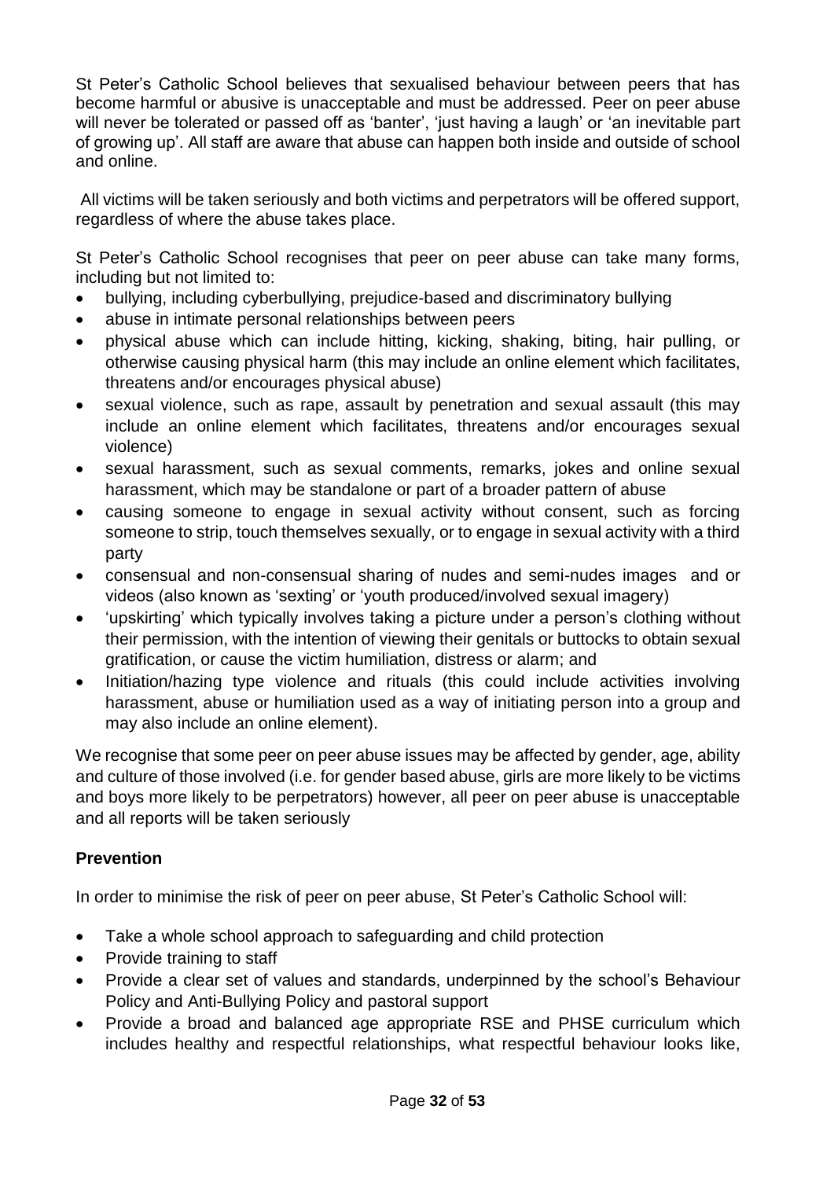St Peter's Catholic School believes that sexualised behaviour between peers that has become harmful or abusive is unacceptable and must be addressed. Peer on peer abuse will never be tolerated or passed off as 'banter', 'just having a laugh' or 'an inevitable part of growing up'. All staff are aware that abuse can happen both inside and outside of school and online.

All victims will be taken seriously and both victims and perpetrators will be offered support, regardless of where the abuse takes place.

St Peter's Catholic School recognises that peer on peer abuse can take many forms, including but not limited to:

- bullying, including cyberbullying, prejudice-based and discriminatory bullying
- abuse in intimate personal relationships between peers
- physical abuse which can include hitting, kicking, shaking, biting, hair pulling, or otherwise causing physical harm (this may include an online element which facilitates, threatens and/or encourages physical abuse)
- sexual violence, such as rape, assault by penetration and sexual assault (this may include an online element which facilitates, threatens and/or encourages sexual violence)
- sexual harassment, such as sexual comments, remarks, jokes and online sexual harassment, which may be standalone or part of a broader pattern of abuse
- causing someone to engage in sexual activity without consent, such as forcing someone to strip, touch themselves sexually, or to engage in sexual activity with a third party
- consensual and non-consensual sharing of nudes and semi-nudes images and or videos (also known as 'sexting' or 'youth produced/involved sexual imagery)
- 'upskirting' which typically involves taking a picture under a person's clothing without their permission, with the intention of viewing their genitals or buttocks to obtain sexual gratification, or cause the victim humiliation, distress or alarm; and
- Initiation/hazing type violence and rituals (this could include activities involving harassment, abuse or humiliation used as a way of initiating person into a group and may also include an online element).

We recognise that some peer on peer abuse issues may be affected by gender, age, ability and culture of those involved (i.e. for gender based abuse, girls are more likely to be victims and boys more likely to be perpetrators) however, all peer on peer abuse is unacceptable and all reports will be taken seriously

**Prevention**

In order to minimise the risk of peer on peer abuse, St Peter's Catholic School will:

- Take a whole school approach to safeguarding and child protection
- Provide training to staff
- Provide a clear set of values and standards, underpinned by the school's Behaviour Policy and Anti-Bullying Policy and pastoral support
- Provide a broad and balanced age appropriate RSE and PHSE curriculum which includes healthy and respectful relationships, what respectful behaviour looks like,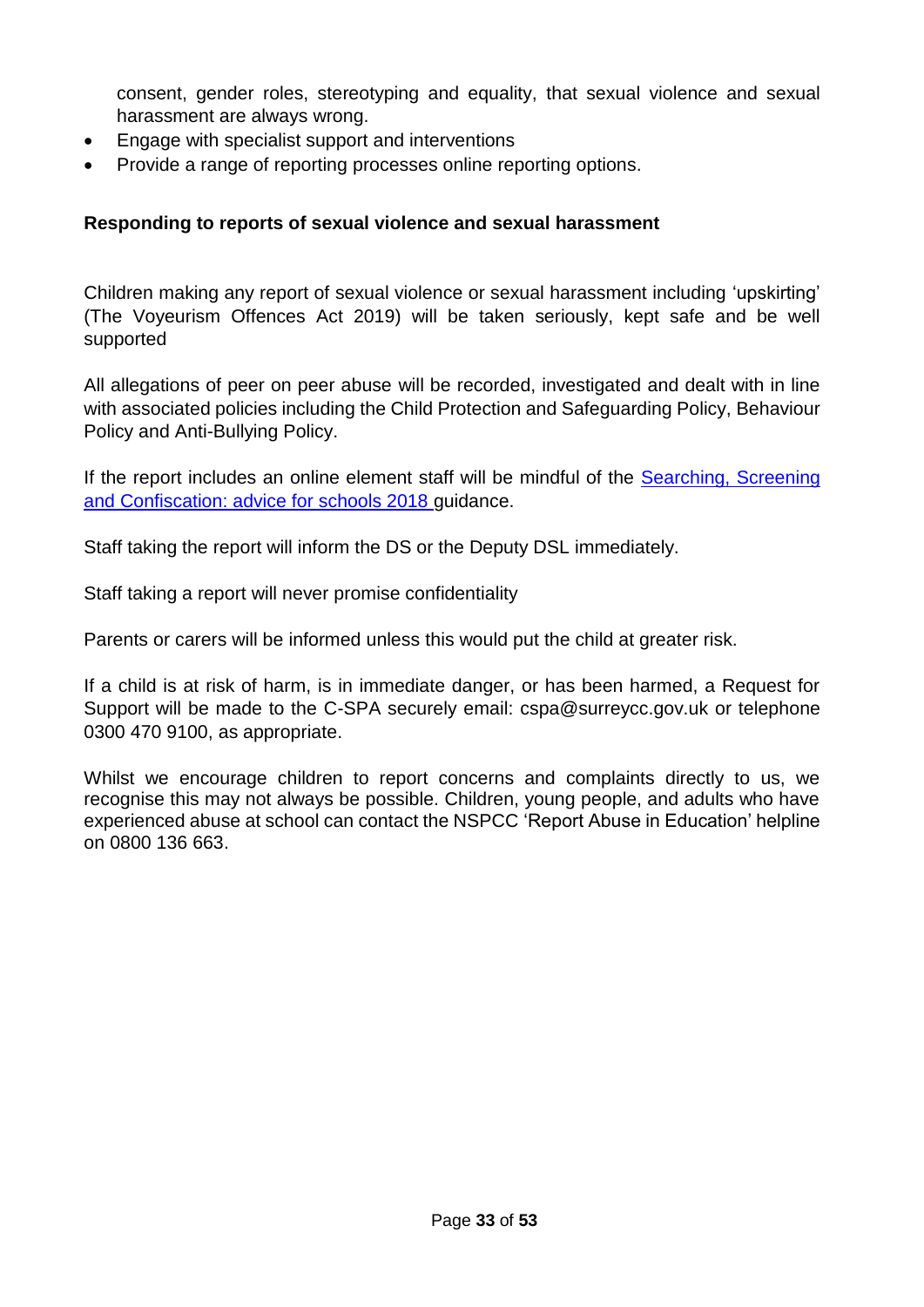consent, gender roles, stereotyping and equality, that sexual violence and sexual harassment are always wrong.

- Engage with specialist support and interventions
- Provide a range of reporting processes online reporting options.

**Responding to reports of sexual violence and sexual harassment**

Children making any report of sexual violence or sexual harassment including 'upskirting' (The Voyeurism Offences Act 2019) will be taken seriously, kept safe and be well supported

All allegations of peer on peer abuse will be recorded, investigated and dealt with in line with associated policies including the Child Protection and Safeguarding Policy, Behaviour Policy and Anti-Bullying Policy.

If the report includes an online element staff will be mindful of the [Searching, Screening and Confiscation: advice for schools 2018](#) guidance.

Staff taking the report will inform the DS or the Deputy DSL immediately.

Staff taking a report will never promise confidentiality

Parents or carers will be informed unless this would put the child at greater risk.

If a child is at risk of harm, is in immediate danger, or has been harmed, a Request for Support will be made to the C-SPA securely email: cspa@surreycc.gov.uk or telephone 0300 470 9100, as appropriate.

Whilst we encourage children to report concerns and complaints directly to us, we recognise this may not always be possible. Children, young people, and adults who have experienced abuse at school can contact the NSPCC 'Report Abuse in Education' helpline on 0800 136 663.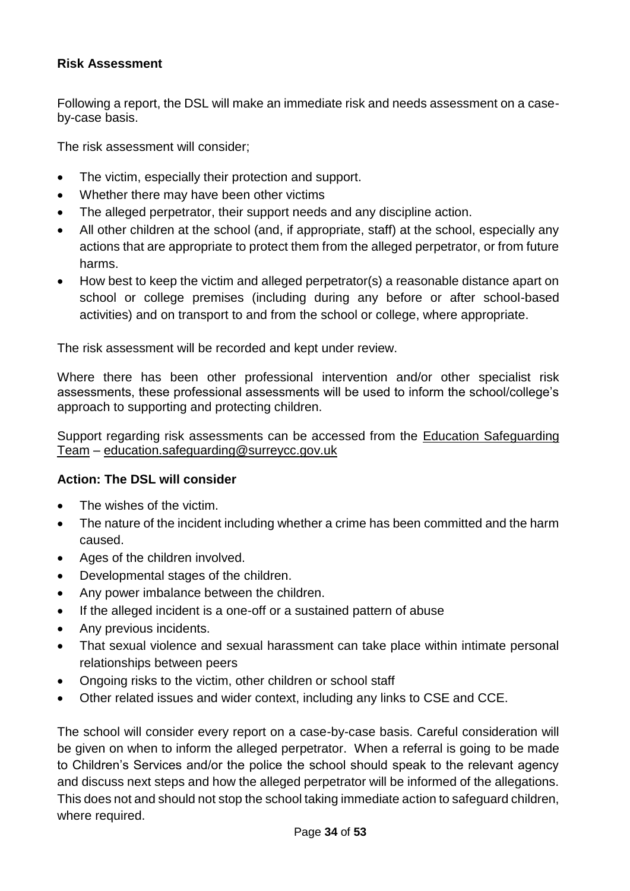**Risk Assessment**

Following a report, the DSL will make an immediate risk and needs assessment on a case-by-case basis.

The risk assessment will consider;

- The victim, especially their protection and support.
- Whether there may have been other victims
- The alleged perpetrator, their support needs and any discipline action.
- All other children at the school (and, if appropriate, staff) at the school, especially any actions that are appropriate to protect them from the alleged perpetrator, or from future harms.
- How best to keep the victim and alleged perpetrator(s) a reasonable distance apart on school or college premises (including during any before or after school-based activities) and on transport to and from the school or college, where appropriate.

The risk assessment will be recorded and kept under review.

Where there has been other professional intervention and/or other specialist risk assessments, these professional assessments will be used to inform the school/college's approach to supporting and protecting children.

Support regarding risk assessments can be accessed from the Education Safeguarding Team – education.safeguarding@surreycc.gov.uk

**Action: The DSL will consider**

- The wishes of the victim.
- The nature of the incident including whether a crime has been committed and the harm caused.
- Ages of the children involved.
- Developmental stages of the children.
- Any power imbalance between the children.
- If the alleged incident is a one-off or a sustained pattern of abuse
- Any previous incidents.
- That sexual violence and sexual harassment can take place within intimate personal relationships between peers
- Ongoing risks to the victim, other children or school staff
- Other related issues and wider context, including any links to CSE and CCE.

The school will consider every report on a case-by-case basis. Careful consideration will be given on when to inform the alleged perpetrator. When a referral is going to be made to Children's Services and/or the police the school should speak to the relevant agency and discuss next steps and how the alleged perpetrator will be informed of the allegations. This does not and should not stop the school taking immediate action to safeguard children, where required.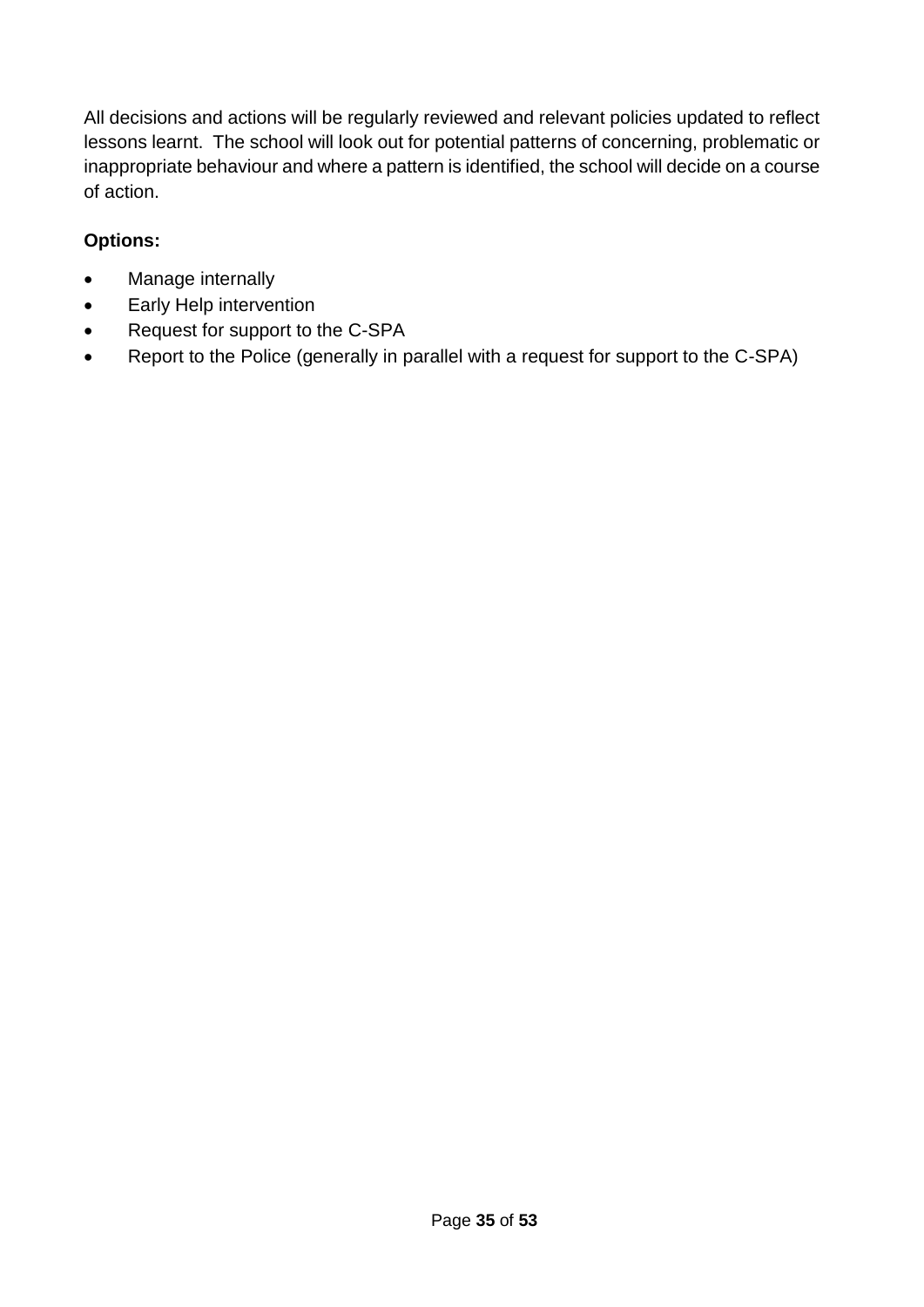All decisions and actions will be regularly reviewed and relevant policies updated to reflect lessons learnt. The school will look out for potential patterns of concerning, problematic or inappropriate behaviour and where a pattern is identified, the school will decide on a course of action.

**Options:**

- Manage internally
- Early Help intervention
- Request for support to the C-SPA
- Report to the Police (generally in parallel with a request for support to the C-SPA)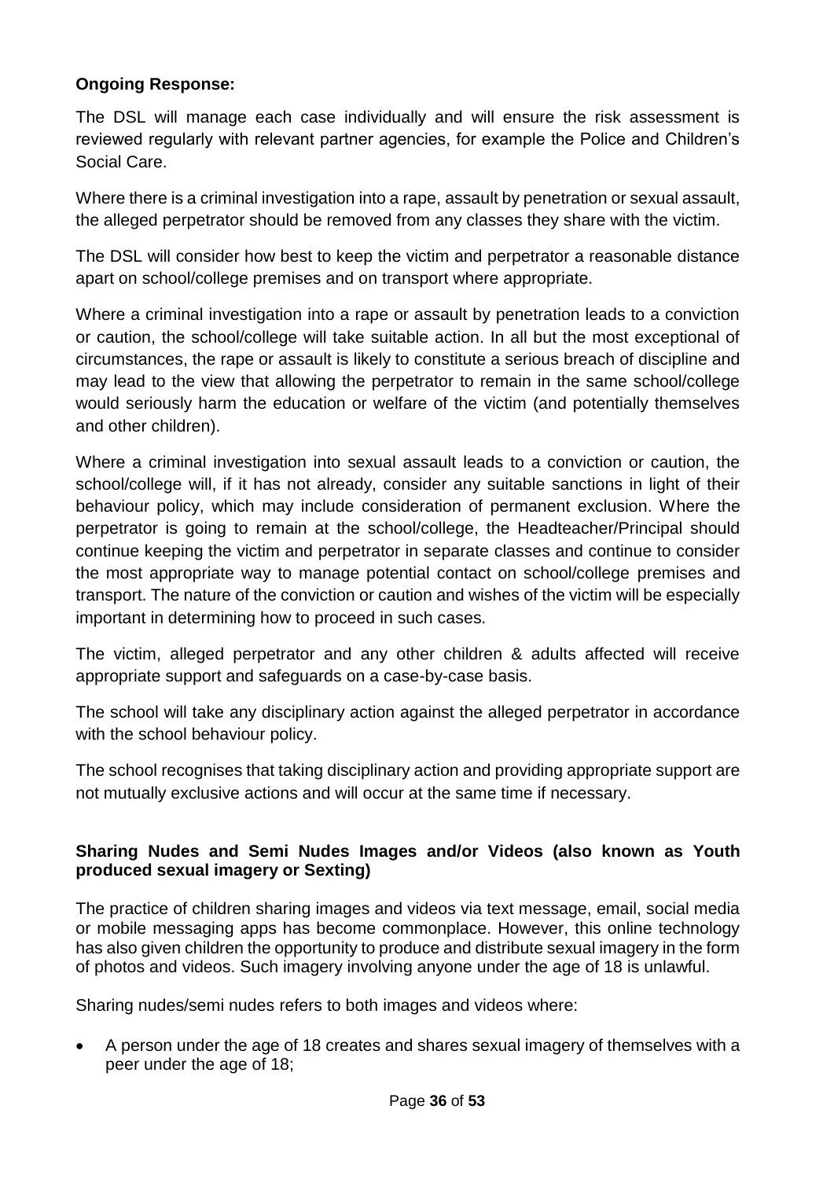**Ongoing Response:**

The DSL will manage each case individually and will ensure the risk assessment is reviewed regularly with relevant partner agencies, for example the Police and Children's Social Care.

Where there is a criminal investigation into a rape, assault by penetration or sexual assault, the alleged perpetrator should be removed from any classes they share with the victim.

The DSL will consider how best to keep the victim and perpetrator a reasonable distance apart on school/college premises and on transport where appropriate.

Where a criminal investigation into a rape or assault by penetration leads to a conviction or caution, the school/college will take suitable action. In all but the most exceptional of circumstances, the rape or assault is likely to constitute a serious breach of discipline and may lead to the view that allowing the perpetrator to remain in the same school/college would seriously harm the education or welfare of the victim (and potentially themselves and other children).

Where a criminal investigation into sexual assault leads to a conviction or caution, the school/college will, if it has not already, consider any suitable sanctions in light of their behaviour policy, which may include consideration of permanent exclusion. Where the perpetrator is going to remain at the school/college, the Headteacher/Principal should continue keeping the victim and perpetrator in separate classes and continue to consider the most appropriate way to manage potential contact on school/college premises and transport. The nature of the conviction or caution and wishes of the victim will be especially important in determining how to proceed in such cases.

The victim, alleged perpetrator and any other children & adults affected will receive appropriate support and safeguards on a case-by-case basis.

The school will take any disciplinary action against the alleged perpetrator in accordance with the school behaviour policy.

The school recognises that taking disciplinary action and providing appropriate support are not mutually exclusive actions and will occur at the same time if necessary.

**Sharing Nudes and Semi Nudes Images and/or Videos (also known as Youth produced sexual imagery or Sexting)**

The practice of children sharing images and videos via text message, email, social media or mobile messaging apps has become commonplace. However, this online technology has also given children the opportunity to produce and distribute sexual imagery in the form of photos and videos. Such imagery involving anyone under the age of 18 is unlawful.

Sharing nudes/semi nudes refers to both images and videos where:

- A person under the age of 18 creates and shares sexual imagery of themselves with a peer under the age of 18;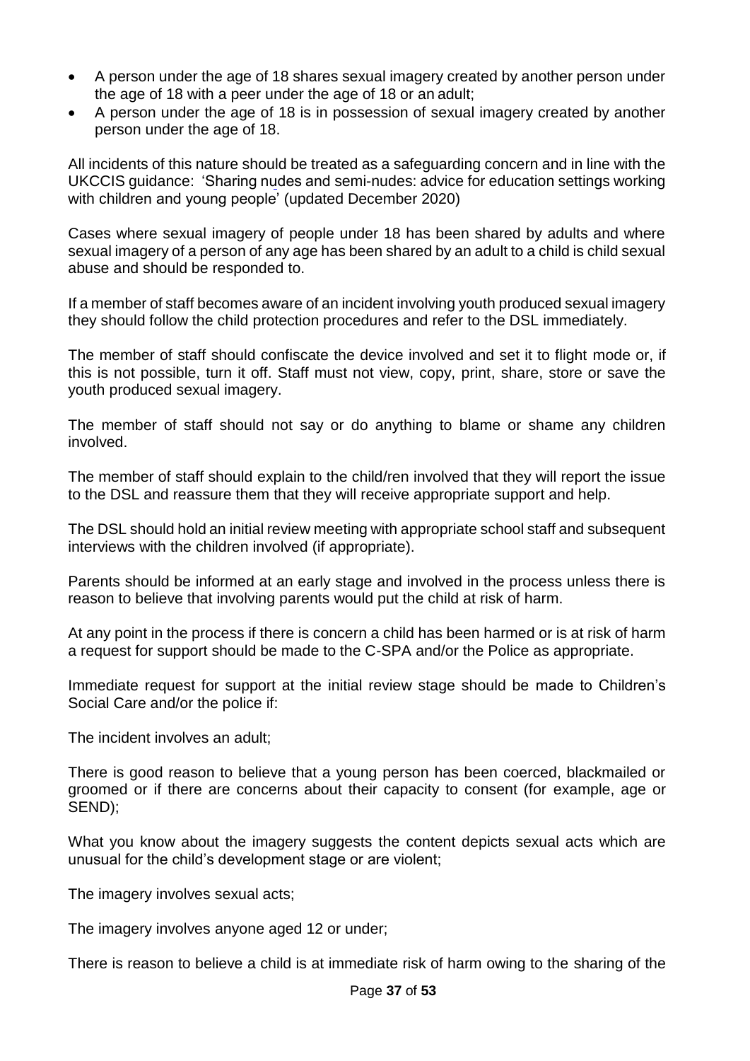- A person under the age of 18 shares sexual imagery created by another person under the age of 18 with a peer under the age of 18 or an adult;
- A person under the age of 18 is in possession of sexual imagery created by another person under the age of 18.

All incidents of this nature should be treated as a safeguarding concern and in line with the UKCCIS guidance: 'Sharing nudes and semi-nudes: advice for education settings working with children and young people' (updated December 2020)

Cases where sexual imagery of people under 18 has been shared by adults and where sexual imagery of a person of any age has been shared by an adult to a child is child sexual abuse and should be responded to.

If a member of staff becomes aware of an incident involving youth produced sexual imagery they should follow the child protection procedures and refer to the DSL immediately.

The member of staff should confiscate the device involved and set it to flight mode or, if this is not possible, turn it off. Staff must not view, copy, print, share, store or save the youth produced sexual imagery.

The member of staff should not say or do anything to blame or shame any children involved.

The member of staff should explain to the child/ren involved that they will report the issue to the DSL and reassure them that they will receive appropriate support and help.

The DSL should hold an initial review meeting with appropriate school staff and subsequent interviews with the children involved (if appropriate).

Parents should be informed at an early stage and involved in the process unless there is reason to believe that involving parents would put the child at risk of harm.

At any point in the process if there is concern a child has been harmed or is at risk of harm a request for support should be made to the C-SPA and/or the Police as appropriate.

Immediate request for support at the initial review stage should be made to Children's Social Care and/or the police if:

The incident involves an adult;

There is good reason to believe that a young person has been coerced, blackmailed or groomed or if there are concerns about their capacity to consent (for example, age or SEND);

What you know about the imagery suggests the content depicts sexual acts which are unusual for the child's development stage or are violent;

The imagery involves sexual acts;

The imagery involves anyone aged 12 or under;

There is reason to believe a child is at immediate risk of harm owing to the sharing of the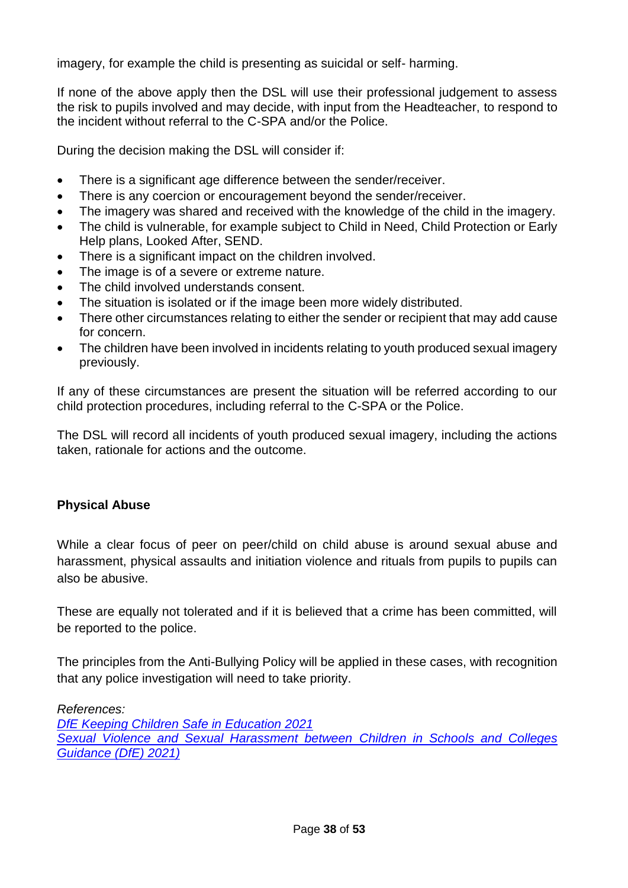imagery, for example the child is presenting as suicidal or self- harming.

If none of the above apply then the DSL will use their professional judgement to assess the risk to pupils involved and may decide, with input from the Headteacher, to respond to the incident without referral to the C-SPA and/or the Police.

During the decision making the DSL will consider if:

- There is a significant age difference between the sender/receiver.
- There is any coercion or encouragement beyond the sender/receiver.
- The imagery was shared and received with the knowledge of the child in the imagery.
- The child is vulnerable, for example subject to Child in Need, Child Protection or Early Help plans, Looked After, SEND.
- There is a significant impact on the children involved.
- The image is of a severe or extreme nature.
- The child involved understands consent.
- The situation is isolated or if the image been more widely distributed.
- There other circumstances relating to either the sender or recipient that may add cause for concern.
- The children have been involved in incidents relating to youth produced sexual imagery previously.

If any of these circumstances are present the situation will be referred according to our child protection procedures, including referral to the C-SPA or the Police.

The DSL will record all incidents of youth produced sexual imagery, including the actions taken, rationale for actions and the outcome.

**Physical Abuse**

While a clear focus of peer on peer/child on child abuse is around sexual abuse and harassment, physical assaults and initiation violence and rituals from pupils to pupils can also be abusive.

These are equally not tolerated and if it is believed that a crime has been committed, will be reported to the police.

The principles from the Anti-Bullying Policy will be applied in these cases, with recognition that any police investigation will need to take priority.

*References:*
*DfE Keeping Children Safe in Education 2021*
*Sexual Violence and Sexual Harassment between Children in Schools and Colleges Guidance (DfE) 2021)*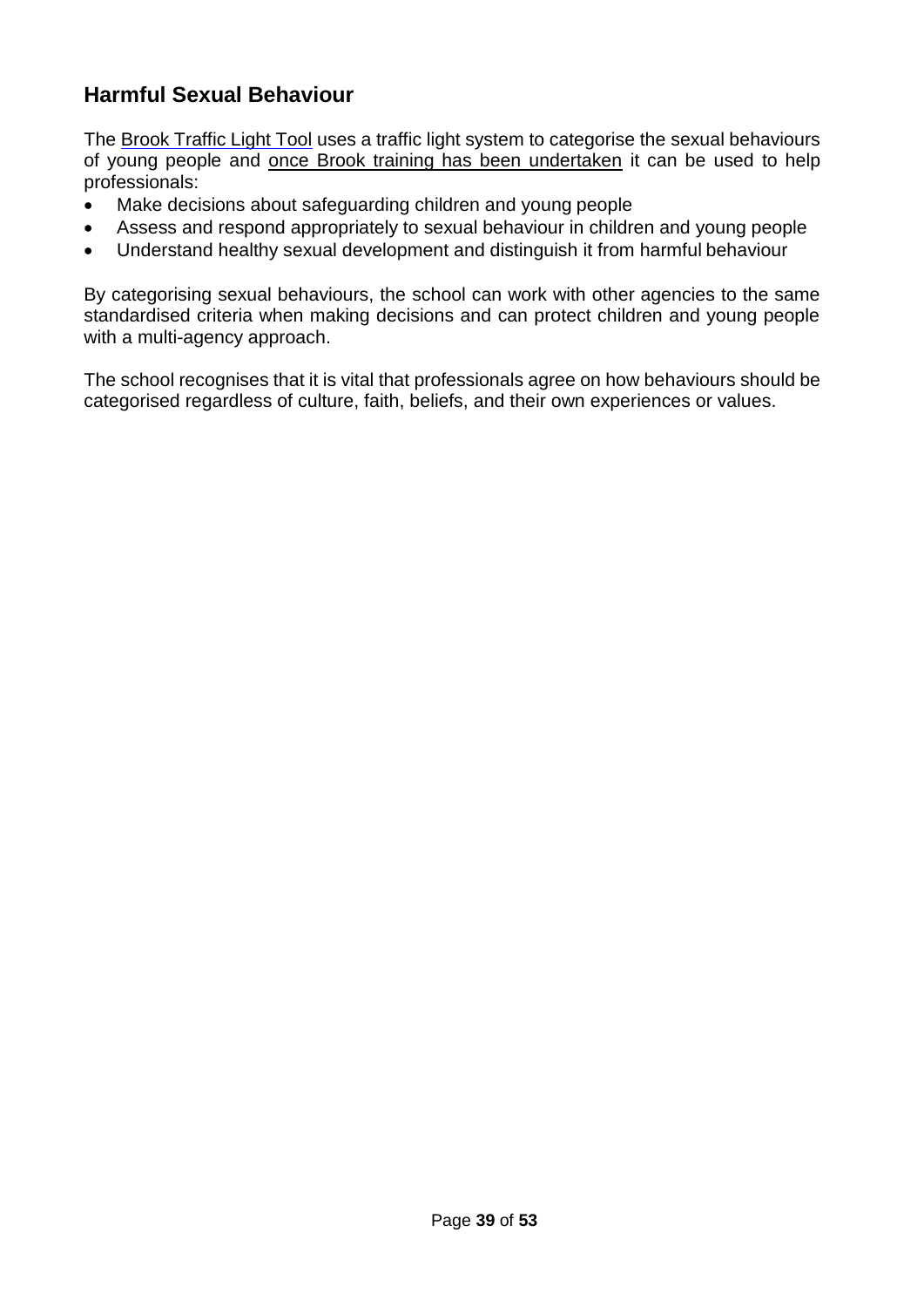## Harmful Sexual Behaviour

The Brook Traffic Light Tool uses a traffic light system to categorise the sexual behaviours of young people and once Brook training has been undertaken it can be used to help professionals:

- Make decisions about safeguarding children and young people
- Assess and respond appropriately to sexual behaviour in children and young people
- Understand healthy sexual development and distinguish it from harmful behaviour

By categorising sexual behaviours, the school can work with other agencies to the same standardised criteria when making decisions and can protect children and young people with a multi-agency approach.

The school recognises that it is vital that professionals agree on how behaviours should be categorised regardless of culture, faith, beliefs, and their own experiences or values.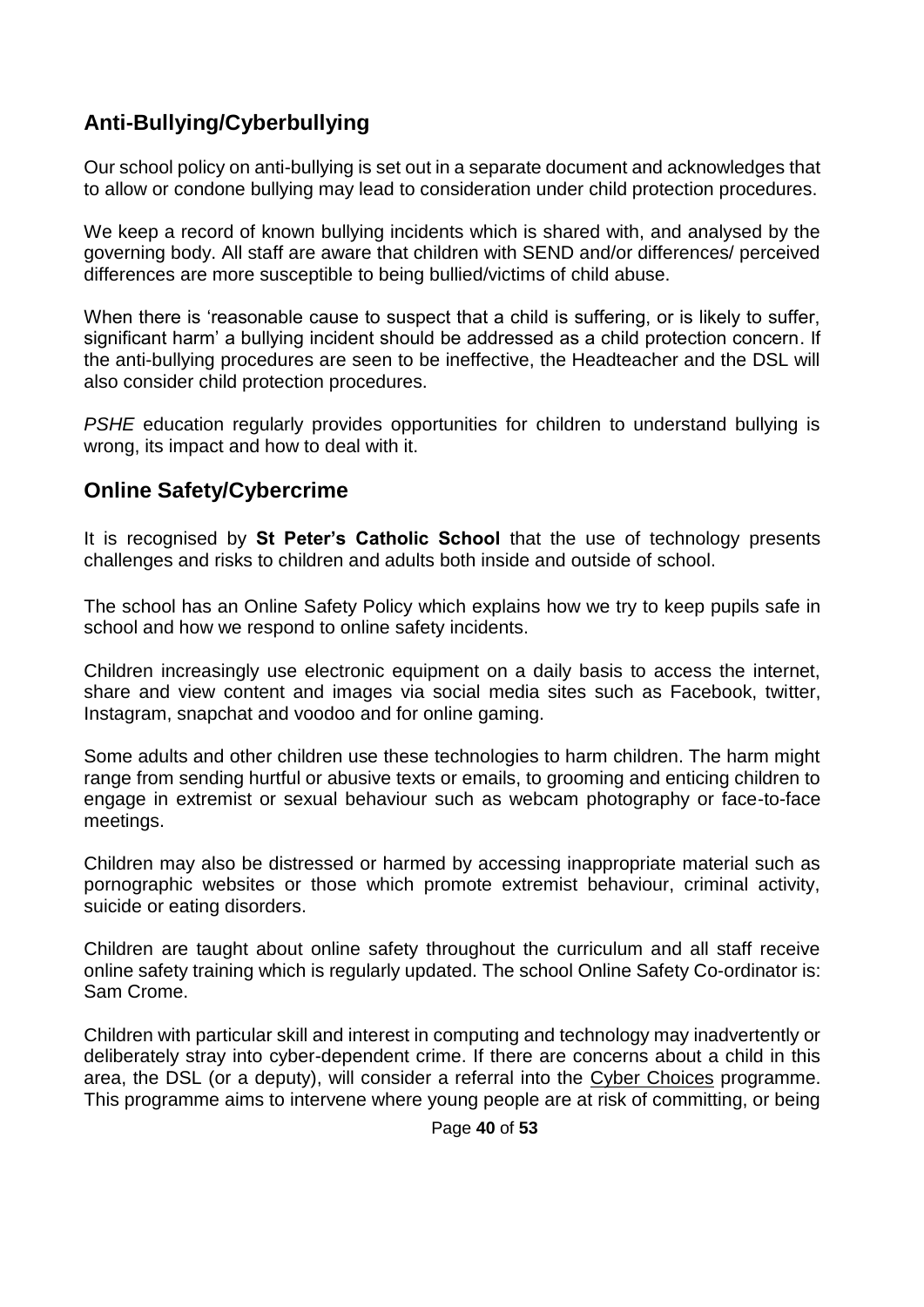## Anti-Bullying/Cyberbullying

Our school policy on anti-bullying is set out in a separate document and acknowledges that to allow or condone bullying may lead to consideration under child protection procedures.

We keep a record of known bullying incidents which is shared with, and analysed by the governing body. All staff are aware that children with SEND and/or differences/ perceived differences are more susceptible to being bullied/victims of child abuse.

When there is 'reasonable cause to suspect that a child is suffering, or is likely to suffer, significant harm' a bullying incident should be addressed as a child protection concern. If the anti-bullying procedures are seen to be ineffective, the Headteacher and the DSL will also consider child protection procedures.

*PSHE* education regularly provides opportunities for children to understand bullying is wrong, its impact and how to deal with it.

## Online Safety/Cybercrime

It is recognised by **St Peter's Catholic School** that the use of technology presents challenges and risks to children and adults both inside and outside of school.

The school has an Online Safety Policy which explains how we try to keep pupils safe in school and how we respond to online safety incidents.

Children increasingly use electronic equipment on a daily basis to access the internet, share and view content and images via social media sites such as Facebook, twitter, Instagram, snapchat and voodoo and for online gaming.

Some adults and other children use these technologies to harm children. The harm might range from sending hurtful or abusive texts or emails, to grooming and enticing children to engage in extremist or sexual behaviour such as webcam photography or face-to-face meetings.

Children may also be distressed or harmed by accessing inappropriate material such as pornographic websites or those which promote extremist behaviour, criminal activity, suicide or eating disorders.

Children are taught about online safety throughout the curriculum and all staff receive online safety training which is regularly updated. The school Online Safety Co-ordinator is: Sam Crome.

Children with particular skill and interest in computing and technology may inadvertently or deliberately stray into cyber-dependent crime. If there are concerns about a child in this area, the DSL (or a deputy), will consider a referral into the Cyber Choices programme. This programme aims to intervene where young people are at risk of committing, or being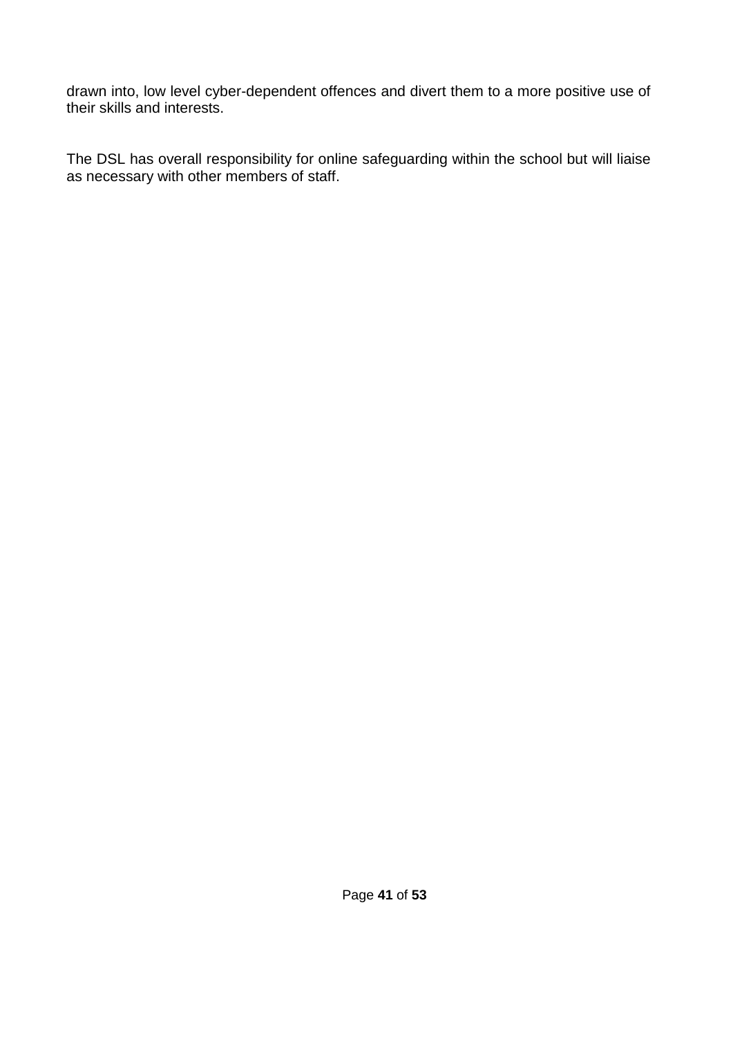drawn into, low level cyber-dependent offences and divert them to a more positive use of their skills and interests.

The DSL has overall responsibility for online safeguarding within the school but will liaise as necessary with other members of staff.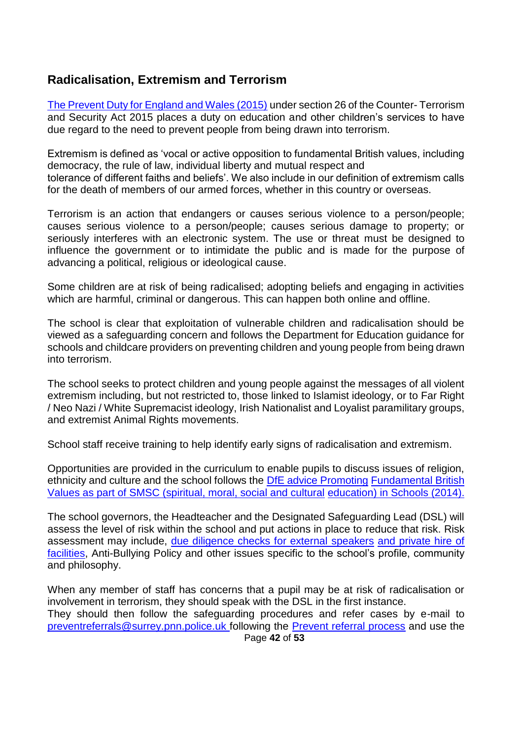## Radicalisation, Extremism and Terrorism

The Prevent Duty for England and Wales (2015) under section 26 of the Counter- Terrorism and Security Act 2015 places a duty on education and other children's services to have due regard to the need to prevent people from being drawn into terrorism.

Extremism is defined as 'vocal or active opposition to fundamental British values, including democracy, the rule of law, individual liberty and mutual respect and tolerance of different faiths and beliefs'. We also include in our definition of extremism calls for the death of members of our armed forces, whether in this country or overseas.

Terrorism is an action that endangers or causes serious violence to a person/people; causes serious violence to a person/people; causes serious damage to property; or seriously interferes with an electronic system. The use or threat must be designed to influence the government or to intimidate the public and is made for the purpose of advancing a political, religious or ideological cause.

Some children are at risk of being radicalised; adopting beliefs and engaging in activities which are harmful, criminal or dangerous. This can happen both online and offline.

The school is clear that exploitation of vulnerable children and radicalisation should be viewed as a safeguarding concern and follows the Department for Education guidance for schools and childcare providers on preventing children and young people from being drawn into terrorism.

The school seeks to protect children and young people against the messages of all violent extremism including, but not restricted to, those linked to Islamist ideology, or to Far Right / Neo Nazi / White Supremacist ideology, Irish Nationalist and Loyalist paramilitary groups, and extremist Animal Rights movements.

School staff receive training to help identify early signs of radicalisation and extremism.

Opportunities are provided in the curriculum to enable pupils to discuss issues of religion, ethnicity and culture and the school follows the DfE advice Promoting Fundamental British Values as part of SMSC (spiritual, moral, social and cultural education) in Schools (2014).

The school governors, the Headteacher and the Designated Safeguarding Lead (DSL) will assess the level of risk within the school and put actions in place to reduce that risk. Risk assessment may include, due diligence checks for external speakers and private hire of facilities, Anti-Bullying Policy and other issues specific to the school's profile, community and philosophy.

When any member of staff has concerns that a pupil may be at risk of radicalisation or involvement in terrorism, they should speak with the DSL in the first instance.
They should then follow the safeguarding procedures and refer cases by e-mail to preventreferrals@surrey.pnn.police.uk following the Prevent referral process and use the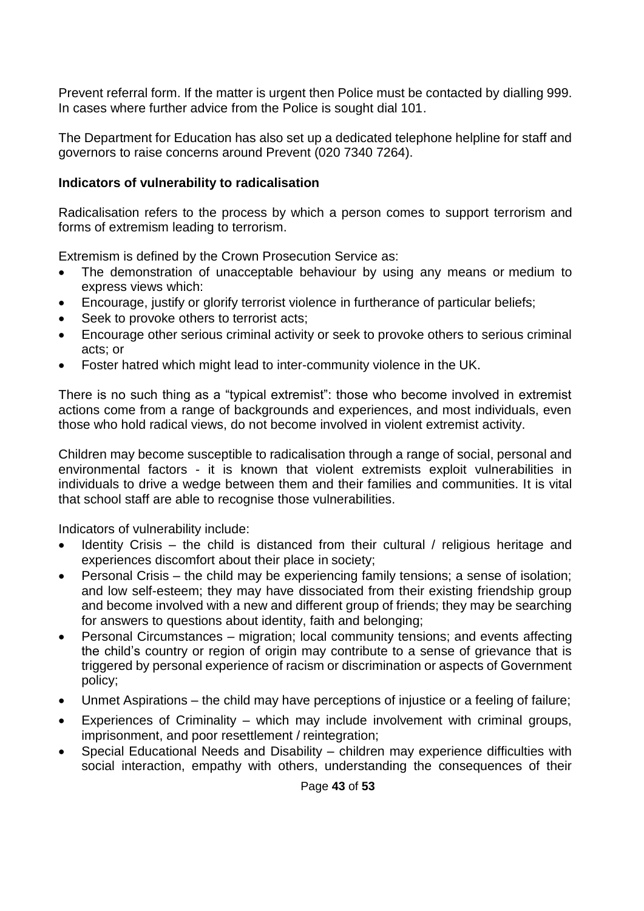Prevent referral form. If the matter is urgent then Police must be contacted by dialling 999. In cases where further advice from the Police is sought dial 101.

The Department for Education has also set up a dedicated telephone helpline for staff and governors to raise concerns around Prevent (020 7340 7264).

**Indicators of vulnerability to radicalisation**

Radicalisation refers to the process by which a person comes to support terrorism and forms of extremism leading to terrorism.

Extremism is defined by the Crown Prosecution Service as:

- The demonstration of unacceptable behaviour by using any means or medium to express views which:
- Encourage, justify or glorify terrorist violence in furtherance of particular beliefs;
- Seek to provoke others to terrorist acts;
- Encourage other serious criminal activity or seek to provoke others to serious criminal acts; or
- Foster hatred which might lead to inter-community violence in the UK.

There is no such thing as a "typical extremist": those who become involved in extremist actions come from a range of backgrounds and experiences, and most individuals, even those who hold radical views, do not become involved in violent extremist activity.

Children may become susceptible to radicalisation through a range of social, personal and environmental factors - it is known that violent extremists exploit vulnerabilities in individuals to drive a wedge between them and their families and communities. It is vital that school staff are able to recognise those vulnerabilities.

Indicators of vulnerability include:

- Identity Crisis – the child is distanced from their cultural / religious heritage and experiences discomfort about their place in society;
- Personal Crisis – the child may be experiencing family tensions; a sense of isolation; and low self-esteem; they may have dissociated from their existing friendship group and become involved with a new and different group of friends; they may be searching for answers to questions about identity, faith and belonging;
- Personal Circumstances – migration; local community tensions; and events affecting the child's country or region of origin may contribute to a sense of grievance that is triggered by personal experience of racism or discrimination or aspects of Government policy;
- Unmet Aspirations – the child may have perceptions of injustice or a feeling of failure;
- Experiences of Criminality – which may include involvement with criminal groups, imprisonment, and poor resettlement / reintegration;
- Special Educational Needs and Disability – children may experience difficulties with social interaction, empathy with others, understanding the consequences of their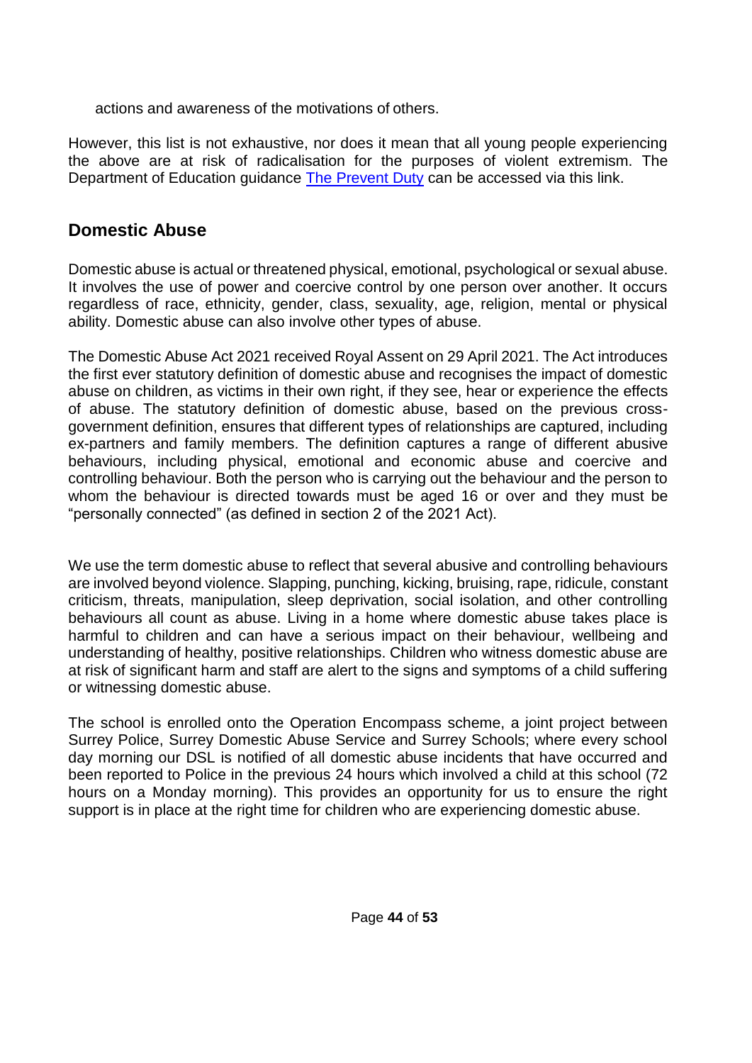actions and awareness of the motivations of others.

However, this list is not exhaustive, nor does it mean that all young people experiencing the above are at risk of radicalisation for the purposes of violent extremism. The Department of Education guidance [The Prevent Duty] can be accessed via this link.

## Domestic Abuse

Domestic abuse is actual or threatened physical, emotional, psychological or sexual abuse. It involves the use of power and coercive control by one person over another. It occurs regardless of race, ethnicity, gender, class, sexuality, age, religion, mental or physical ability. Domestic abuse can also involve other types of abuse.

The Domestic Abuse Act 2021 received Royal Assent on 29 April 2021. The Act introduces the first ever statutory definition of domestic abuse and recognises the impact of domestic abuse on children, as victims in their own right, if they see, hear or experience the effects of abuse. The statutory definition of domestic abuse, based on the previous cross-government definition, ensures that different types of relationships are captured, including ex-partners and family members. The definition captures a range of different abusive behaviours, including physical, emotional and economic abuse and coercive and controlling behaviour. Both the person who is carrying out the behaviour and the person to whom the behaviour is directed towards must be aged 16 or over and they must be "personally connected" (as defined in section 2 of the 2021 Act).

We use the term domestic abuse to reflect that several abusive and controlling behaviours are involved beyond violence. Slapping, punching, kicking, bruising, rape, ridicule, constant criticism, threats, manipulation, sleep deprivation, social isolation, and other controlling behaviours all count as abuse. Living in a home where domestic abuse takes place is harmful to children and can have a serious impact on their behaviour, wellbeing and understanding of healthy, positive relationships. Children who witness domestic abuse are at risk of significant harm and staff are alert to the signs and symptoms of a child suffering or witnessing domestic abuse.

The school is enrolled onto the Operation Encompass scheme, a joint project between Surrey Police, Surrey Domestic Abuse Service and Surrey Schools; where every school day morning our DSL is notified of all domestic abuse incidents that have occurred and been reported to Police in the previous 24 hours which involved a child at this school (72 hours on a Monday morning). This provides an opportunity for us to ensure the right support is in place at the right time for children who are experiencing domestic abuse.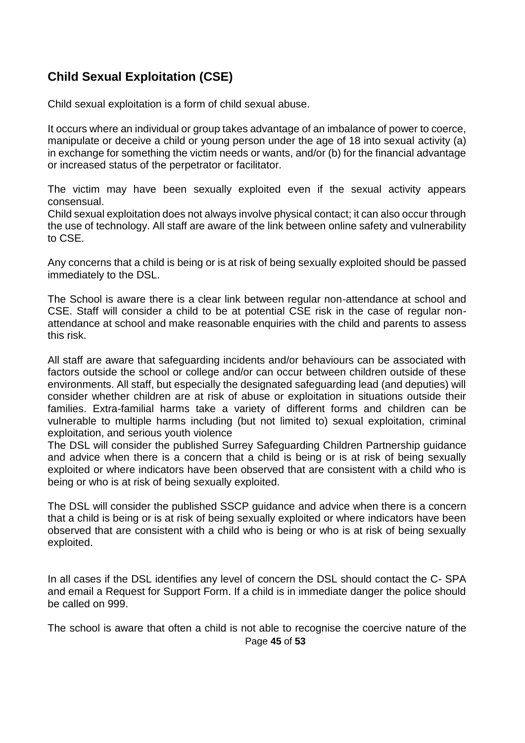## Child Sexual Exploitation (CSE)

Child sexual exploitation is a form of child sexual abuse.

It occurs where an individual or group takes advantage of an imbalance of power to coerce, manipulate or deceive a child or young person under the age of 18 into sexual activity (a) in exchange for something the victim needs or wants, and/or (b) for the financial advantage or increased status of the perpetrator or facilitator.

The victim may have been sexually exploited even if the sexual activity appears consensual.
Child sexual exploitation does not always involve physical contact; it can also occur through the use of technology. All staff are aware of the link between online safety and vulnerability to CSE.

Any concerns that a child is being or is at risk of being sexually exploited should be passed immediately to the DSL.

The School is aware there is a clear link between regular non-attendance at school and CSE. Staff will consider a child to be at potential CSE risk in the case of regular non-attendance at school and make reasonable enquiries with the child and parents to assess this risk.

All staff are aware that safeguarding incidents and/or behaviours can be associated with factors outside the school or college and/or can occur between children outside of these environments. All staff, but especially the designated safeguarding lead (and deputies) will consider whether children are at risk of abuse or exploitation in situations outside their families. Extra-familial harms take a variety of different forms and children can be vulnerable to multiple harms including (but not limited to) sexual exploitation, criminal exploitation, and serious youth violence
The DSL will consider the published Surrey Safeguarding Children Partnership guidance and advice when there is a concern that a child is being or is at risk of being sexually exploited or where indicators have been observed that are consistent with a child who is being or who is at risk of being sexually exploited.

The DSL will consider the published SSCP guidance and advice when there is a concern that a child is being or is at risk of being sexually exploited or where indicators have been observed that are consistent with a child who is being or who is at risk of being sexually exploited.

In all cases if the DSL identifies any level of concern the DSL should contact the C- SPA and email a Request for Support Form. If a child is in immediate danger the police should be called on 999.

The school is aware that often a child is not able to recognise the coercive nature of the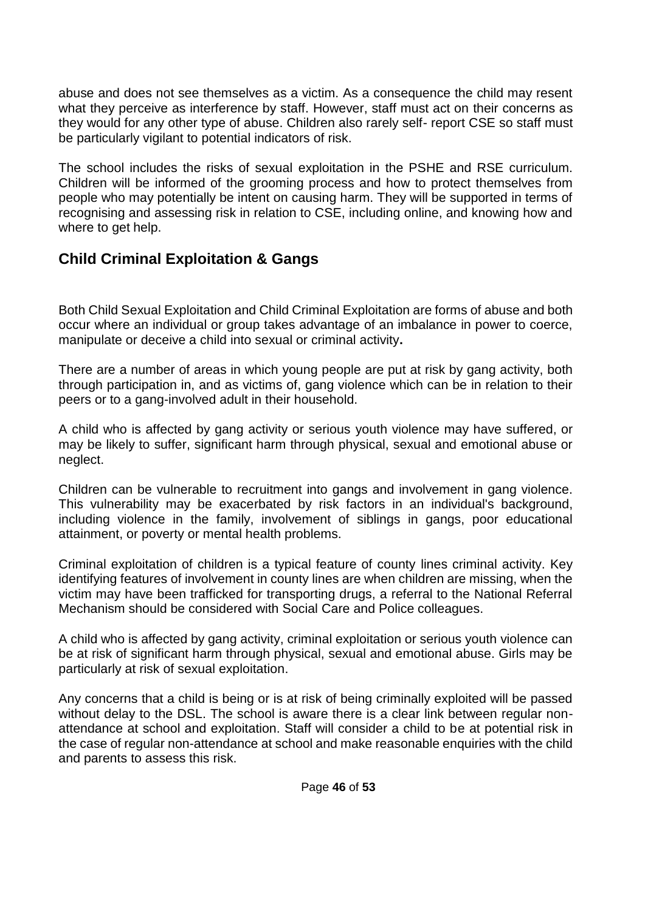abuse and does not see themselves as a victim. As a consequence the child may resent what they perceive as interference by staff. However, staff must act on their concerns as they would for any other type of abuse. Children also rarely self- report CSE so staff must be particularly vigilant to potential indicators of risk.

The school includes the risks of sexual exploitation in the PSHE and RSE curriculum. Children will be informed of the grooming process and how to protect themselves from people who may potentially be intent on causing harm. They will be supported in terms of recognising and assessing risk in relation to CSE, including online, and knowing how and where to get help.

## Child Criminal Exploitation & Gangs

Both Child Sexual Exploitation and Child Criminal Exploitation are forms of abuse and both occur where an individual or group takes advantage of an imbalance in power to coerce, manipulate or deceive a child into sexual or criminal activity**.**

There are a number of areas in which young people are put at risk by gang activity, both through participation in, and as victims of, gang violence which can be in relation to their peers or to a gang-involved adult in their household.

A child who is affected by gang activity or serious youth violence may have suffered, or may be likely to suffer, significant harm through physical, sexual and emotional abuse or neglect.

Children can be vulnerable to recruitment into gangs and involvement in gang violence. This vulnerability may be exacerbated by risk factors in an individual's background, including violence in the family, involvement of siblings in gangs, poor educational attainment, or poverty or mental health problems.

Criminal exploitation of children is a typical feature of county lines criminal activity. Key identifying features of involvement in county lines are when children are missing, when the victim may have been trafficked for transporting drugs, a referral to the National Referral Mechanism should be considered with Social Care and Police colleagues.

A child who is affected by gang activity, criminal exploitation or serious youth violence can be at risk of significant harm through physical, sexual and emotional abuse. Girls may be particularly at risk of sexual exploitation.

Any concerns that a child is being or is at risk of being criminally exploited will be passed without delay to the DSL. The school is aware there is a clear link between regular non-attendance at school and exploitation. Staff will consider a child to be at potential risk in the case of regular non-attendance at school and make reasonable enquiries with the child and parents to assess this risk.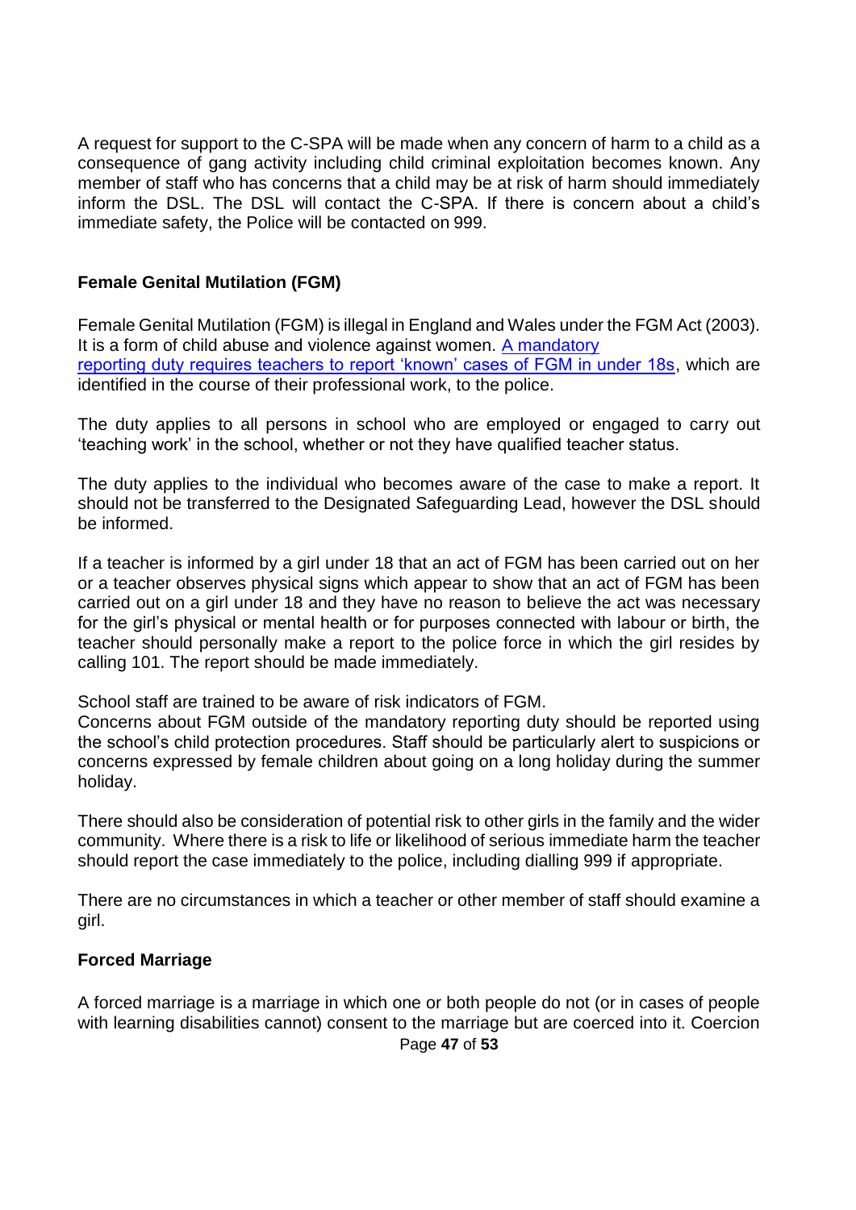A request for support to the C-SPA will be made when any concern of harm to a child as a consequence of gang activity including child criminal exploitation becomes known. Any member of staff who has concerns that a child may be at risk of harm should immediately inform the DSL. The DSL will contact the C-SPA. If there is concern about a child's immediate safety, the Police will be contacted on 999.

### Female Genital Mutilation (FGM)

Female Genital Mutilation (FGM) is illegal in England and Wales under the FGM Act (2003). It is a form of child abuse and violence against women. A mandatory reporting duty requires teachers to report 'known' cases of FGM in under 18s, which are identified in the course of their professional work, to the police.

The duty applies to all persons in school who are employed or engaged to carry out 'teaching work' in the school, whether or not they have qualified teacher status.

The duty applies to the individual who becomes aware of the case to make a report. It should not be transferred to the Designated Safeguarding Lead, however the DSL should be informed.

If a teacher is informed by a girl under 18 that an act of FGM has been carried out on her or a teacher observes physical signs which appear to show that an act of FGM has been carried out on a girl under 18 and they have no reason to believe the act was necessary for the girl's physical or mental health or for purposes connected with labour or birth, the teacher should personally make a report to the police force in which the girl resides by calling 101. The report should be made immediately.

School staff are trained to be aware of risk indicators of FGM.
Concerns about FGM outside of the mandatory reporting duty should be reported using the school's child protection procedures. Staff should be particularly alert to suspicions or concerns expressed by female children about going on a long holiday during the summer holiday.

There should also be consideration of potential risk to other girls in the family and the wider community. Where there is a risk to life or likelihood of serious immediate harm the teacher should report the case immediately to the police, including dialling 999 if appropriate.

There are no circumstances in which a teacher or other member of staff should examine a girl.

### Forced Marriage

A forced marriage is a marriage in which one or both people do not (or in cases of people with learning disabilities cannot) consent to the marriage but are coerced into it. Coercion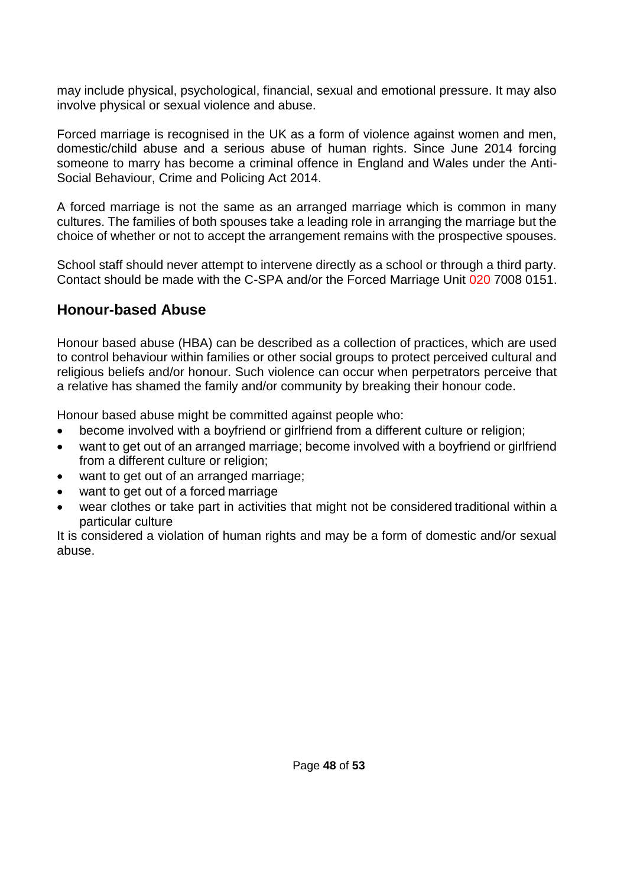may include physical, psychological, financial, sexual and emotional pressure. It may also involve physical or sexual violence and abuse.

Forced marriage is recognised in the UK as a form of violence against women and men, domestic/child abuse and a serious abuse of human rights. Since June 2014 forcing someone to marry has become a criminal offence in England and Wales under the Anti-Social Behaviour, Crime and Policing Act 2014.

A forced marriage is not the same as an arranged marriage which is common in many cultures. The families of both spouses take a leading role in arranging the marriage but the choice of whether or not to accept the arrangement remains with the prospective spouses.

School staff should never attempt to intervene directly as a school or through a third party. Contact should be made with the C-SPA and/or the Forced Marriage Unit 020 7008 0151.

## Honour-based Abuse

Honour based abuse (HBA) can be described as a collection of practices, which are used to control behaviour within families or other social groups to protect perceived cultural and religious beliefs and/or honour. Such violence can occur when perpetrators perceive that a relative has shamed the family and/or community by breaking their honour code.

Honour based abuse might be committed against people who:

- become involved with a boyfriend or girlfriend from a different culture or religion;
- want to get out of an arranged marriage; become involved with a boyfriend or girlfriend from a different culture or religion;
- want to get out of an arranged marriage;
- want to get out of a forced marriage
- wear clothes or take part in activities that might not be considered traditional within a particular culture

It is considered a violation of human rights and may be a form of domestic and/or sexual abuse.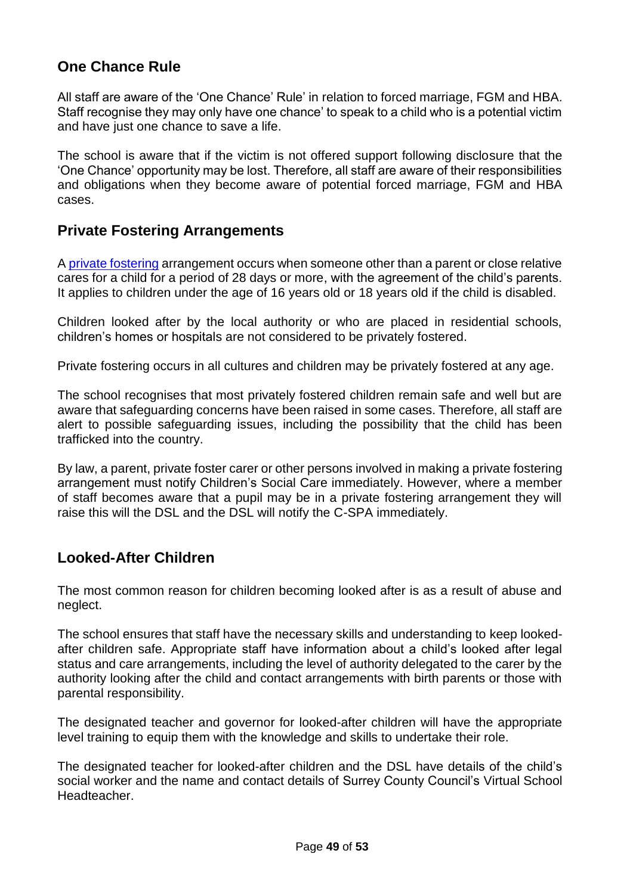## One Chance Rule

All staff are aware of the 'One Chance' Rule' in relation to forced marriage, FGM and HBA. Staff recognise they may only have one chance' to speak to a child who is a potential victim and have just one chance to save a life.

The school is aware that if the victim is not offered support following disclosure that the 'One Chance' opportunity may be lost. Therefore, all staff are aware of their responsibilities and obligations when they become aware of potential forced marriage, FGM and HBA cases.

## Private Fostering Arrangements

A [private fostering] arrangement occurs when someone other than a parent or close relative cares for a child for a period of 28 days or more, with the agreement of the child's parents. It applies to children under the age of 16 years old or 18 years old if the child is disabled.

Children looked after by the local authority or who are placed in residential schools, children's homes or hospitals are not considered to be privately fostered.

Private fostering occurs in all cultures and children may be privately fostered at any age.

The school recognises that most privately fostered children remain safe and well but are aware that safeguarding concerns have been raised in some cases. Therefore, all staff are alert to possible safeguarding issues, including the possibility that the child has been trafficked into the country.

By law, a parent, private foster carer or other persons involved in making a private fostering arrangement must notify Children's Social Care immediately. However, where a member of staff becomes aware that a pupil may be in a private fostering arrangement they will raise this will the DSL and the DSL will notify the C-SPA immediately.

## Looked-After Children

The most common reason for children becoming looked after is as a result of abuse and neglect.

The school ensures that staff have the necessary skills and understanding to keep looked-after children safe. Appropriate staff have information about a child's looked after legal status and care arrangements, including the level of authority delegated to the carer by the authority looking after the child and contact arrangements with birth parents or those with parental responsibility.

The designated teacher and governor for looked-after children will have the appropriate level training to equip them with the knowledge and skills to undertake their role.

The designated teacher for looked-after children and the DSL have details of the child's social worker and the name and contact details of Surrey County Council's Virtual School Headteacher.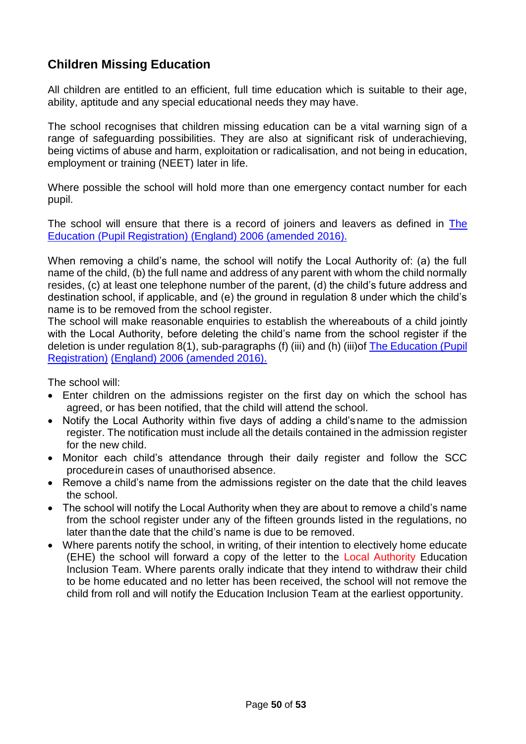## Children Missing Education

All children are entitled to an efficient, full time education which is suitable to their age, ability, aptitude and any special educational needs they may have.

The school recognises that children missing education can be a vital warning sign of a range of safeguarding possibilities. They are also at significant risk of underachieving, being victims of abuse and harm, exploitation or radicalisation, and not being in education, employment or training (NEET) later in life.

Where possible the school will hold more than one emergency contact number for each pupil.

The school will ensure that there is a record of joiners and leavers as defined in [The Education (Pupil Registration) (England) 2006 (amended 2016).]()

When removing a child's name, the school will notify the Local Authority of: (a) the full name of the child, (b) the full name and address of any parent with whom the child normally resides, (c) at least one telephone number of the parent, (d) the child's future address and destination school, if applicable, and (e) the ground in regulation 8 under which the child's name is to be removed from the school register.
The school will make reasonable enquiries to establish the whereabouts of a child jointly with the Local Authority, before deleting the child's name from the school register if the deletion is under regulation 8(1), sub-paragraphs (f) (iii) and (h) (iii)of [The Education (Pupil Registration) (England) 2006 (amended 2016).]()

The school will:

- Enter children on the admissions register on the first day on which the school has agreed, or has been notified, that the child will attend the school.
- Notify the Local Authority within five days of adding a child's name to the admission register. The notification must include all the details contained in the admission register for the new child.
- Monitor each child's attendance through their daily register and follow the SCC procedure in cases of unauthorised absence.
- Remove a child's name from the admissions register on the date that the child leaves the school.
- The school will notify the Local Authority when they are about to remove a child's name from the school register under any of the fifteen grounds listed in the regulations, no later than the date that the child's name is due to be removed.
- Where parents notify the school, in writing, of their intention to electively home educate (EHE) the school will forward a copy of the letter to the Local Authority Education Inclusion Team. Where parents orally indicate that they intend to withdraw their child to be home educated and no letter has been received, the school will not remove the child from roll and will notify the Education Inclusion Team at the earliest opportunity.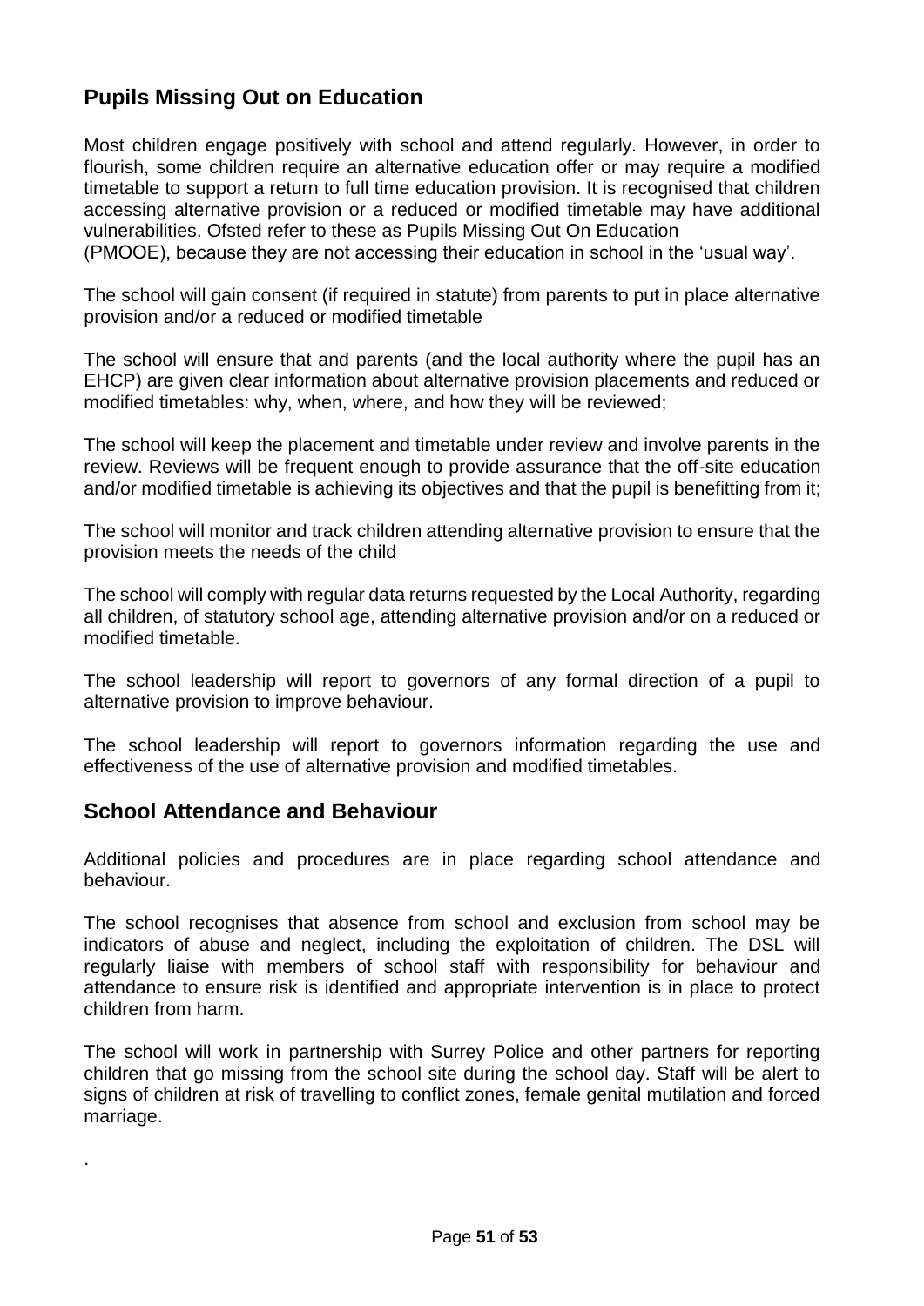## Pupils Missing Out on Education

Most children engage positively with school and attend regularly. However, in order to flourish, some children require an alternative education offer or may require a modified timetable to support a return to full time education provision. It is recognised that children accessing alternative provision or a reduced or modified timetable may have additional vulnerabilities. Ofsted refer to these as Pupils Missing Out On Education (PMOOE), because they are not accessing their education in school in the 'usual way'.

The school will gain consent (if required in statute) from parents to put in place alternative provision and/or a reduced or modified timetable

The school will ensure that and parents (and the local authority where the pupil has an EHCP) are given clear information about alternative provision placements and reduced or modified timetables: why, when, where, and how they will be reviewed;

The school will keep the placement and timetable under review and involve parents in the review. Reviews will be frequent enough to provide assurance that the off-site education and/or modified timetable is achieving its objectives and that the pupil is benefitting from it;

The school will monitor and track children attending alternative provision to ensure that the provision meets the needs of the child

The school will comply with regular data returns requested by the Local Authority, regarding all children, of statutory school age, attending alternative provision and/or on a reduced or modified timetable.

The school leadership will report to governors of any formal direction of a pupil to alternative provision to improve behaviour.

The school leadership will report to governors information regarding the use and effectiveness of the use of alternative provision and modified timetables.

## School Attendance and Behaviour

Additional policies and procedures are in place regarding school attendance and behaviour.

The school recognises that absence from school and exclusion from school may be indicators of abuse and neglect, including the exploitation of children. The DSL will regularly liaise with members of school staff with responsibility for behaviour and attendance to ensure risk is identified and appropriate intervention is in place to protect children from harm.

The school will work in partnership with Surrey Police and other partners for reporting children that go missing from the school site during the school day. Staff will be alert to signs of children at risk of travelling to conflict zones, female genital mutilation and forced marriage.

.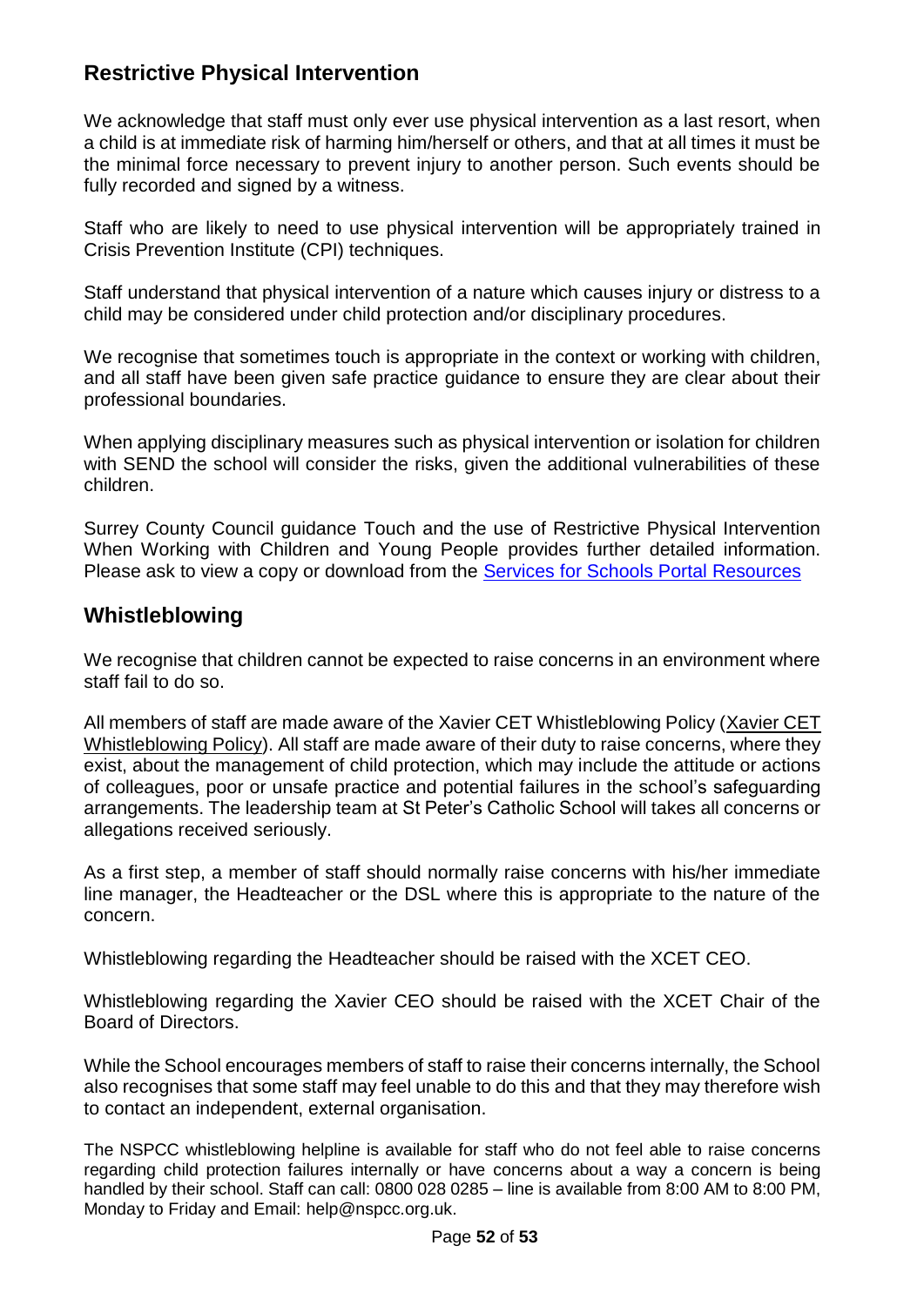## Restrictive Physical Intervention

We acknowledge that staff must only ever use physical intervention as a last resort, when a child is at immediate risk of harming him/herself or others, and that at all times it must be the minimal force necessary to prevent injury to another person. Such events should be fully recorded and signed by a witness.

Staff who are likely to need to use physical intervention will be appropriately trained in Crisis Prevention Institute (CPI) techniques.

Staff understand that physical intervention of a nature which causes injury or distress to a child may be considered under child protection and/or disciplinary procedures.

We recognise that sometimes touch is appropriate in the context or working with children, and all staff have been given safe practice guidance to ensure they are clear about their professional boundaries.

When applying disciplinary measures such as physical intervention or isolation for children with SEND the school will consider the risks, given the additional vulnerabilities of these children.

Surrey County Council guidance Touch and the use of Restrictive Physical Intervention When Working with Children and Young People provides further detailed information. Please ask to view a copy or download from the Services for Schools Portal Resources

## Whistleblowing

We recognise that children cannot be expected to raise concerns in an environment where staff fail to do so.

All members of staff are made aware of the Xavier CET Whistleblowing Policy (Xavier CET Whistleblowing Policy). All staff are made aware of their duty to raise concerns, where they exist, about the management of child protection, which may include the attitude or actions of colleagues, poor or unsafe practice and potential failures in the school's safeguarding arrangements. The leadership team at St Peter's Catholic School will takes all concerns or allegations received seriously.

As a first step, a member of staff should normally raise concerns with his/her immediate line manager, the Headteacher or the DSL where this is appropriate to the nature of the concern.

Whistleblowing regarding the Headteacher should be raised with the XCET CEO.

Whistleblowing regarding the Xavier CEO should be raised with the XCET Chair of the Board of Directors.

While the School encourages members of staff to raise their concerns internally, the School also recognises that some staff may feel unable to do this and that they may therefore wish to contact an independent, external organisation.

The NSPCC whistleblowing helpline is available for staff who do not feel able to raise concerns regarding child protection failures internally or have concerns about a way a concern is being handled by their school. Staff can call: 0800 028 0285 – line is available from 8:00 AM to 8:00 PM, Monday to Friday and Email: help@nspcc.org.uk.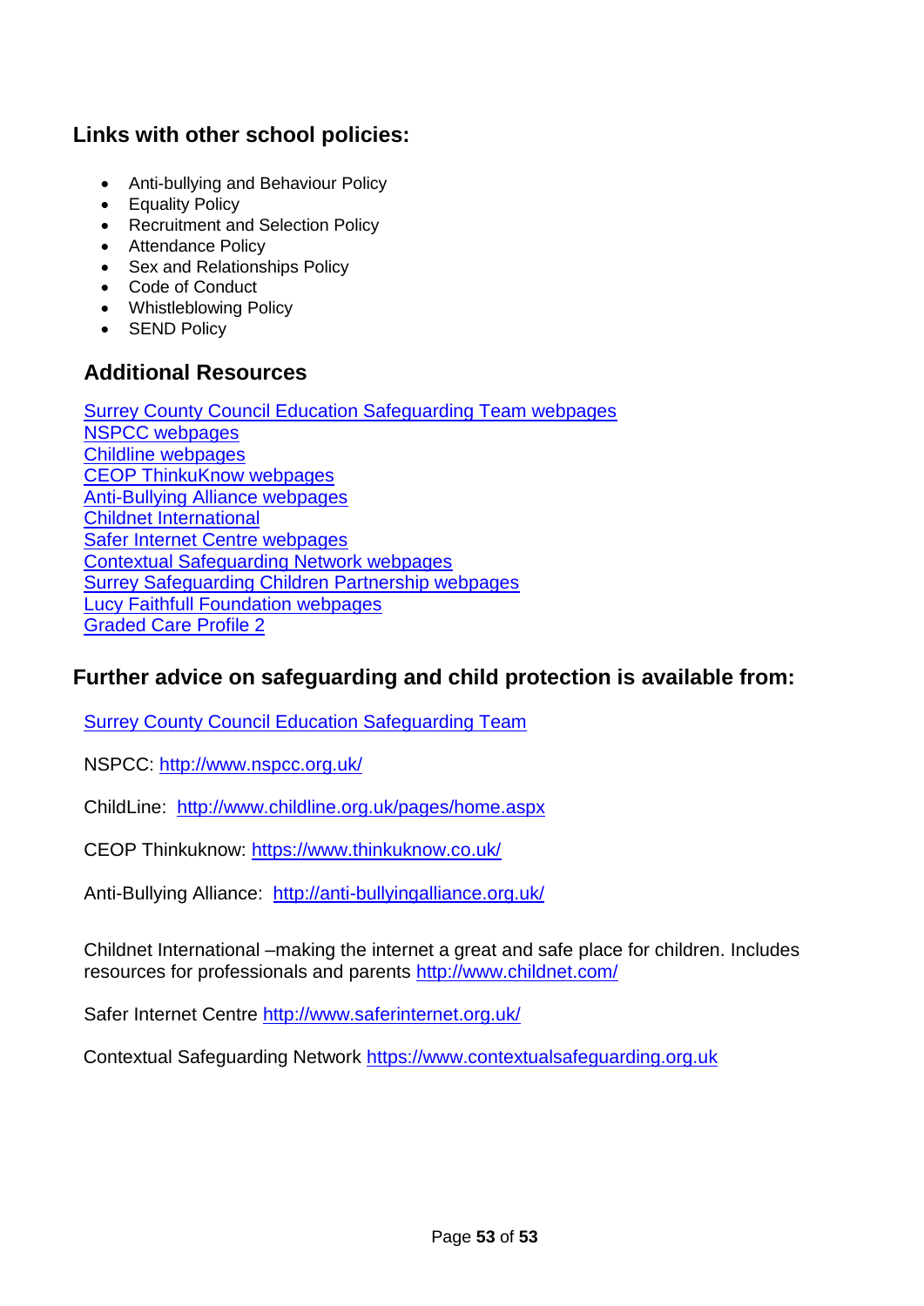## Links with other school policies:

- Anti-bullying and Behaviour Policy
- Equality Policy
- Recruitment and Selection Policy
- Attendance Policy
- Sex and Relationships Policy
- Code of Conduct
- Whistleblowing Policy
- SEND Policy

### Additional Resources

Surrey County Council Education Safeguarding Team webpages
NSPCC webpages
Childline webpages
CEOP ThinkuKnow webpages
Anti-Bullying Alliance webpages
Childnet International
Safer Internet Centre webpages
Contextual Safeguarding Network webpages
Surrey Safeguarding Children Partnership webpages
Lucy Faithfull Foundation webpages
Graded Care Profile 2

## Further advice on safeguarding and child protection is available from:

Surrey County Council Education Safeguarding Team

NSPCC: http://www.nspcc.org.uk/

ChildLine: http://www.childline.org.uk/pages/home.aspx

CEOP Thinkuknow: https://www.thinkuknow.co.uk/

Anti-Bullying Alliance: http://anti-bullyingalliance.org.uk/

Childnet International –making the internet a great and safe place for children. Includes resources for professionals and parents http://www.childnet.com/

Safer Internet Centre http://www.saferinternet.org.uk/

Contextual Safeguarding Network https://www.contextualsafeguarding.org.uk